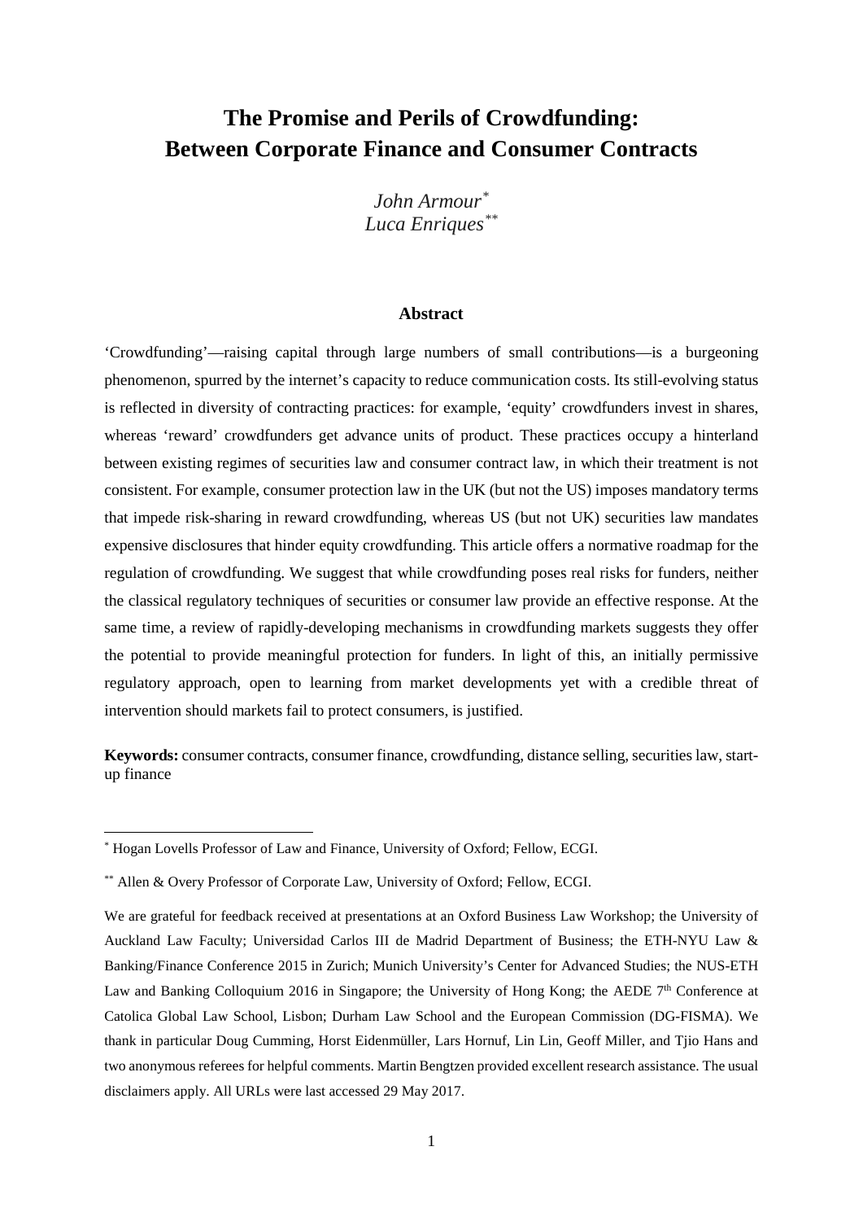# The Promise and Perils of Crowdfunding: Between Corporate Finance and Consumer Contracts

*John Armour*[*]
*Luca Enriques*[**]

## Abstract

'Crowdfunding'—raising capital through large numbers of small contributions—is a burgeoning phenomenon, spurred by the internet's capacity to reduce communication costs. Its still-evolving status is reflected in diversity of contracting practices: for example, 'equity' crowdfunders invest in shares, whereas 'reward' crowdfunders get advance units of product. These practices occupy a hinterland between existing regimes of securities law and consumer contract law, in which their treatment is not consistent. For example, consumer protection law in the UK (but not the US) imposes mandatory terms that impede risk-sharing in reward crowdfunding, whereas US (but not UK) securities law mandates expensive disclosures that hinder equity crowdfunding. This article offers a normative roadmap for the regulation of crowdfunding. We suggest that while crowdfunding poses real risks for funders, neither the classical regulatory techniques of securities or consumer law provide an effective response. At the same time, a review of rapidly-developing mechanisms in crowdfunding markets suggests they offer the potential to provide meaningful protection for funders. In light of this, an initially permissive regulatory approach, open to learning from market developments yet with a credible threat of intervention should markets fail to protect consumers, is justified.

**Keywords:** consumer contracts, consumer finance, crowdfunding, distance selling, securities law, start-up finance

---

[*] Hogan Lovells Professor of Law and Finance, University of Oxford; Fellow, ECGI.

[**] Allen & Overy Professor of Corporate Law, University of Oxford; Fellow, ECGI.

We are grateful for feedback received at presentations at an Oxford Business Law Workshop; the University of Auckland Law Faculty; Universidad Carlos III de Madrid Department of Business; the ETH-NYU Law & Banking/Finance Conference 2015 in Zurich; Munich University's Center for Advanced Studies; the NUS-ETH Law and Banking Colloquium 2016 in Singapore; the University of Hong Kong; the AEDE 7th Conference at Catolica Global Law School, Lisbon; Durham Law School and the European Commission (DG-FISMA). We thank in particular Doug Cumming, Horst Eidenmüller, Lars Hornuf, Lin Lin, Geoff Miller, and Tjio Hans and two anonymous referees for helpful comments. Martin Bengtzen provided excellent research assistance. The usual disclaimers apply. All URLs were last accessed 29 May 2017.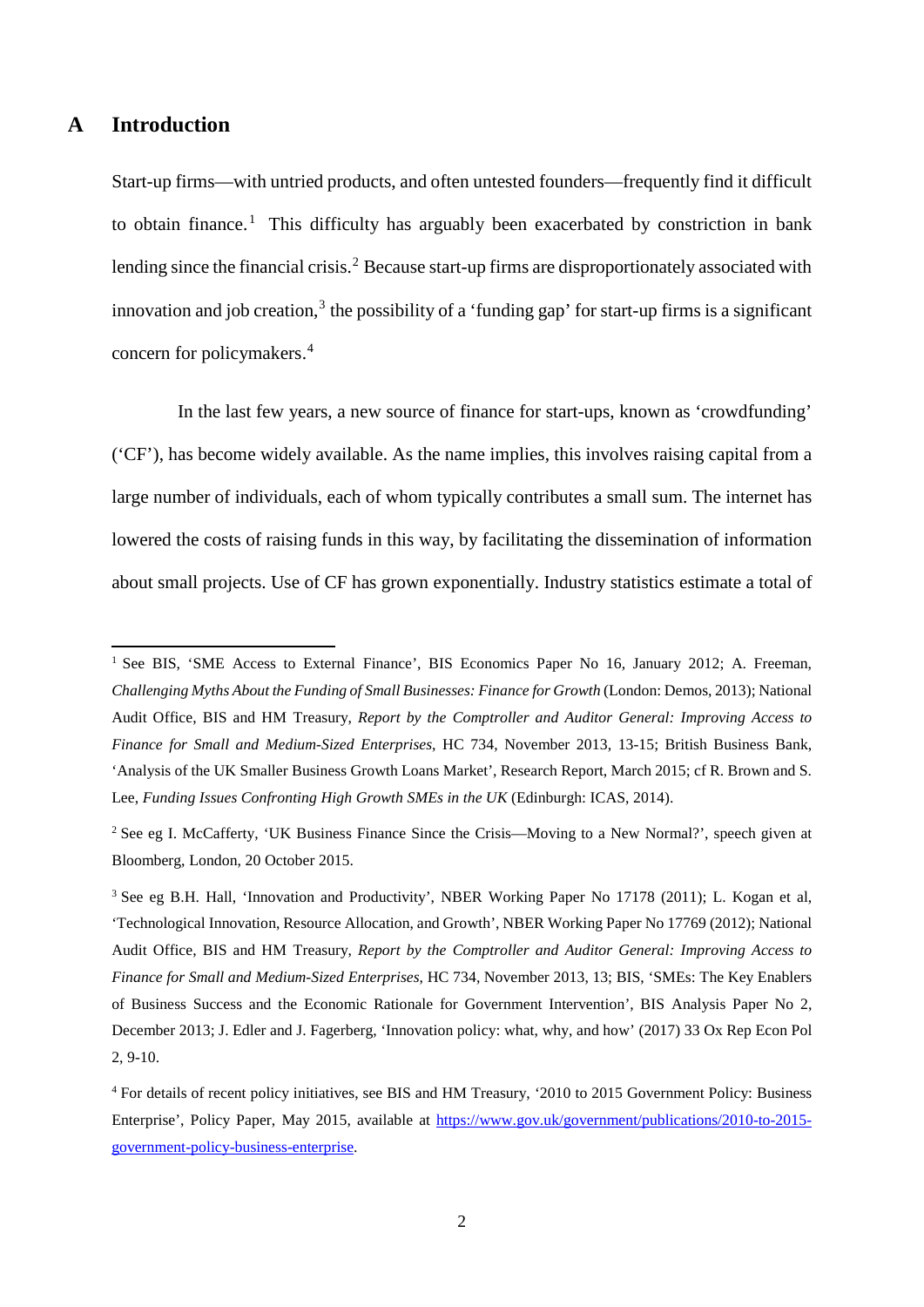## A Introduction

Start-up firms—with untried products, and often untested founders—frequently find it difficult to obtain finance.[1] This difficulty has arguably been exacerbated by constriction in bank lending since the financial crisis.[2] Because start-up firms are disproportionately associated with innovation and job creation,[3] the possibility of a 'funding gap' for start-up firms is a significant concern for policymakers.[4]

In the last few years, a new source of finance for start-ups, known as 'crowdfunding' ('CF'), has become widely available. As the name implies, this involves raising capital from a large number of individuals, each of whom typically contributes a small sum. The internet has lowered the costs of raising funds in this way, by facilitating the dissemination of information about small projects. Use of CF has grown exponentially. Industry statistics estimate a total of

---

[1] See BIS, 'SME Access to External Finance', BIS Economics Paper No 16, January 2012; A. Freeman, *Challenging Myths About the Funding of Small Businesses: Finance for Growth* (London: Demos, 2013); National Audit Office, BIS and HM Treasury, *Report by the Comptroller and Auditor General: Improving Access to Finance for Small and Medium-Sized Enterprises*, HC 734, November 2013, 13-15; British Business Bank, 'Analysis of the UK Smaller Business Growth Loans Market', Research Report, March 2015; cf R. Brown and S. Lee, *Funding Issues Confronting High Growth SMEs in the UK* (Edinburgh: ICAS, 2014).

[2] See eg I. McCafferty, 'UK Business Finance Since the Crisis—Moving to a New Normal?', speech given at Bloomberg, London, 20 October 2015.

[3] See eg B.H. Hall, 'Innovation and Productivity', NBER Working Paper No 17178 (2011); L. Kogan et al, 'Technological Innovation, Resource Allocation, and Growth', NBER Working Paper No 17769 (2012); National Audit Office, BIS and HM Treasury, *Report by the Comptroller and Auditor General: Improving Access to Finance for Small and Medium-Sized Enterprises*, HC 734, November 2013, 13; BIS, 'SMEs: The Key Enablers of Business Success and the Economic Rationale for Government Intervention', BIS Analysis Paper No 2, December 2013; J. Edler and J. Fagerberg, 'Innovation policy: what, why, and how' (2017) 33 Ox Rep Econ Pol 2, 9-10.

[4] For details of recent policy initiatives, see BIS and HM Treasury, '2010 to 2015 Government Policy: Business Enterprise', Policy Paper, May 2015, available at [https://www.gov.uk/government/publications/2010-to-2015-government-policy-business-enterprise](https://www.gov.uk/government/publications/2010-to-2015-government-policy-business-enterprise).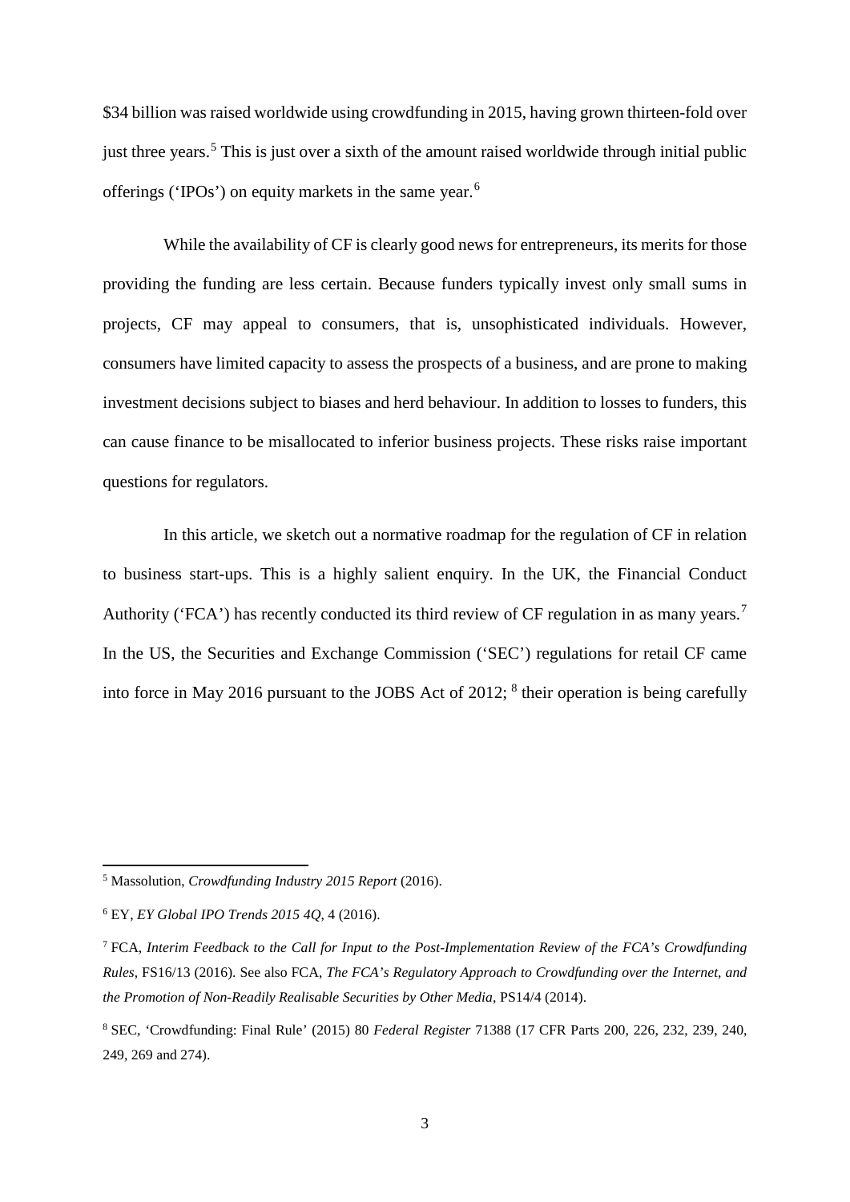$34 billion was raised worldwide using crowdfunding in 2015, having grown thirteen-fold over just three years.[5] This is just over a sixth of the amount raised worldwide through initial public offerings ('IPOs') on equity markets in the same year.[6]

While the availability of CF is clearly good news for entrepreneurs, its merits for those providing the funding are less certain. Because funders typically invest only small sums in projects, CF may appeal to consumers, that is, unsophisticated individuals. However, consumers have limited capacity to assess the prospects of a business, and are prone to making investment decisions subject to biases and herd behaviour. In addition to losses to funders, this can cause finance to be misallocated to inferior business projects. These risks raise important questions for regulators.

In this article, we sketch out a normative roadmap for the regulation of CF in relation to business start-ups. This is a highly salient enquiry. In the UK, the Financial Conduct Authority ('FCA') has recently conducted its third review of CF regulation in as many years.[7] In the US, the Securities and Exchange Commission ('SEC') regulations for retail CF came into force in May 2016 pursuant to the JOBS Act of 2012; [8] their operation is being carefully

---

[5] Massolution, *Crowdfunding Industry 2015 Report* (2016).

[6] EY, *EY Global IPO Trends 2015 4Q*, 4 (2016).

[7] FCA, *Interim Feedback to the Call for Input to the Post-Implementation Review of the FCA's Crowdfunding Rules*, FS16/13 (2016). See also FCA, *The FCA's Regulatory Approach to Crowdfunding over the Internet, and the Promotion of Non-Readily Realisable Securities by Other Media*, PS14/4 (2014).

[8] SEC, 'Crowdfunding: Final Rule' (2015) 80 *Federal Register* 71388 (17 CFR Parts 200, 226, 232, 239, 240, 249, 269 and 274).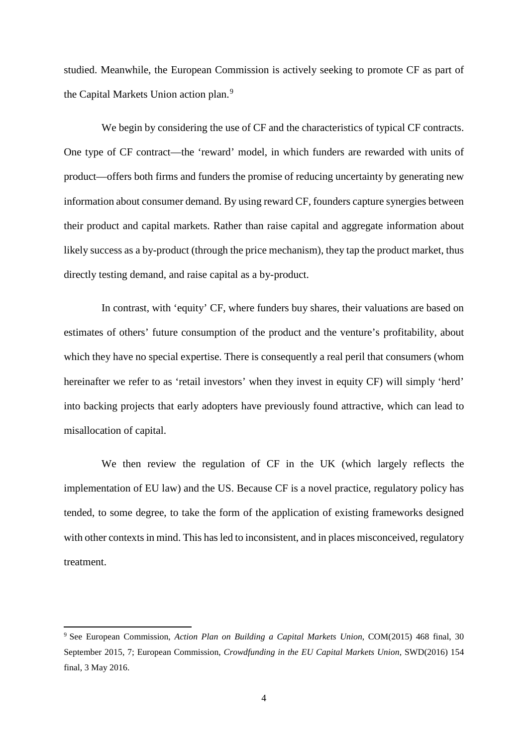studied. Meanwhile, the European Commission is actively seeking to promote CF as part of the Capital Markets Union action plan.[9]

We begin by considering the use of CF and the characteristics of typical CF contracts. One type of CF contract—the 'reward' model, in which funders are rewarded with units of product—offers both firms and funders the promise of reducing uncertainty by generating new information about consumer demand. By using reward CF, founders capture synergies between their product and capital markets. Rather than raise capital and aggregate information about likely success as a by-product (through the price mechanism), they tap the product market, thus directly testing demand, and raise capital as a by-product.

In contrast, with 'equity' CF, where funders buy shares, their valuations are based on estimates of others' future consumption of the product and the venture's profitability, about which they have no special expertise. There is consequently a real peril that consumers (whom hereinafter we refer to as 'retail investors' when they invest in equity CF) will simply 'herd' into backing projects that early adopters have previously found attractive, which can lead to misallocation of capital.

We then review the regulation of CF in the UK (which largely reflects the implementation of EU law) and the US. Because CF is a novel practice, regulatory policy has tended, to some degree, to take the form of the application of existing frameworks designed with other contexts in mind. This has led to inconsistent, and in places misconceived, regulatory treatment.

---

[9] See European Commission, *Action Plan on Building a Capital Markets Union*, COM(2015) 468 final, 30 September 2015, 7; European Commission, *Crowdfunding in the EU Capital Markets Union*, SWD(2016) 154 final, 3 May 2016.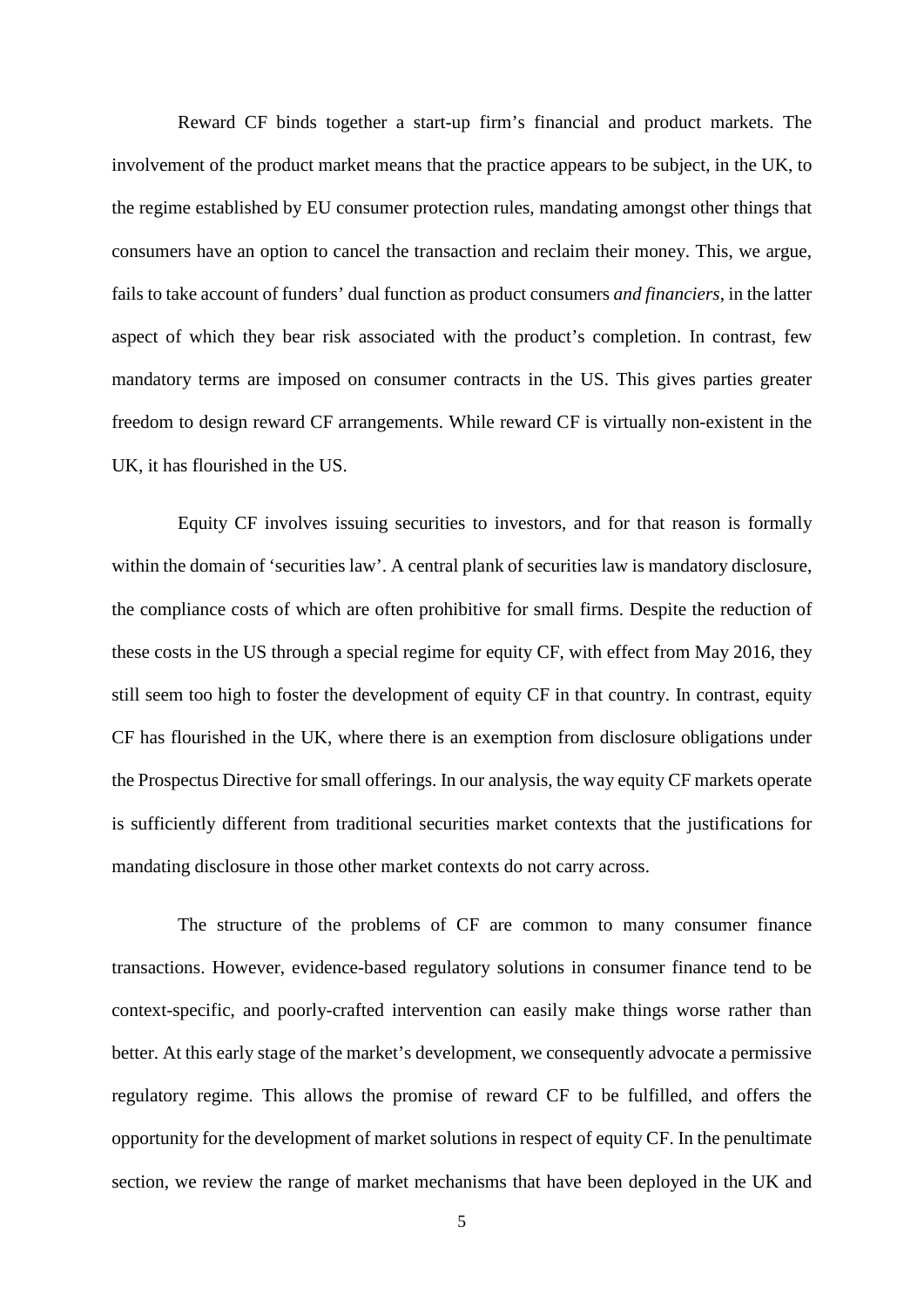Reward CF binds together a start-up firm's financial and product markets. The involvement of the product market means that the practice appears to be subject, in the UK, to the regime established by EU consumer protection rules, mandating amongst other things that consumers have an option to cancel the transaction and reclaim their money. This, we argue, fails to take account of funders' dual function as product consumers *and financiers*, in the latter aspect of which they bear risk associated with the product's completion. In contrast, few mandatory terms are imposed on consumer contracts in the US. This gives parties greater freedom to design reward CF arrangements. While reward CF is virtually non-existent in the UK, it has flourished in the US.

Equity CF involves issuing securities to investors, and for that reason is formally within the domain of 'securities law'. A central plank of securities law is mandatory disclosure, the compliance costs of which are often prohibitive for small firms. Despite the reduction of these costs in the US through a special regime for equity CF, with effect from May 2016, they still seem too high to foster the development of equity CF in that country. In contrast, equity CF has flourished in the UK, where there is an exemption from disclosure obligations under the Prospectus Directive for small offerings. In our analysis, the way equity CF markets operate is sufficiently different from traditional securities market contexts that the justifications for mandating disclosure in those other market contexts do not carry across.

The structure of the problems of CF are common to many consumer finance transactions. However, evidence-based regulatory solutions in consumer finance tend to be context-specific, and poorly-crafted intervention can easily make things worse rather than better. At this early stage of the market's development, we consequently advocate a permissive regulatory regime. This allows the promise of reward CF to be fulfilled, and offers the opportunity for the development of market solutions in respect of equity CF. In the penultimate section, we review the range of market mechanisms that have been deployed in the UK and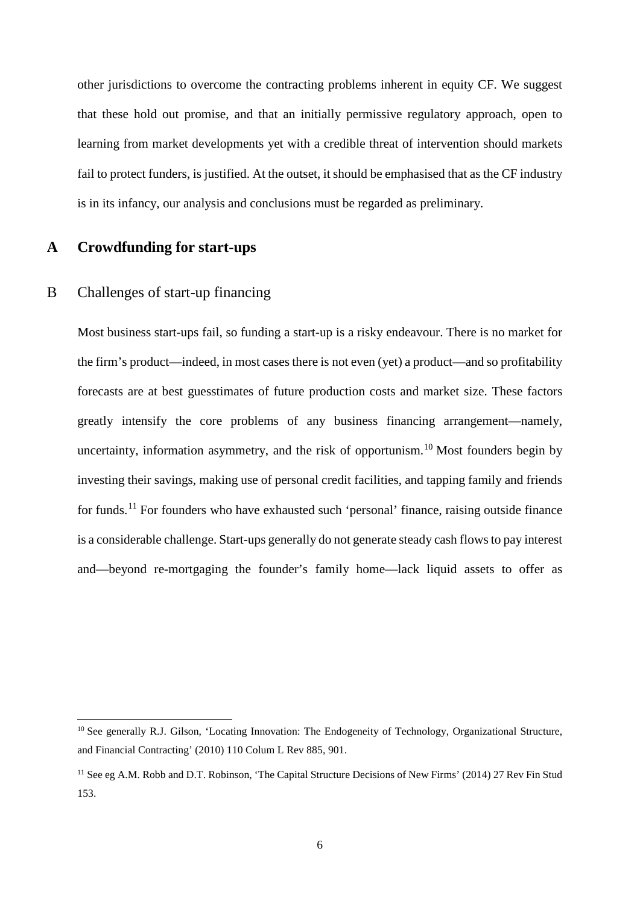other jurisdictions to overcome the contracting problems inherent in equity CF. We suggest that these hold out promise, and that an initially permissive regulatory approach, open to learning from market developments yet with a credible threat of intervention should markets fail to protect funders, is justified. At the outset, it should be emphasised that as the CF industry is in its infancy, our analysis and conclusions must be regarded as preliminary.

## A Crowdfunding for start-ups

### B Challenges of start-up financing

Most business start-ups fail, so funding a start-up is a risky endeavour. There is no market for the firm's product—indeed, in most cases there is not even (yet) a product—and so profitability forecasts are at best guesstimates of future production costs and market size. These factors greatly intensify the core problems of any business financing arrangement—namely, uncertainty, information asymmetry, and the risk of opportunism.[10] Most founders begin by investing their savings, making use of personal credit facilities, and tapping family and friends for funds.[11] For founders who have exhausted such 'personal' finance, raising outside finance is a considerable challenge. Start-ups generally do not generate steady cash flows to pay interest and—beyond re-mortgaging the founder's family home—lack liquid assets to offer as

---

[10] See generally R.J. Gilson, 'Locating Innovation: The Endogeneity of Technology, Organizational Structure, and Financial Contracting' (2010) 110 Colum L Rev 885, 901.

[11] See eg A.M. Robb and D.T. Robinson, 'The Capital Structure Decisions of New Firms' (2014) 27 Rev Fin Stud 153.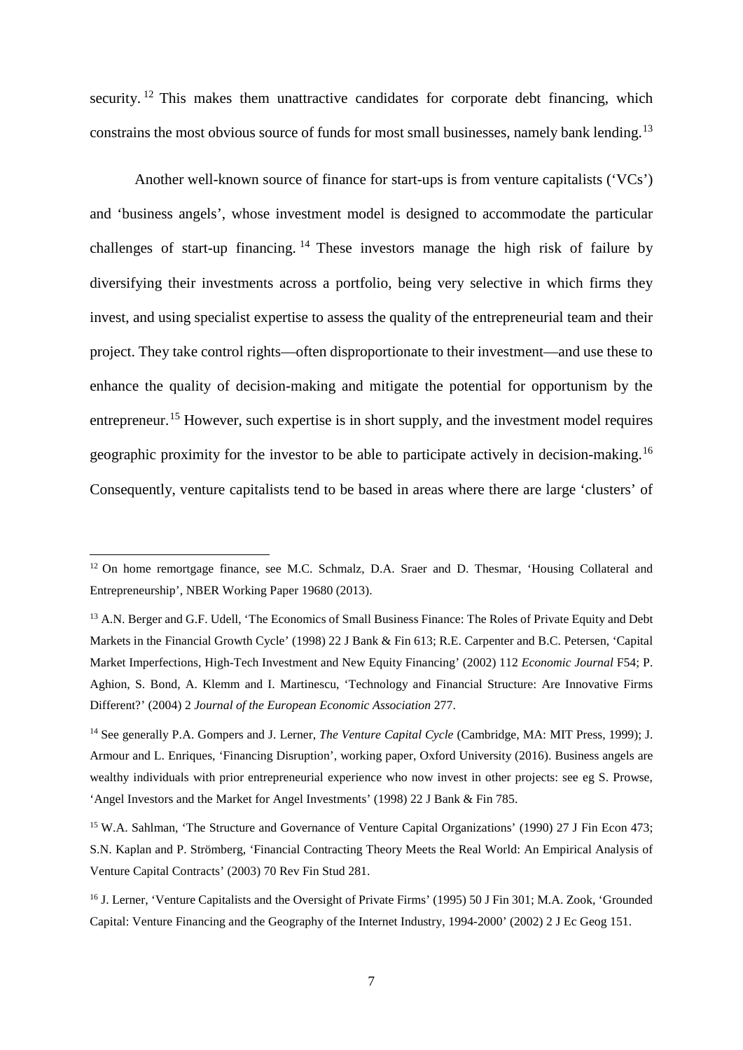security.[12] This makes them unattractive candidates for corporate debt financing, which constrains the most obvious source of funds for most small businesses, namely bank lending.[13]

Another well-known source of finance for start-ups is from venture capitalists ('VCs') and 'business angels', whose investment model is designed to accommodate the particular challenges of start-up financing.[14] These investors manage the high risk of failure by diversifying their investments across a portfolio, being very selective in which firms they invest, and using specialist expertise to assess the quality of the entrepreneurial team and their project. They take control rights—often disproportionate to their investment—and use these to enhance the quality of decision-making and mitigate the potential for opportunism by the entrepreneur.[15] However, such expertise is in short supply, and the investment model requires geographic proximity for the investor to be able to participate actively in decision-making.[16] Consequently, venture capitalists tend to be based in areas where there are large 'clusters' of

---

[12] On home remortgage finance, see M.C. Schmalz, D.A. Sraer and D. Thesmar, 'Housing Collateral and Entrepreneurship', NBER Working Paper 19680 (2013).

[13] A.N. Berger and G.F. Udell, 'The Economics of Small Business Finance: The Roles of Private Equity and Debt Markets in the Financial Growth Cycle' (1998) 22 J Bank & Fin 613; R.E. Carpenter and B.C. Petersen, 'Capital Market Imperfections, High-Tech Investment and New Equity Financing' (2002) 112 *Economic Journal* F54; P. Aghion, S. Bond, A. Klemm and I. Martinescu, 'Technology and Financial Structure: Are Innovative Firms Different?' (2004) 2 *Journal of the European Economic Association* 277.

[14] See generally P.A. Gompers and J. Lerner, *The Venture Capital Cycle* (Cambridge, MA: MIT Press, 1999); J. Armour and L. Enriques, 'Financing Disruption', working paper, Oxford University (2016). Business angels are wealthy individuals with prior entrepreneurial experience who now invest in other projects: see eg S. Prowse, 'Angel Investors and the Market for Angel Investments' (1998) 22 J Bank & Fin 785.

[15] W.A. Sahlman, 'The Structure and Governance of Venture Capital Organizations' (1990) 27 J Fin Econ 473; S.N. Kaplan and P. Strömberg, 'Financial Contracting Theory Meets the Real World: An Empirical Analysis of Venture Capital Contracts' (2003) 70 Rev Fin Stud 281.

[16] J. Lerner, 'Venture Capitalists and the Oversight of Private Firms' (1995) 50 J Fin 301; M.A. Zook, 'Grounded Capital: Venture Financing and the Geography of the Internet Industry, 1994-2000' (2002) 2 J Ec Geog 151.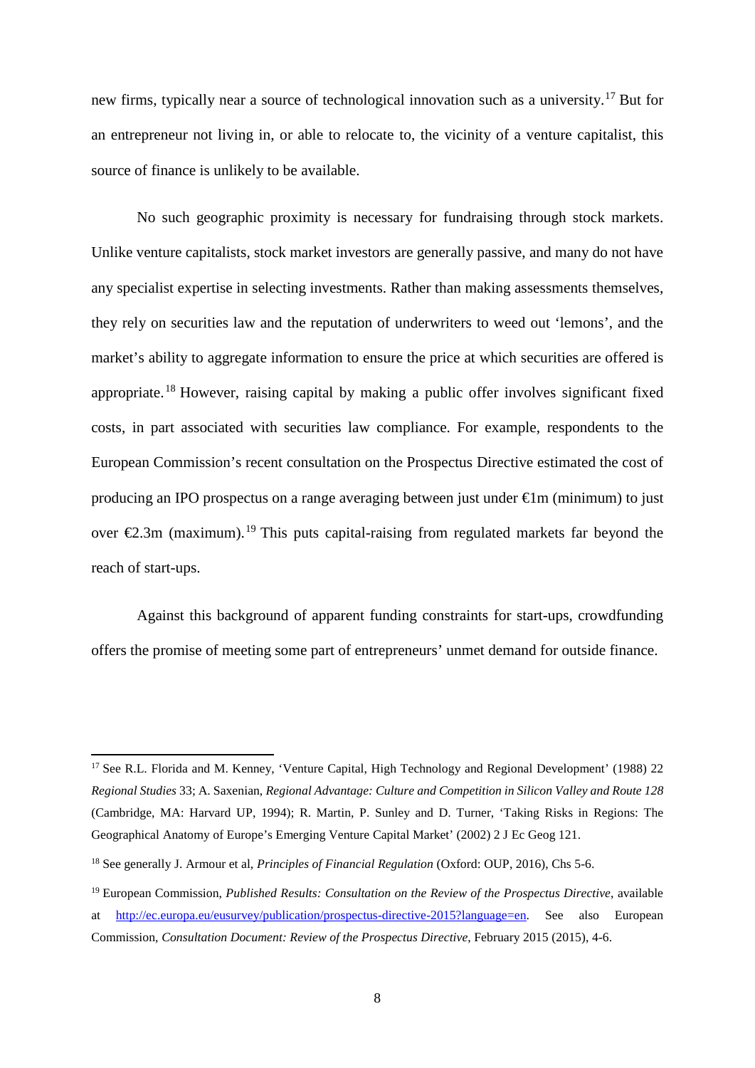new firms, typically near a source of technological innovation such as a university.[17] But for an entrepreneur not living in, or able to relocate to, the vicinity of a venture capitalist, this source of finance is unlikely to be available.

No such geographic proximity is necessary for fundraising through stock markets. Unlike venture capitalists, stock market investors are generally passive, and many do not have any specialist expertise in selecting investments. Rather than making assessments themselves, they rely on securities law and the reputation of underwriters to weed out 'lemons', and the market's ability to aggregate information to ensure the price at which securities are offered is appropriate.[18] However, raising capital by making a public offer involves significant fixed costs, in part associated with securities law compliance. For example, respondents to the European Commission's recent consultation on the Prospectus Directive estimated the cost of producing an IPO prospectus on a range averaging between just under €1m (minimum) to just over €2.3m (maximum).[19] This puts capital-raising from regulated markets far beyond the reach of start-ups.

Against this background of apparent funding constraints for start-ups, crowdfunding offers the promise of meeting some part of entrepreneurs' unmet demand for outside finance.

---

[17] See R.L. Florida and M. Kenney, 'Venture Capital, High Technology and Regional Development' (1988) 22 *Regional Studies* 33; A. Saxenian, *Regional Advantage: Culture and Competition in Silicon Valley and Route 128* (Cambridge, MA: Harvard UP, 1994); R. Martin, P. Sunley and D. Turner, 'Taking Risks in Regions: The Geographical Anatomy of Europe's Emerging Venture Capital Market' (2002) 2 J Ec Geog 121.

[18] See generally J. Armour et al, *Principles of Financial Regulation* (Oxford: OUP, 2016), Chs 5-6.

[19] European Commission, *Published Results: Consultation on the Review of the Prospectus Directive*, available at http://ec.europa.eu/eusurvey/publication/prospectus-directive-2015?language=en. See also European Commission, *Consultation Document: Review of the Prospectus Directive*, February 2015 (2015), 4-6.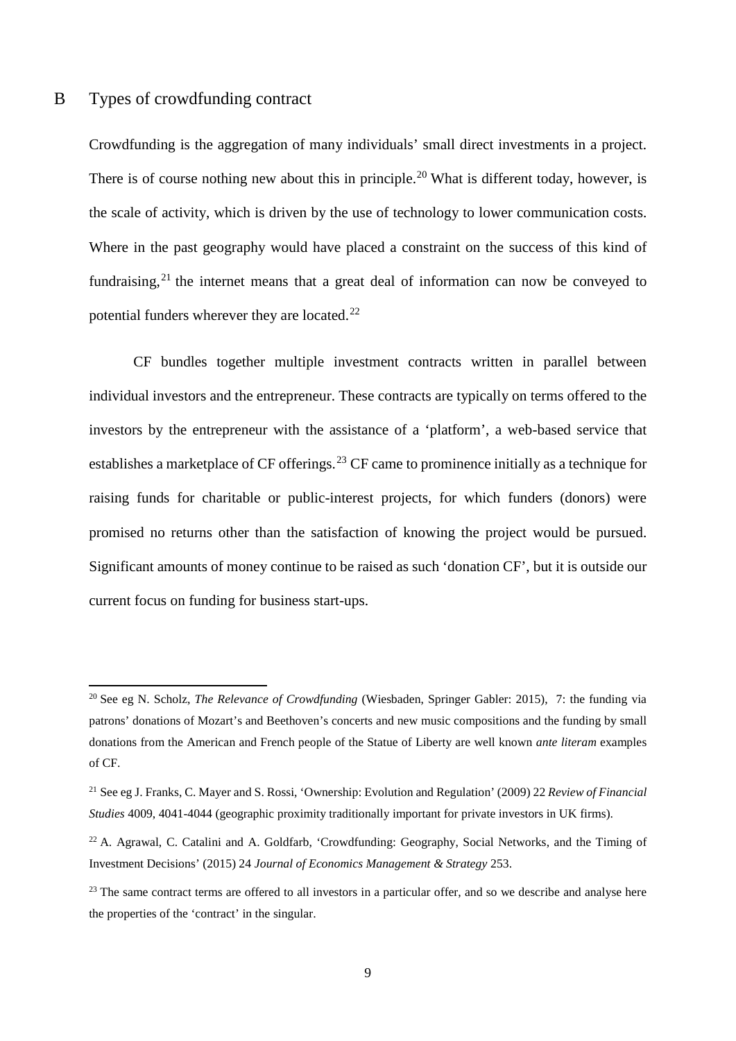## B Types of crowdfunding contract

Crowdfunding is the aggregation of many individuals' small direct investments in a project. There is of course nothing new about this in principle.[20] What is different today, however, is the scale of activity, which is driven by the use of technology to lower communication costs. Where in the past geography would have placed a constraint on the success of this kind of fundraising,[21] the internet means that a great deal of information can now be conveyed to potential funders wherever they are located.[22]

CF bundles together multiple investment contracts written in parallel between individual investors and the entrepreneur. These contracts are typically on terms offered to the investors by the entrepreneur with the assistance of a 'platform', a web-based service that establishes a marketplace of CF offerings.[23] CF came to prominence initially as a technique for raising funds for charitable or public-interest projects, for which funders (donors) were promised no returns other than the satisfaction of knowing the project would be pursued. Significant amounts of money continue to be raised as such 'donation CF', but it is outside our current focus on funding for business start-ups.

---

[20] See eg N. Scholz, *The Relevance of Crowdfunding* (Wiesbaden, Springer Gabler: 2015), 7: the funding via patrons' donations of Mozart's and Beethoven's concerts and new music compositions and the funding by small donations from the American and French people of the Statue of Liberty are well known *ante literam* examples of CF.

[21] See eg J. Franks, C. Mayer and S. Rossi, 'Ownership: Evolution and Regulation' (2009) 22 *Review of Financial Studies* 4009, 4041-4044 (geographic proximity traditionally important for private investors in UK firms).

[22] A. Agrawal, C. Catalini and A. Goldfarb, 'Crowdfunding: Geography, Social Networks, and the Timing of Investment Decisions' (2015) 24 *Journal of Economics Management & Strategy* 253.

[23] The same contract terms are offered to all investors in a particular offer, and so we describe and analyse here the properties of the 'contract' in the singular.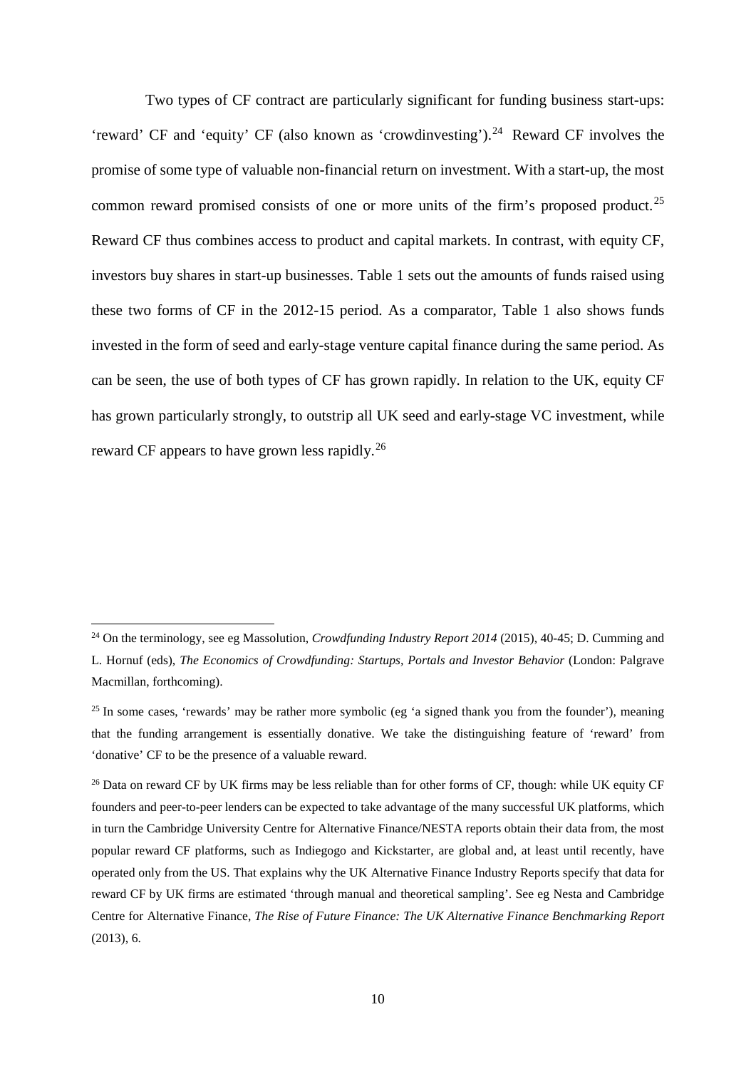Two types of CF contract are particularly significant for funding business start-ups: 'reward' CF and 'equity' CF (also known as 'crowdinvesting').[24] Reward CF involves the promise of some type of valuable non-financial return on investment. With a start-up, the most common reward promised consists of one or more units of the firm's proposed product.[25] Reward CF thus combines access to product and capital markets. In contrast, with equity CF, investors buy shares in start-up businesses. Table 1 sets out the amounts of funds raised using these two forms of CF in the 2012-15 period. As a comparator, Table 1 also shows funds invested in the form of seed and early-stage venture capital finance during the same period. As can be seen, the use of both types of CF has grown rapidly. In relation to the UK, equity CF has grown particularly strongly, to outstrip all UK seed and early-stage VC investment, while reward CF appears to have grown less rapidly.[26]

---

[24] On the terminology, see eg Massolution, *Crowdfunding Industry Report 2014* (2015), 40-45; D. Cumming and L. Hornuf (eds), *The Economics of Crowdfunding: Startups, Portals and Investor Behavior* (London: Palgrave Macmillan, forthcoming).

[25] In some cases, 'rewards' may be rather more symbolic (eg 'a signed thank you from the founder'), meaning that the funding arrangement is essentially donative. We take the distinguishing feature of 'reward' from 'donative' CF to be the presence of a valuable reward.

[26] Data on reward CF by UK firms may be less reliable than for other forms of CF, though: while UK equity CF founders and peer-to-peer lenders can be expected to take advantage of the many successful UK platforms, which in turn the Cambridge University Centre for Alternative Finance/NESTA reports obtain their data from, the most popular reward CF platforms, such as Indiegogo and Kickstarter, are global and, at least until recently, have operated only from the US. That explains why the UK Alternative Finance Industry Reports specify that data for reward CF by UK firms are estimated 'through manual and theoretical sampling'. See eg Nesta and Cambridge Centre for Alternative Finance, *The Rise of Future Finance: The UK Alternative Finance Benchmarking Report* (2013), 6.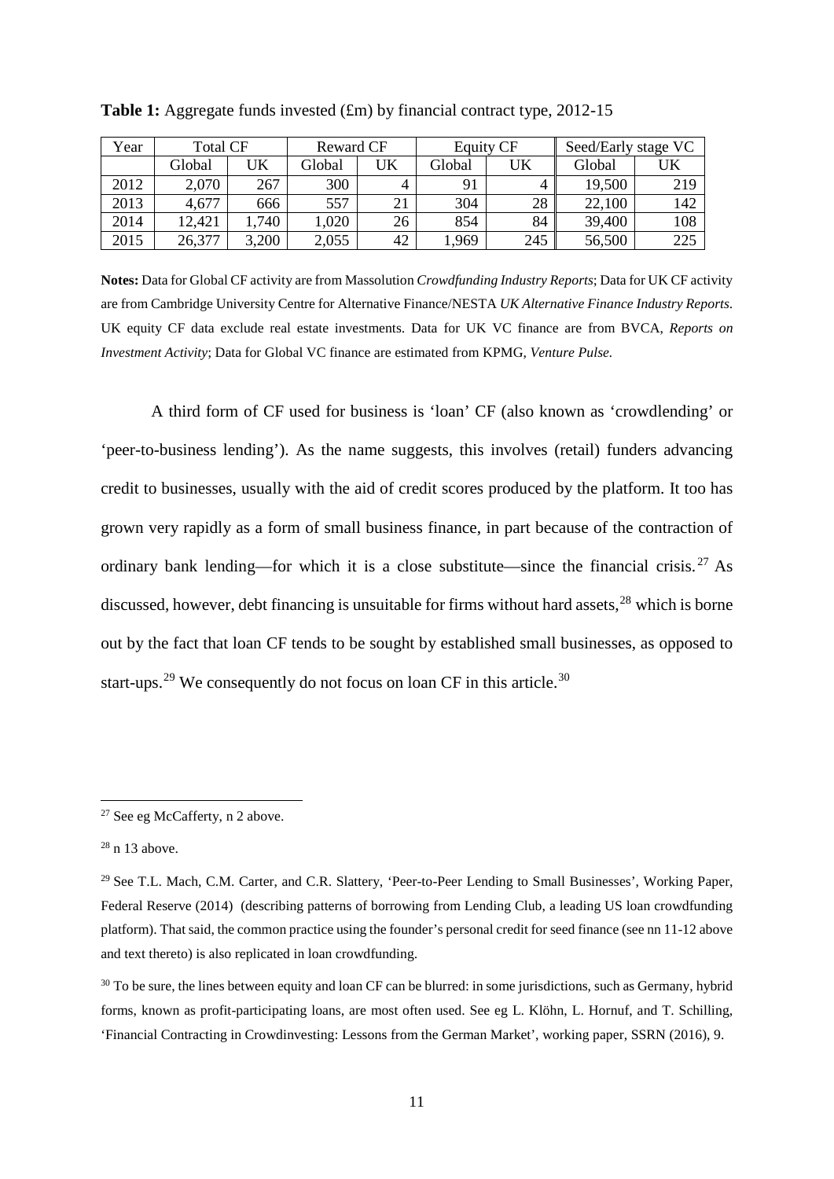**Table 1:** Aggregate funds invested (£m) by financial contract type, 2012-15

| Year | Total CF | | Reward CF | | Equity CF | | Seed/Early stage VC | |
|---|---|---|---|---|---|---|---|---|
| | Global | UK | Global | UK | Global | UK | Global | UK |
| 2012 | 2,070 | 267 | 300 | 4 | 91 | 4 | 19,500 | 219 |
| 2013 | 4,677 | 666 | 557 | 21 | 304 | 28 | 22,100 | 142 |
| 2014 | 12,421 | 1,740 | 1,020 | 26 | 854 | 84 | 39,400 | 108 |
| 2015 | 26,377 | 3,200 | 2,055 | 42 | 1,969 | 245 | 56,500 | 225 |

**Notes:** Data for Global CF activity are from Massolution *Crowdfunding Industry Reports*; Data for UK CF activity are from Cambridge University Centre for Alternative Finance/NESTA *UK Alternative Finance Industry Reports*. UK equity CF data exclude real estate investments. Data for UK VC finance are from BVCA, *Reports on Investment Activity*; Data for Global VC finance are estimated from KPMG, *Venture Pulse.*

A third form of CF used for business is 'loan' CF (also known as 'crowdlending' or 'peer-to-business lending'). As the name suggests, this involves (retail) funders advancing credit to businesses, usually with the aid of credit scores produced by the platform. It too has grown very rapidly as a form of small business finance, in part because of the contraction of ordinary bank lending—for which it is a close substitute—since the financial crisis.[27] As discussed, however, debt financing is unsuitable for firms without hard assets,[28] which is borne out by the fact that loan CF tends to be sought by established small businesses, as opposed to start-ups.[29] We consequently do not focus on loan CF in this article.[30]

---

[27] See eg McCafferty, n 2 above.

[28] n 13 above.

[29] See T.L. Mach, C.M. Carter, and C.R. Slattery, 'Peer-to-Peer Lending to Small Businesses', Working Paper, Federal Reserve (2014) (describing patterns of borrowing from Lending Club, a leading US loan crowdfunding platform). That said, the common practice using the founder's personal credit for seed finance (see nn 11-12 above and text thereto) is also replicated in loan crowdfunding.

[30] To be sure, the lines between equity and loan CF can be blurred: in some jurisdictions, such as Germany, hybrid forms, known as profit-participating loans, are most often used. See eg L. Klöhn, L. Hornuf, and T. Schilling, 'Financial Contracting in Crowdinvesting: Lessons from the German Market', working paper, SSRN (2016), 9.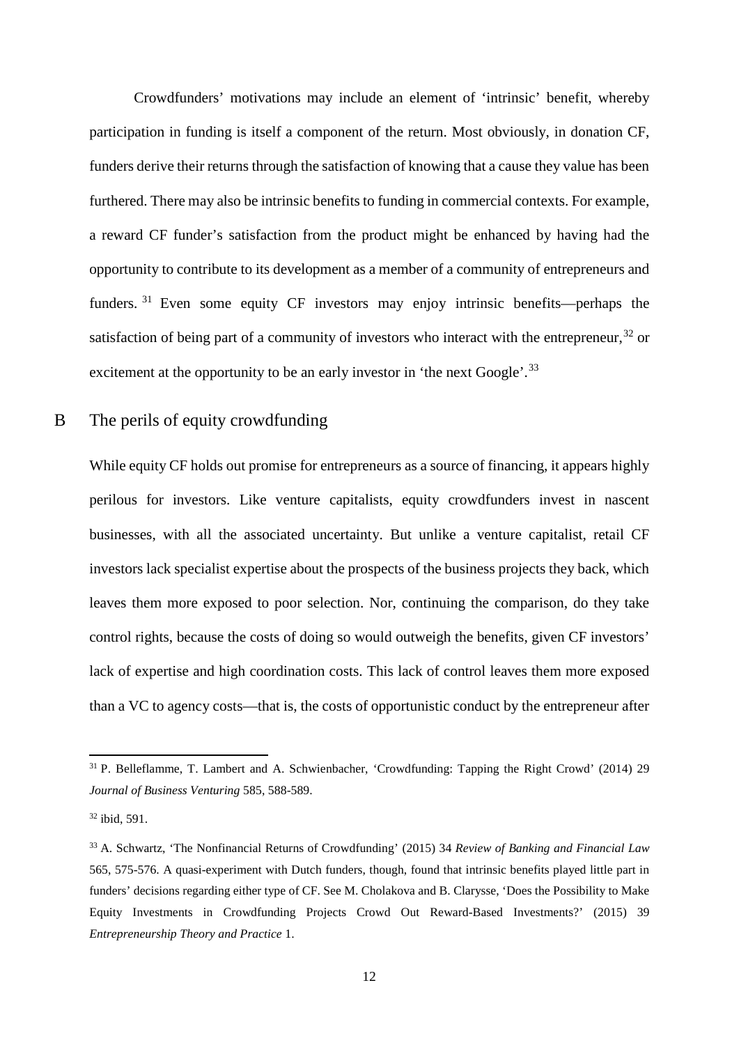Crowdfunders' motivations may include an element of 'intrinsic' benefit, whereby participation in funding is itself a component of the return. Most obviously, in donation CF, funders derive their returns through the satisfaction of knowing that a cause they value has been furthered. There may also be intrinsic benefits to funding in commercial contexts. For example, a reward CF funder's satisfaction from the product might be enhanced by having had the opportunity to contribute to its development as a member of a community of entrepreneurs and funders.[31] Even some equity CF investors may enjoy intrinsic benefits—perhaps the satisfaction of being part of a community of investors who interact with the entrepreneur,[32] or excitement at the opportunity to be an early investor in 'the next Google'.[33]

## B The perils of equity crowdfunding

While equity CF holds out promise for entrepreneurs as a source of financing, it appears highly perilous for investors. Like venture capitalists, equity crowdfunders invest in nascent businesses, with all the associated uncertainty. But unlike a venture capitalist, retail CF investors lack specialist expertise about the prospects of the business projects they back, which leaves them more exposed to poor selection. Nor, continuing the comparison, do they take control rights, because the costs of doing so would outweigh the benefits, given CF investors' lack of expertise and high coordination costs. This lack of control leaves them more exposed than a VC to agency costs—that is, the costs of opportunistic conduct by the entrepreneur after

---

[31] P. Belleflamme, T. Lambert and A. Schwienbacher, 'Crowdfunding: Tapping the Right Crowd' (2014) 29 *Journal of Business Venturing* 585, 588-589.

[32] ibid, 591.

[33] A. Schwartz, 'The Nonfinancial Returns of Crowdfunding' (2015) 34 *Review of Banking and Financial Law* 565, 575-576. A quasi-experiment with Dutch funders, though, found that intrinsic benefits played little part in funders' decisions regarding either type of CF. See M. Cholakova and B. Clarysse, 'Does the Possibility to Make Equity Investments in Crowdfunding Projects Crowd Out Reward-Based Investments?' (2015) 39 *Entrepreneurship Theory and Practice* 1.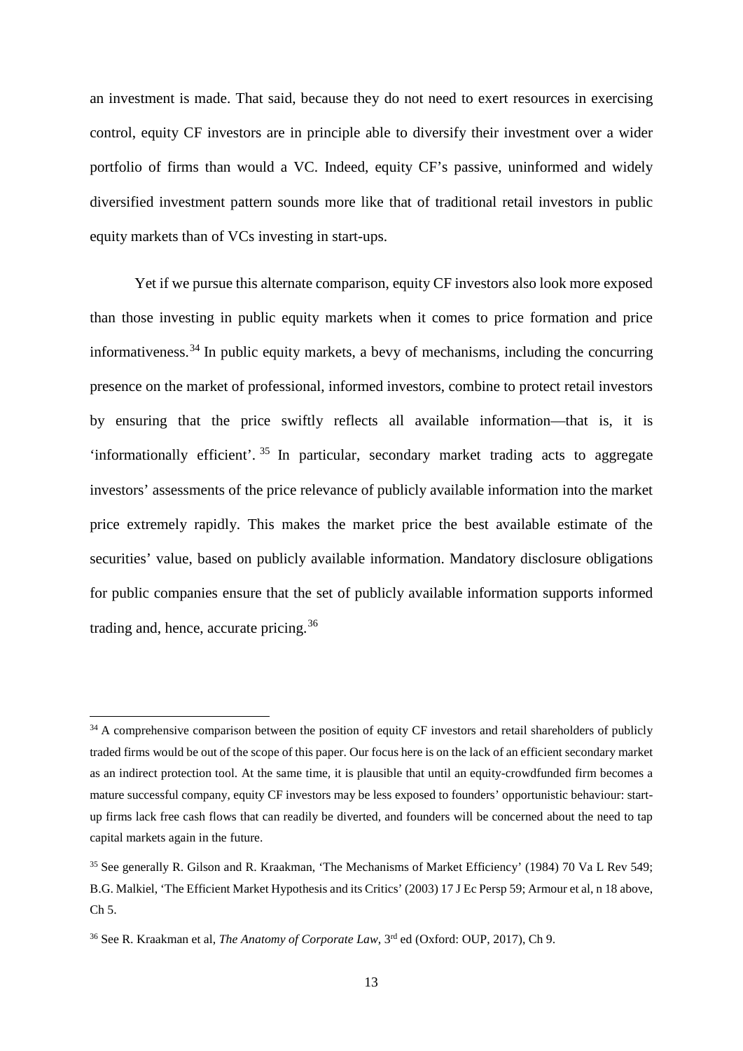an investment is made. That said, because they do not need to exert resources in exercising control, equity CF investors are in principle able to diversify their investment over a wider portfolio of firms than would a VC. Indeed, equity CF's passive, uninformed and widely diversified investment pattern sounds more like that of traditional retail investors in public equity markets than of VCs investing in start-ups.

Yet if we pursue this alternate comparison, equity CF investors also look more exposed than those investing in public equity markets when it comes to price formation and price informativeness.[34] In public equity markets, a bevy of mechanisms, including the concurring presence on the market of professional, informed investors, combine to protect retail investors by ensuring that the price swiftly reflects all available information—that is, it is 'informationally efficient'.[35] In particular, secondary market trading acts to aggregate investors' assessments of the price relevance of publicly available information into the market price extremely rapidly. This makes the market price the best available estimate of the securities' value, based on publicly available information. Mandatory disclosure obligations for public companies ensure that the set of publicly available information supports informed trading and, hence, accurate pricing.[36]

---

[34] A comprehensive comparison between the position of equity CF investors and retail shareholders of publicly traded firms would be out of the scope of this paper. Our focus here is on the lack of an efficient secondary market as an indirect protection tool. At the same time, it is plausible that until an equity-crowdfunded firm becomes a mature successful company, equity CF investors may be less exposed to founders' opportunistic behaviour: start-up firms lack free cash flows that can readily be diverted, and founders will be concerned about the need to tap capital markets again in the future.

[35] See generally R. Gilson and R. Kraakman, 'The Mechanisms of Market Efficiency' (1984) 70 Va L Rev 549; B.G. Malkiel, 'The Efficient Market Hypothesis and its Critics' (2003) 17 J Ec Persp 59; Armour et al, n 18 above, Ch 5.

[36] See R. Kraakman et al, *The Anatomy of Corporate Law*, 3rd ed (Oxford: OUP, 2017), Ch 9.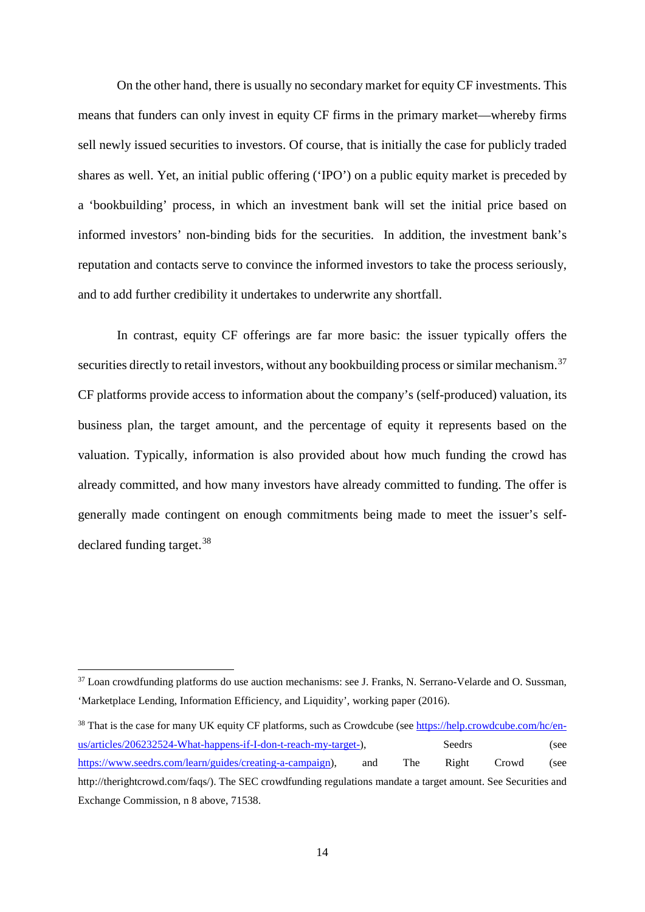On the other hand, there is usually no secondary market for equity CF investments. This means that funders can only invest in equity CF firms in the primary market—whereby firms sell newly issued securities to investors. Of course, that is initially the case for publicly traded shares as well. Yet, an initial public offering ('IPO') on a public equity market is preceded by a 'bookbuilding' process, in which an investment bank will set the initial price based on informed investors' non-binding bids for the securities. In addition, the investment bank's reputation and contacts serve to convince the informed investors to take the process seriously, and to add further credibility it undertakes to underwrite any shortfall.

In contrast, equity CF offerings are far more basic: the issuer typically offers the securities directly to retail investors, without any bookbuilding process or similar mechanism.[37] CF platforms provide access to information about the company's (self-produced) valuation, its business plan, the target amount, and the percentage of equity it represents based on the valuation. Typically, information is also provided about how much funding the crowd has already committed, and how many investors have already committed to funding. The offer is generally made contingent on enough commitments being made to meet the issuer's self-declared funding target.[38]

---

[37] Loan crowdfunding platforms do use auction mechanisms: see J. Franks, N. Serrano-Velarde and O. Sussman, 'Marketplace Lending, Information Efficiency, and Liquidity', working paper (2016).

[38] That is the case for many UK equity CF platforms, such as Crowdcube (see https://help.crowdcube.com/hc/en-us/articles/206232524-What-happens-if-I-don-t-reach-my-target-), Seedrs (see https://www.seedrs.com/learn/guides/creating-a-campaign), and The Right Crowd (see http://therightcrowd.com/faqs/). The SEC crowdfunding regulations mandate a target amount. See Securities and Exchange Commission, n 8 above, 71538.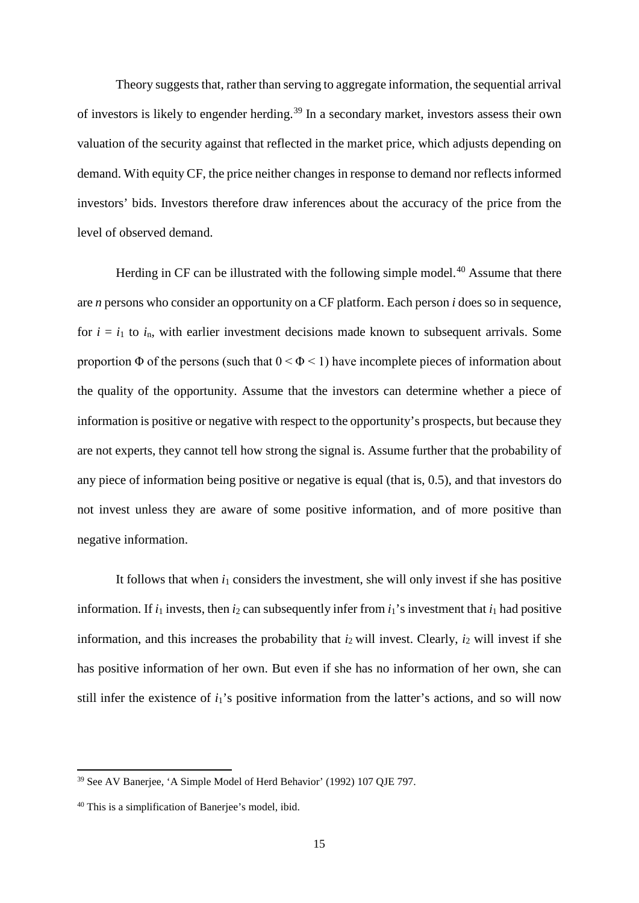Theory suggests that, rather than serving to aggregate information, the sequential arrival of investors is likely to engender herding.[39] In a secondary market, investors assess their own valuation of the security against that reflected in the market price, which adjusts depending on demand. With equity CF, the price neither changes in response to demand nor reflects informed investors' bids. Investors therefore draw inferences about the accuracy of the price from the level of observed demand.

Herding in CF can be illustrated with the following simple model.[40] Assume that there are *n* persons who consider an opportunity on a CF platform. Each person *i* does so in sequence, for $i = i_1$ to $i_n$, with earlier investment decisions made known to subsequent arrivals. Some proportion $\Phi$ of the persons (such that $0 < \Phi < 1$) have incomplete pieces of information about the quality of the opportunity. Assume that the investors can determine whether a piece of information is positive or negative with respect to the opportunity's prospects, but because they are not experts, they cannot tell how strong the signal is. Assume further that the probability of any piece of information being positive or negative is equal (that is, 0.5), and that investors do not invest unless they are aware of some positive information, and of more positive than negative information.

It follows that when $i_1$ considers the investment, she will only invest if she has positive information. If $i_1$ invests, then $i_2$ can subsequently infer from $i_1$'s investment that $i_1$ had positive information, and this increases the probability that $i_2$ will invest. Clearly, $i_2$ will invest if she has positive information of her own. But even if she has no information of her own, she can still infer the existence of $i_1$'s positive information from the latter's actions, and so will now

---

[39] See AV Banerjee, 'A Simple Model of Herd Behavior' (1992) 107 QJE 797.

[40] This is a simplification of Banerjee's model, ibid.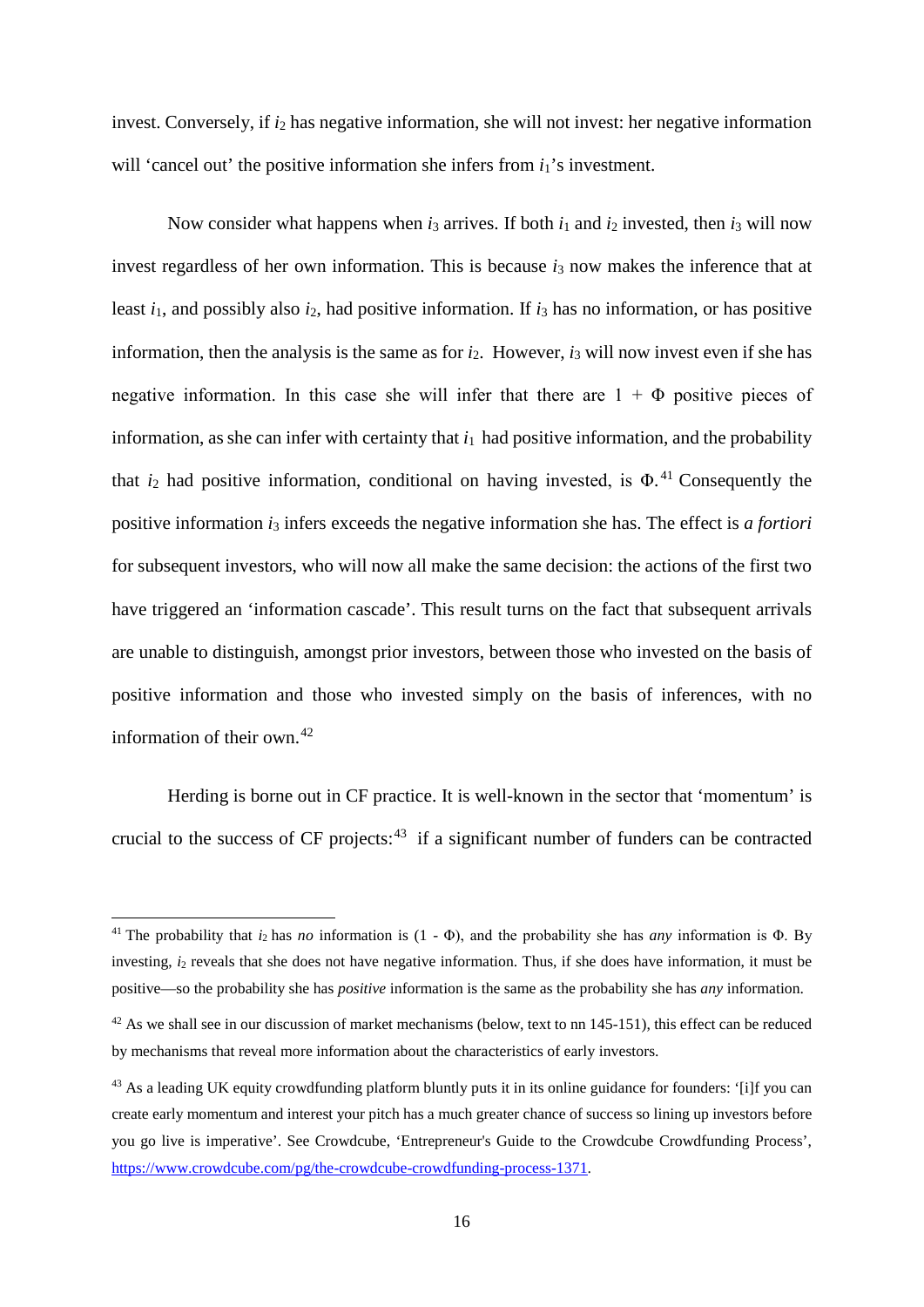invest. Conversely, if $i_2$ has negative information, she will not invest: her negative information will 'cancel out' the positive information she infers from $i_1$'s investment.

Now consider what happens when $i_3$ arrives. If both $i_1$ and $i_2$ invested, then $i_3$ will now invest regardless of her own information. This is because $i_3$ now makes the inference that at least $i_1$, and possibly also $i_2$, had positive information. If $i_3$ has no information, or has positive information, then the analysis is the same as for $i_2$. However, $i_3$ will now invest even if she has negative information. In this case she will infer that there are $1 + \Phi$ positive pieces of information, as she can infer with certainty that $i_1$ had positive information, and the probability that $i_2$ had positive information, conditional on having invested, is $\Phi$.[41] Consequently the positive information $i_3$ infers exceeds the negative information she has. The effect is *a fortiori* for subsequent investors, who will now all make the same decision: the actions of the first two have triggered an 'information cascade'. This result turns on the fact that subsequent arrivals are unable to distinguish, amongst prior investors, between those who invested on the basis of positive information and those who invested simply on the basis of inferences, with no information of their own.[42]

Herding is borne out in CF practice. It is well-known in the sector that 'momentum' is crucial to the success of CF projects:[43] if a significant number of funders can be contracted

---

[41] The probability that $i_2$ has *no* information is $(1 - \Phi)$, and the probability she has *any* information is $\Phi$. By investing, $i_2$ reveals that she does not have negative information. Thus, if she does have information, it must be positive—so the probability she has *positive* information is the same as the probability she has *any* information.

[42] As we shall see in our discussion of market mechanisms (below, text to nn 145-151), this effect can be reduced by mechanisms that reveal more information about the characteristics of early investors.

[43] As a leading UK equity crowdfunding platform bluntly puts it in its online guidance for founders: '[i]f you can create early momentum and interest your pitch has a much greater chance of success so lining up investors before you go live is imperative'. See Crowdcube, 'Entrepreneur's Guide to the Crowdcube Crowdfunding Process', https://www.crowdcube.com/pg/the-crowdcube-crowdfunding-process-1371.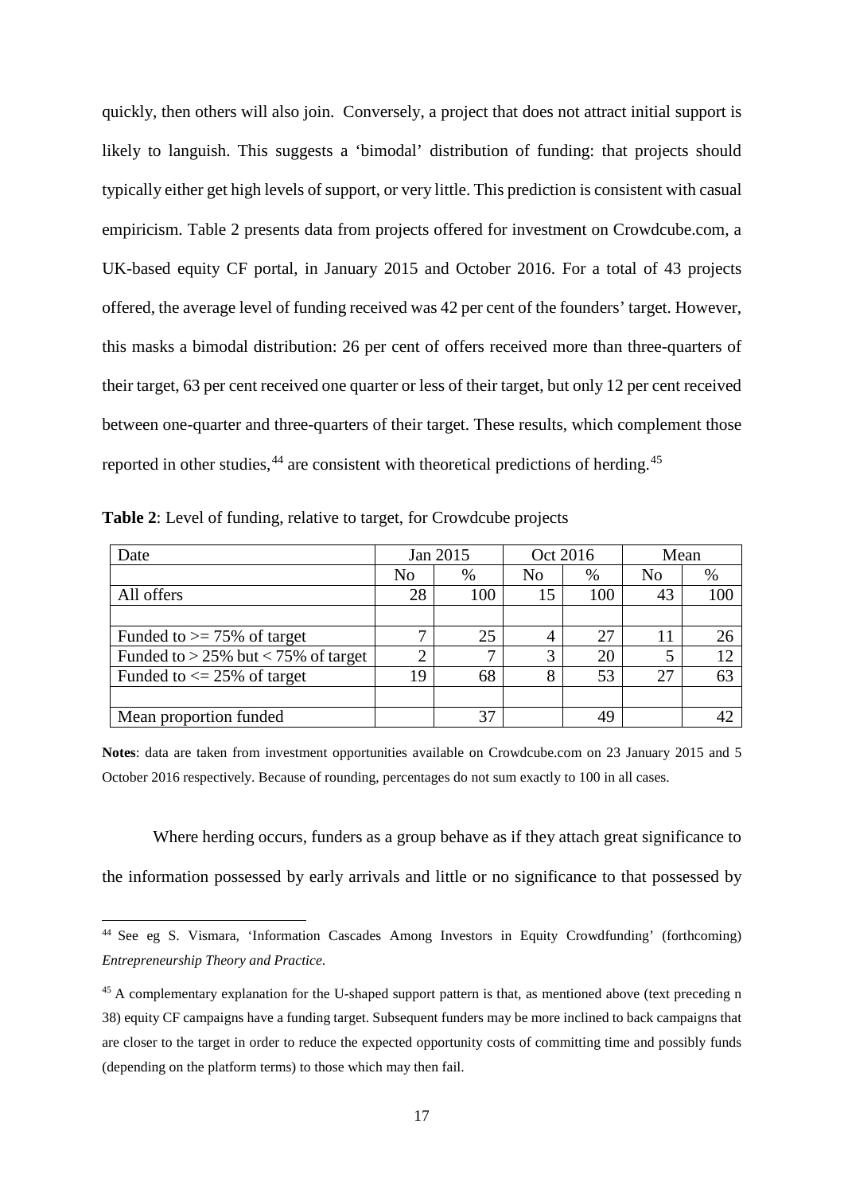quickly, then others will also join. Conversely, a project that does not attract initial support is likely to languish. This suggests a 'bimodal' distribution of funding: that projects should typically either get high levels of support, or very little. This prediction is consistent with casual empiricism. Table 2 presents data from projects offered for investment on Crowdcube.com, a UK-based equity CF portal, in January 2015 and October 2016. For a total of 43 projects offered, the average level of funding received was 42 per cent of the founders' target. However, this masks a bimodal distribution: 26 per cent of offers received more than three-quarters of their target, 63 per cent received one quarter or less of their target, but only 12 per cent received between one-quarter and three-quarters of their target. These results, which complement those reported in other studies,[44] are consistent with theoretical predictions of herding.[45]

**Table 2**: Level of funding, relative to target, for Crowdcube projects

| Date | Jan 2015 | | Oct 2016 | | Mean | |
|---|---|---|---|---|---|---|
| | No | % | No | % | No | % |
| All offers | 28 | 100 | 15 | 100 | 43 | 100 |
| | | | | | | |
| Funded to >= 75% of target | 7 | 25 | 4 | 27 | 11 | 26 |
| Funded to > 25% but < 75% of target | 2 | 7 | 3 | 20 | 5 | 12 |
| Funded to <= 25% of target | 19 | 68 | 8 | 53 | 27 | 63 |
| | | | | | | |
| Mean proportion funded | | 37 | | 49 | | 42 |

**Notes**: data are taken from investment opportunities available on Crowdcube.com on 23 January 2015 and 5 October 2016 respectively. Because of rounding, percentages do not sum exactly to 100 in all cases.

Where herding occurs, funders as a group behave as if they attach great significance to the information possessed by early arrivals and little or no significance to that possessed by

[44] See eg S. Vismara, 'Information Cascades Among Investors in Equity Crowdfunding' (forthcoming) *Entrepreneurship Theory and Practice*.

[45] A complementary explanation for the U-shaped support pattern is that, as mentioned above (text preceding n 38) equity CF campaigns have a funding target. Subsequent funders may be more inclined to back campaigns that are closer to the target in order to reduce the expected opportunity costs of committing time and possibly funds (depending on the platform terms) to those which may then fail.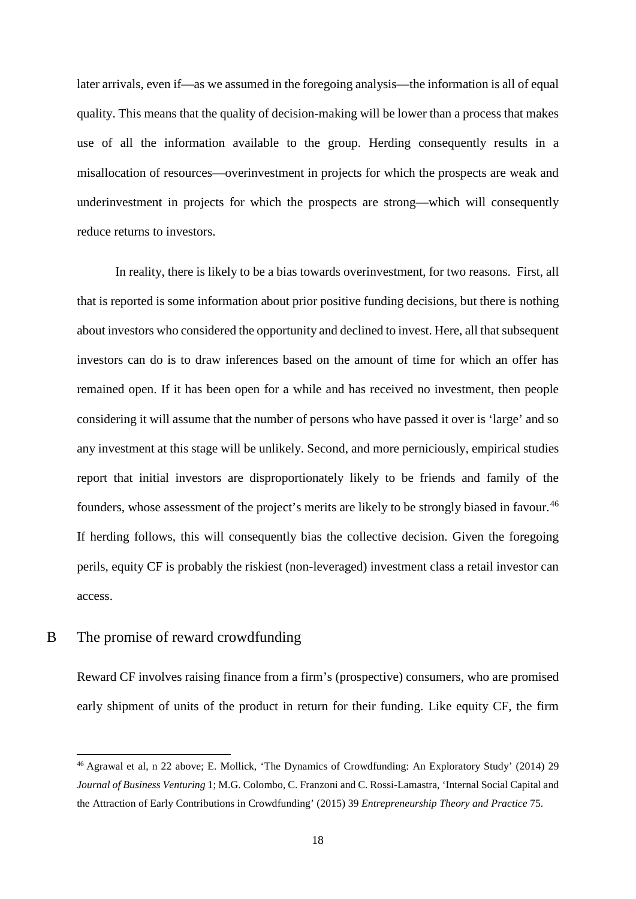later arrivals, even if—as we assumed in the foregoing analysis—the information is all of equal quality. This means that the quality of decision-making will be lower than a process that makes use of all the information available to the group. Herding consequently results in a misallocation of resources—overinvestment in projects for which the prospects are weak and underinvestment in projects for which the prospects are strong—which will consequently reduce returns to investors.

In reality, there is likely to be a bias towards overinvestment, for two reasons. First, all that is reported is some information about prior positive funding decisions, but there is nothing about investors who considered the opportunity and declined to invest. Here, all that subsequent investors can do is to draw inferences based on the amount of time for which an offer has remained open. If it has been open for a while and has received no investment, then people considering it will assume that the number of persons who have passed it over is 'large' and so any investment at this stage will be unlikely. Second, and more perniciously, empirical studies report that initial investors are disproportionately likely to be friends and family of the founders, whose assessment of the project's merits are likely to be strongly biased in favour.[46] If herding follows, this will consequently bias the collective decision. Given the foregoing perils, equity CF is probably the riskiest (non-leveraged) investment class a retail investor can access.

## B The promise of reward crowdfunding

Reward CF involves raising finance from a firm's (prospective) consumers, who are promised early shipment of units of the product in return for their funding. Like equity CF, the firm

---

[46] Agrawal et al, n 22 above; E. Mollick, 'The Dynamics of Crowdfunding: An Exploratory Study' (2014) 29 *Journal of Business Venturing* 1; M.G. Colombo, C. Franzoni and C. Rossi-Lamastra, 'Internal Social Capital and the Attraction of Early Contributions in Crowdfunding' (2015) 39 *Entrepreneurship Theory and Practice* 75.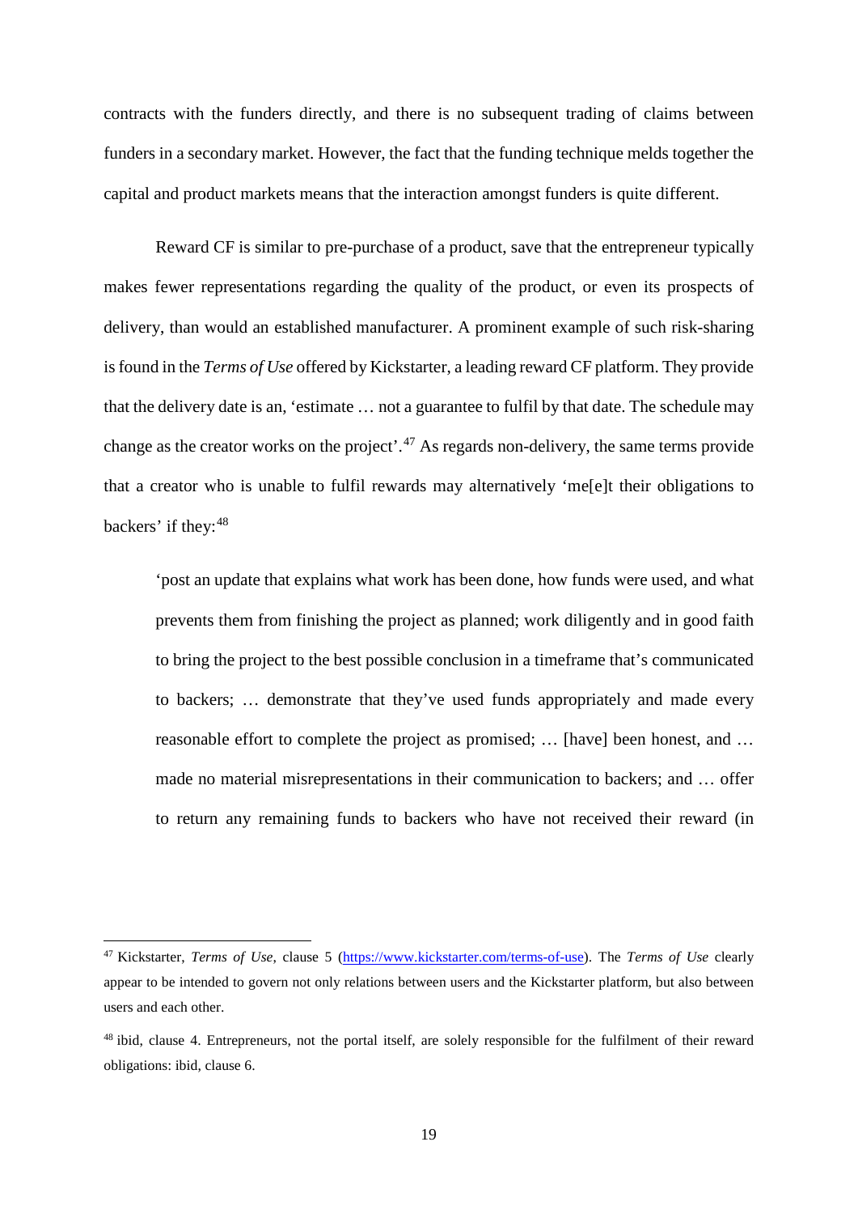contracts with the funders directly, and there is no subsequent trading of claims between funders in a secondary market. However, the fact that the funding technique melds together the capital and product markets means that the interaction amongst funders is quite different.

Reward CF is similar to pre-purchase of a product, save that the entrepreneur typically makes fewer representations regarding the quality of the product, or even its prospects of delivery, than would an established manufacturer. A prominent example of such risk-sharing is found in the *Terms of Use* offered by Kickstarter, a leading reward CF platform. They provide that the delivery date is an, 'estimate … not a guarantee to fulfil by that date. The schedule may change as the creator works on the project'.[47] As regards non-delivery, the same terms provide that a creator who is unable to fulfil rewards may alternatively 'me[e]t their obligations to backers' if they:[48]

> 'post an update that explains what work has been done, how funds were used, and what prevents them from finishing the project as planned; work diligently and in good faith to bring the project to the best possible conclusion in a timeframe that's communicated to backers; … demonstrate that they've used funds appropriately and made every reasonable effort to complete the project as promised; … [have] been honest, and … made no material misrepresentations in their communication to backers; and … offer to return any remaining funds to backers who have not received their reward (in

---

[47] Kickstarter, *Terms of Use*, clause 5 (https://www.kickstarter.com/terms-of-use). The *Terms of Use* clearly appear to be intended to govern not only relations between users and the Kickstarter platform, but also between users and each other.

[48] ibid, clause 4. Entrepreneurs, not the portal itself, are solely responsible for the fulfilment of their reward obligations: ibid, clause 6.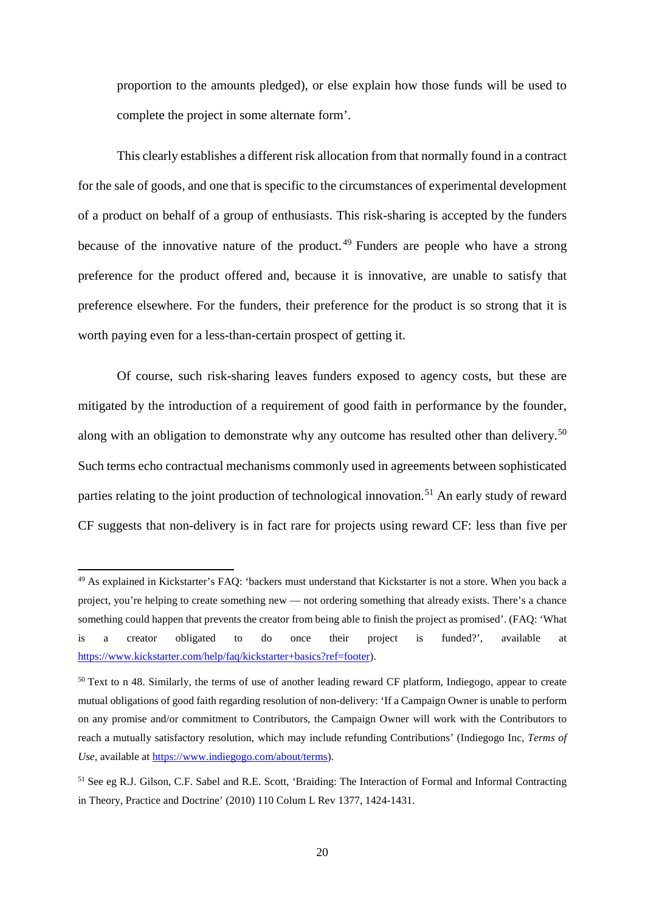proportion to the amounts pledged), or else explain how those funds will be used to complete the project in some alternate form'.

This clearly establishes a different risk allocation from that normally found in a contract for the sale of goods, and one that is specific to the circumstances of experimental development of a product on behalf of a group of enthusiasts. This risk-sharing is accepted by the funders because of the innovative nature of the product.[49] Funders are people who have a strong preference for the product offered and, because it is innovative, are unable to satisfy that preference elsewhere. For the funders, their preference for the product is so strong that it is worth paying even for a less-than-certain prospect of getting it.

Of course, such risk-sharing leaves funders exposed to agency costs, but these are mitigated by the introduction of a requirement of good faith in performance by the founder, along with an obligation to demonstrate why any outcome has resulted other than delivery.[50] Such terms echo contractual mechanisms commonly used in agreements between sophisticated parties relating to the joint production of technological innovation.[51] An early study of reward CF suggests that non-delivery is in fact rare for projects using reward CF: less than five per

---

[49] As explained in Kickstarter's FAQ: 'backers must understand that Kickstarter is not a store. When you back a project, you're helping to create something new — not ordering something that already exists. There's a chance something could happen that prevents the creator from being able to finish the project as promised'. (FAQ: 'What is a creator obligated to do once their project is funded?', available at https://www.kickstarter.com/help/faq/kickstarter+basics?ref=footer).

[50] Text to n 48. Similarly, the terms of use of another leading reward CF platform, Indiegogo, appear to create mutual obligations of good faith regarding resolution of non-delivery: 'If a Campaign Owner is unable to perform on any promise and/or commitment to Contributors, the Campaign Owner will work with the Contributors to reach a mutually satisfactory resolution, which may include refunding Contributions' (Indiegogo Inc, *Terms of Use*, available at https://www.indiegogo.com/about/terms).

[51] See eg R.J. Gilson, C.F. Sabel and R.E. Scott, 'Braiding: The Interaction of Formal and Informal Contracting in Theory, Practice and Doctrine' (2010) 110 Colum L Rev 1377, 1424-1431.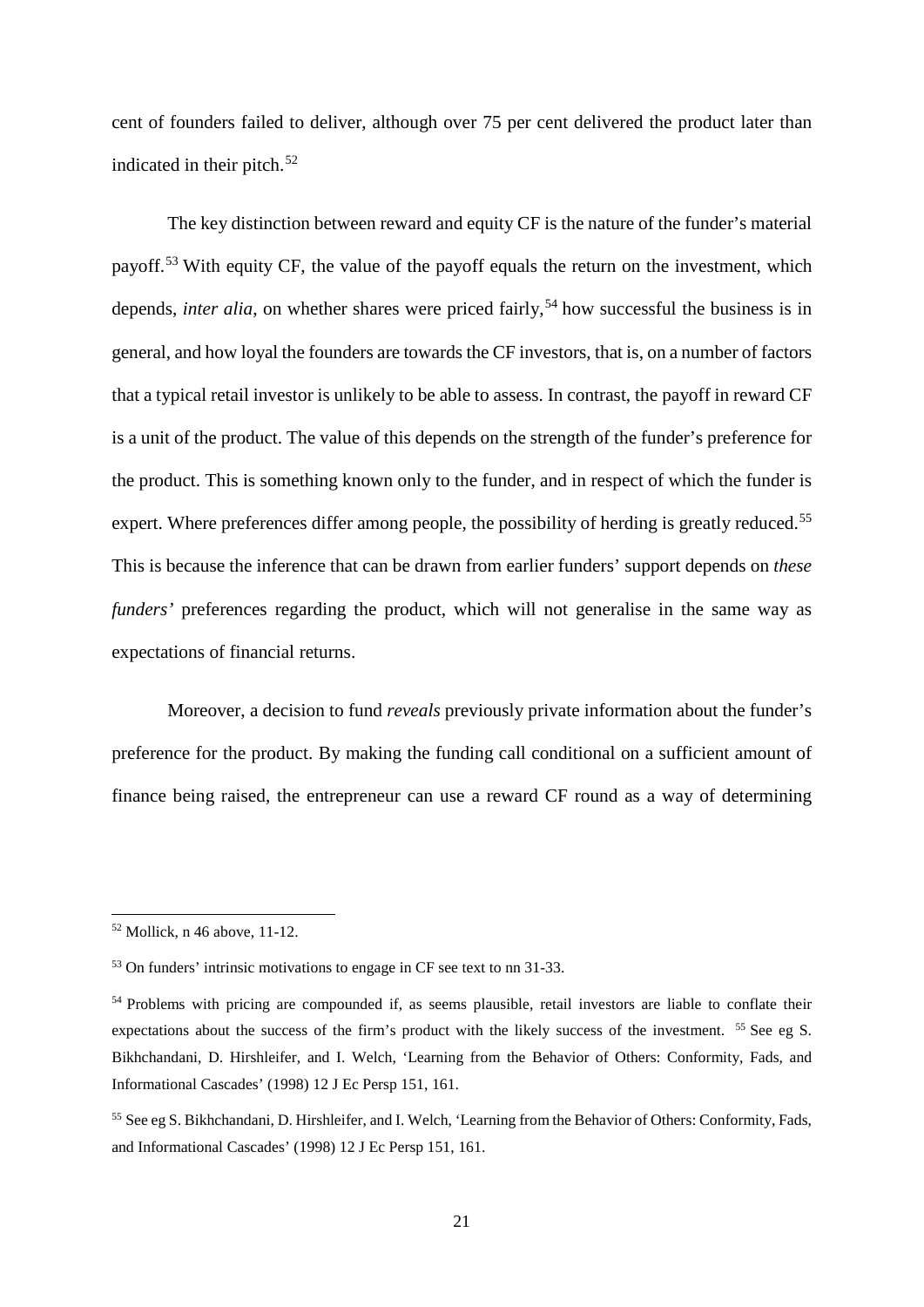cent of founders failed to deliver, although over 75 per cent delivered the product later than indicated in their pitch.[52]

The key distinction between reward and equity CF is the nature of the funder's material payoff.[53] With equity CF, the value of the payoff equals the return on the investment, which depends, *inter alia*, on whether shares were priced fairly,[54] how successful the business is in general, and how loyal the founders are towards the CF investors, that is, on a number of factors that a typical retail investor is unlikely to be able to assess. In contrast, the payoff in reward CF is a unit of the product. The value of this depends on the strength of the funder's preference for the product. This is something known only to the funder, and in respect of which the funder is expert. Where preferences differ among people, the possibility of herding is greatly reduced.[55] This is because the inference that can be drawn from earlier funders' support depends on *these funders'* preferences regarding the product, which will not generalise in the same way as expectations of financial returns.

Moreover, a decision to fund *reveals* previously private information about the funder's preference for the product. By making the funding call conditional on a sufficient amount of finance being raised, the entrepreneur can use a reward CF round as a way of determining

---

[52] Mollick, n 46 above, 11-12.

[53] On funders' intrinsic motivations to engage in CF see text to nn 31-33.

[54] Problems with pricing are compounded if, as seems plausible, retail investors are liable to conflate their expectations about the success of the firm's product with the likely success of the investment. [55] See eg S. Bikhchandani, D. Hirshleifer, and I. Welch, 'Learning from the Behavior of Others: Conformity, Fads, and Informational Cascades' (1998) 12 J Ec Persp 151, 161.

[55] See eg S. Bikhchandani, D. Hirshleifer, and I. Welch, 'Learning from the Behavior of Others: Conformity, Fads, and Informational Cascades' (1998) 12 J Ec Persp 151, 161.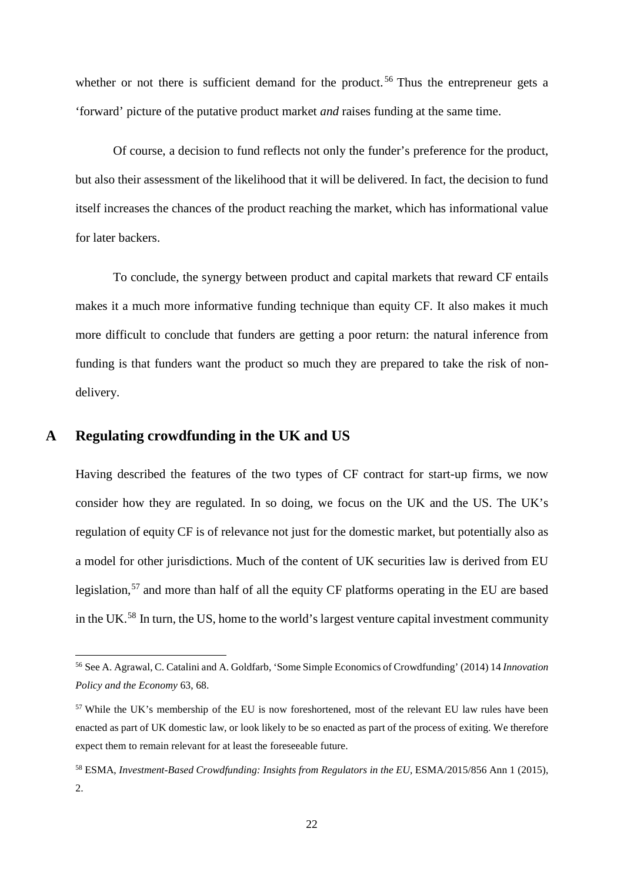whether or not there is sufficient demand for the product.[56] Thus the entrepreneur gets a 'forward' picture of the putative product market *and* raises funding at the same time.

Of course, a decision to fund reflects not only the funder's preference for the product, but also their assessment of the likelihood that it will be delivered. In fact, the decision to fund itself increases the chances of the product reaching the market, which has informational value for later backers.

To conclude, the synergy between product and capital markets that reward CF entails makes it a much more informative funding technique than equity CF. It also makes it much more difficult to conclude that funders are getting a poor return: the natural inference from funding is that funders want the product so much they are prepared to take the risk of non-delivery.

## A Regulating crowdfunding in the UK and US

Having described the features of the two types of CF contract for start-up firms, we now consider how they are regulated. In so doing, we focus on the UK and the US. The UK's regulation of equity CF is of relevance not just for the domestic market, but potentially also as a model for other jurisdictions. Much of the content of UK securities law is derived from EU legislation,[57] and more than half of all the equity CF platforms operating in the EU are based in the UK.[58] In turn, the US, home to the world's largest venture capital investment community

---

[56] See A. Agrawal, C. Catalini and A. Goldfarb, 'Some Simple Economics of Crowdfunding' (2014) 14 *Innovation Policy and the Economy* 63, 68.

[57] While the UK's membership of the EU is now foreshortened, most of the relevant EU law rules have been enacted as part of UK domestic law, or look likely to be so enacted as part of the process of exiting. We therefore expect them to remain relevant for at least the foreseeable future.

[58] ESMA, *Investment-Based Crowdfunding: Insights from Regulators in the EU*, ESMA/2015/856 Ann 1 (2015), 2.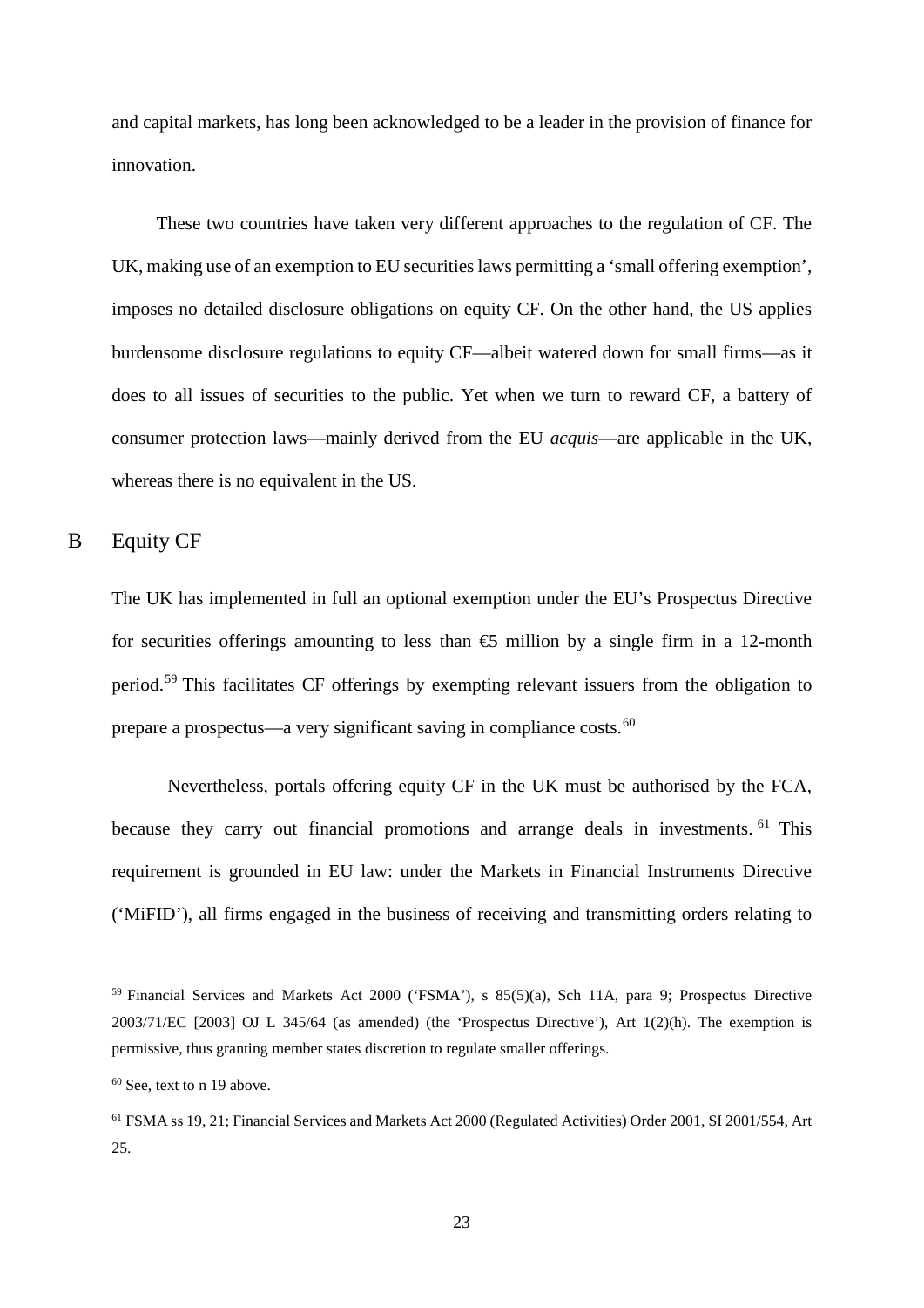and capital markets, has long been acknowledged to be a leader in the provision of finance for innovation.

These two countries have taken very different approaches to the regulation of CF. The UK, making use of an exemption to EU securities laws permitting a 'small offering exemption', imposes no detailed disclosure obligations on equity CF. On the other hand, the US applies burdensome disclosure regulations to equity CF—albeit watered down for small firms—as it does to all issues of securities to the public. Yet when we turn to reward CF, a battery of consumer protection laws—mainly derived from the EU *acquis*—are applicable in the UK, whereas there is no equivalent in the US.

## B Equity CF

The UK has implemented in full an optional exemption under the EU's Prospectus Directive for securities offerings amounting to less than €5 million by a single firm in a 12-month period.[59] This facilitates CF offerings by exempting relevant issuers from the obligation to prepare a prospectus—a very significant saving in compliance costs.[60]

Nevertheless, portals offering equity CF in the UK must be authorised by the FCA, because they carry out financial promotions and arrange deals in investments.[61] This requirement is grounded in EU law: under the Markets in Financial Instruments Directive ('MiFID'), all firms engaged in the business of receiving and transmitting orders relating to

---

[59] Financial Services and Markets Act 2000 ('FSMA'), s 85(5)(a), Sch 11A, para 9; Prospectus Directive 2003/71/EC [2003] OJ L 345/64 (as amended) (the 'Prospectus Directive'), Art 1(2)(h). The exemption is permissive, thus granting member states discretion to regulate smaller offerings.

[60] See, text to n 19 above.

[61] FSMA ss 19, 21; Financial Services and Markets Act 2000 (Regulated Activities) Order 2001, SI 2001/554, Art 25.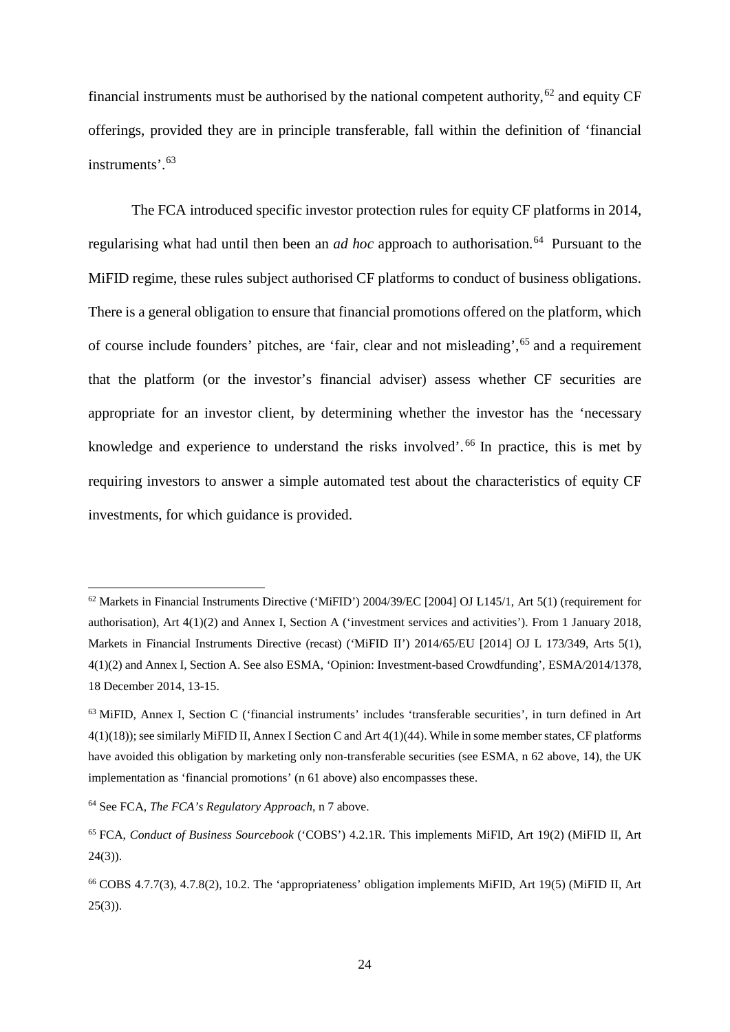financial instruments must be authorised by the national competent authority,[62] and equity CF offerings, provided they are in principle transferable, fall within the definition of 'financial instruments'.[63]

The FCA introduced specific investor protection rules for equity CF platforms in 2014, regularising what had until then been an *ad hoc* approach to authorisation.[64] Pursuant to the MiFID regime, these rules subject authorised CF platforms to conduct of business obligations. There is a general obligation to ensure that financial promotions offered on the platform, which of course include founders' pitches, are 'fair, clear and not misleading',[65] and a requirement that the platform (or the investor's financial adviser) assess whether CF securities are appropriate for an investor client, by determining whether the investor has the 'necessary knowledge and experience to understand the risks involved'.[66] In practice, this is met by requiring investors to answer a simple automated test about the characteristics of equity CF investments, for which guidance is provided.

---

[62] Markets in Financial Instruments Directive ('MiFID') 2004/39/EC [2004] OJ L145/1, Art 5(1) (requirement for authorisation), Art 4(1)(2) and Annex I, Section A ('investment services and activities'). From 1 January 2018, Markets in Financial Instruments Directive (recast) ('MiFID II') 2014/65/EU [2014] OJ L 173/349, Arts 5(1), 4(1)(2) and Annex I, Section A. See also ESMA, 'Opinion: Investment-based Crowdfunding', ESMA/2014/1378, 18 December 2014, 13-15.

[63] MiFID, Annex I, Section C ('financial instruments' includes 'transferable securities', in turn defined in Art 4(1)(18)); see similarly MiFID II, Annex I Section C and Art 4(1)(44). While in some member states, CF platforms have avoided this obligation by marketing only non-transferable securities (see ESMA, n 62 above, 14), the UK implementation as 'financial promotions' (n 61 above) also encompasses these.

[64] See FCA, *The FCA's Regulatory Approach*, n 7 above.

[65] FCA, *Conduct of Business Sourcebook* ('COBS') 4.2.1R. This implements MiFID, Art 19(2) (MiFID II, Art 24(3)).

[66] COBS 4.7.7(3), 4.7.8(2), 10.2. The 'appropriateness' obligation implements MiFID, Art 19(5) (MiFID II, Art 25(3)).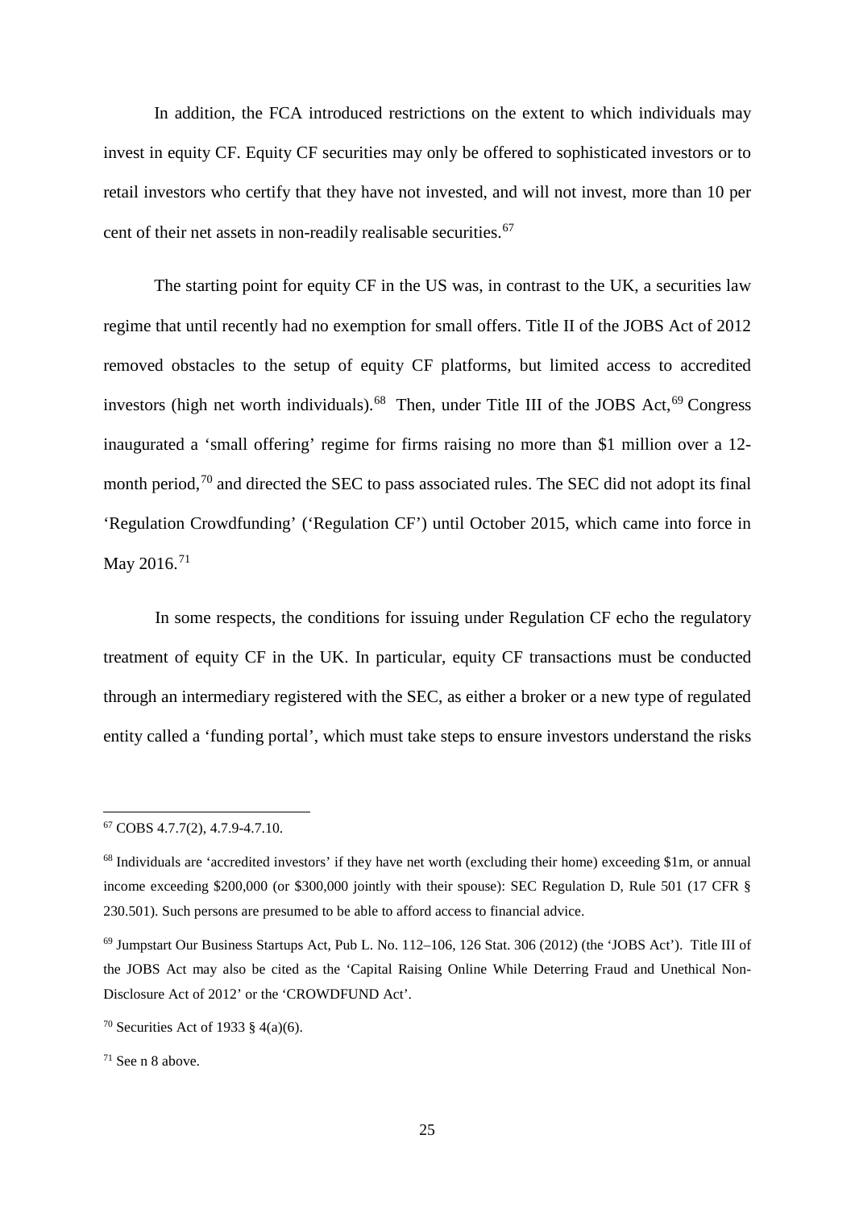In addition, the FCA introduced restrictions on the extent to which individuals may invest in equity CF. Equity CF securities may only be offered to sophisticated investors or to retail investors who certify that they have not invested, and will not invest, more than 10 per cent of their net assets in non-readily realisable securities.[67]

The starting point for equity CF in the US was, in contrast to the UK, a securities law regime that until recently had no exemption for small offers. Title II of the JOBS Act of 2012 removed obstacles to the setup of equity CF platforms, but limited access to accredited investors (high net worth individuals).[68] Then, under Title III of the JOBS Act,[69] Congress inaugurated a 'small offering' regime for firms raising no more than \$1 million over a 12-month period,[70] and directed the SEC to pass associated rules. The SEC did not adopt its final 'Regulation Crowdfunding' ('Regulation CF') until October 2015, which came into force in May 2016.[71]

In some respects, the conditions for issuing under Regulation CF echo the regulatory treatment of equity CF in the UK. In particular, equity CF transactions must be conducted through an intermediary registered with the SEC, as either a broker or a new type of regulated entity called a 'funding portal', which must take steps to ensure investors understand the risks

---

[67] COBS 4.7.7(2), 4.7.9-4.7.10.

[68] Individuals are 'accredited investors' if they have net worth (excluding their home) exceeding \$1m, or annual income exceeding \$200,000 (or \$300,000 jointly with their spouse): SEC Regulation D, Rule 501 (17 CFR § 230.501). Such persons are presumed to be able to afford access to financial advice.

[69] Jumpstart Our Business Startups Act, Pub L. No. 112–106, 126 Stat. 306 (2012) (the 'JOBS Act'). Title III of the JOBS Act may also be cited as the 'Capital Raising Online While Deterring Fraud and Unethical Non-Disclosure Act of 2012' or the 'CROWDFUND Act'.

[70] Securities Act of 1933 § 4(a)(6).

[71] See n 8 above.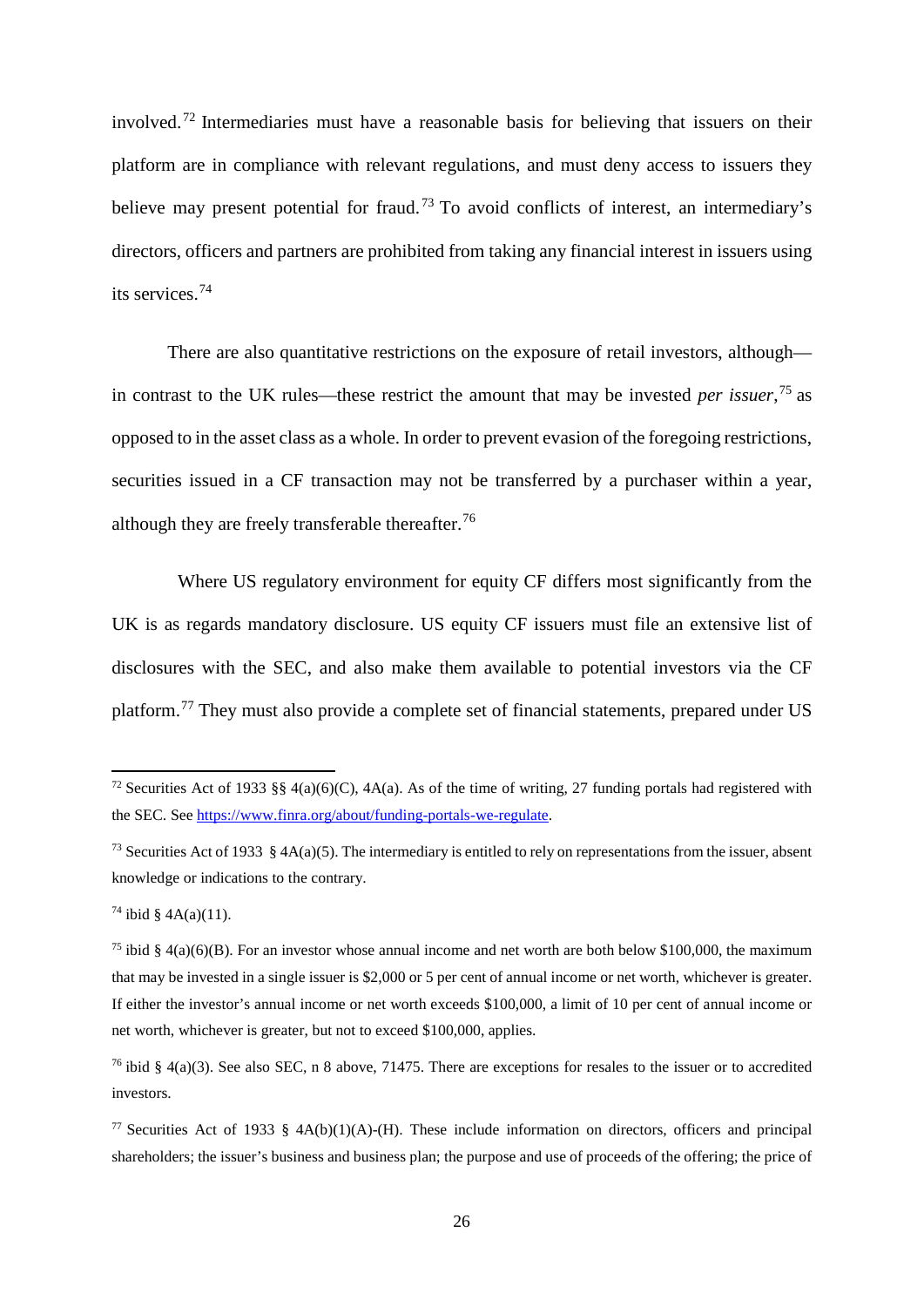involved.[72] Intermediaries must have a reasonable basis for believing that issuers on their platform are in compliance with relevant regulations, and must deny access to issuers they believe may present potential for fraud.[73] To avoid conflicts of interest, an intermediary's directors, officers and partners are prohibited from taking any financial interest in issuers using its services.[74]

There are also quantitative restrictions on the exposure of retail investors, although—in contrast to the UK rules—these restrict the amount that may be invested *per issuer*,[75] as opposed to in the asset class as a whole. In order to prevent evasion of the foregoing restrictions, securities issued in a CF transaction may not be transferred by a purchaser within a year, although they are freely transferable thereafter.[76]

Where US regulatory environment for equity CF differs most significantly from the UK is as regards mandatory disclosure. US equity CF issuers must file an extensive list of disclosures with the SEC, and also make them available to potential investors via the CF platform.[77] They must also provide a complete set of financial statements, prepared under US

---

[72] Securities Act of 1933 §§ 4(a)(6)(C), 4A(a). As of the time of writing, 27 funding portals had registered with the SEC. See [https://www.finra.org/about/funding-portals-we-regulate](https://www.finra.org/about/funding-portals-we-regulate).

[73] Securities Act of 1933 § 4A(a)(5). The intermediary is entitled to rely on representations from the issuer, absent knowledge or indications to the contrary.

[74] ibid § 4A(a)(11).

[75] ibid § 4(a)(6)(B). For an investor whose annual income and net worth are both below $100,000, the maximum that may be invested in a single issuer is $2,000 or 5 per cent of annual income or net worth, whichever is greater. If either the investor's annual income or net worth exceeds $100,000, a limit of 10 per cent of annual income or net worth, whichever is greater, but not to exceed $100,000, applies.

[76] ibid § 4(a)(3). See also SEC, n 8 above, 71475. There are exceptions for resales to the issuer or to accredited investors.

[77] Securities Act of 1933 § 4A(b)(1)(A)-(H). These include information on directors, officers and principal shareholders; the issuer's business and business plan; the purpose and use of proceeds of the offering; the price of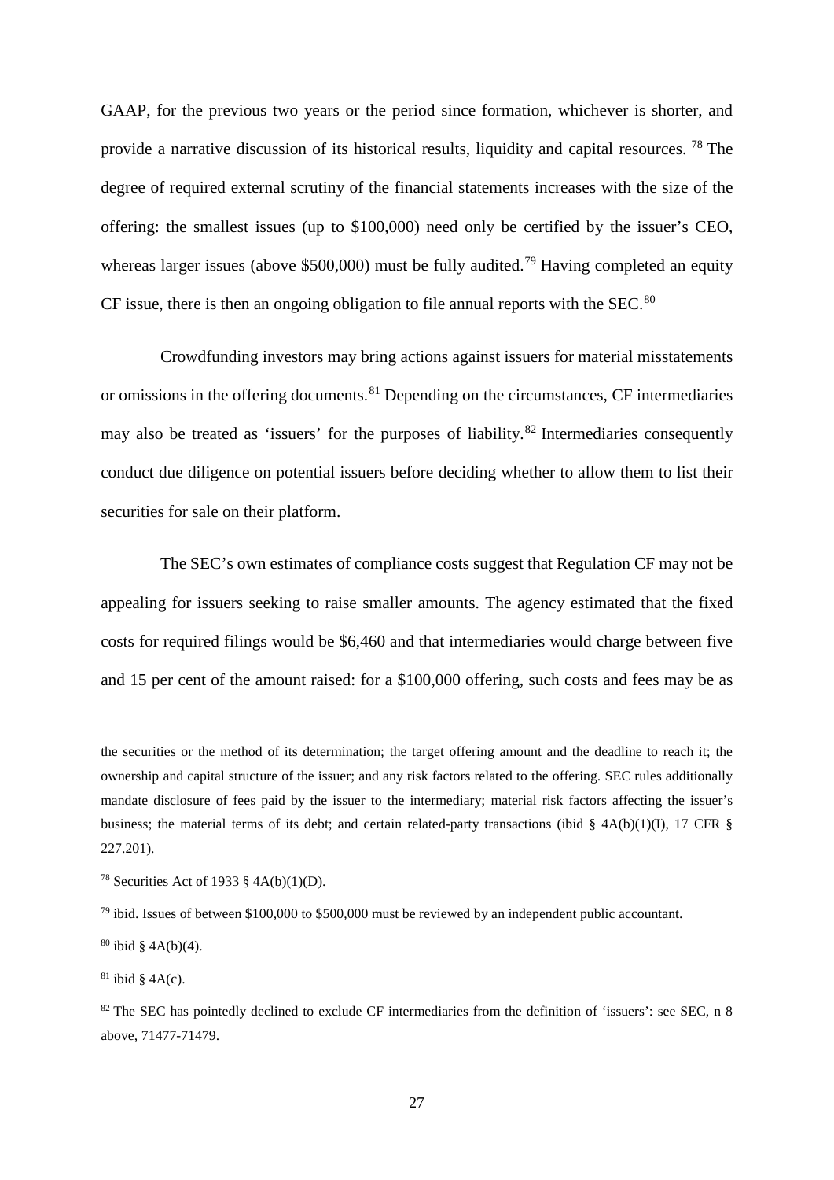GAAP, for the previous two years or the period since formation, whichever is shorter, and provide a narrative discussion of its historical results, liquidity and capital resources. [78] The degree of required external scrutiny of the financial statements increases with the size of the offering: the smallest issues (up to $100,000) need only be certified by the issuer's CEO, whereas larger issues (above $500,000) must be fully audited.[79] Having completed an equity CF issue, there is then an ongoing obligation to file annual reports with the SEC.[80]

Crowdfunding investors may bring actions against issuers for material misstatements or omissions in the offering documents.[81] Depending on the circumstances, CF intermediaries may also be treated as 'issuers' for the purposes of liability.[82] Intermediaries consequently conduct due diligence on potential issuers before deciding whether to allow them to list their securities for sale on their platform.

The SEC's own estimates of compliance costs suggest that Regulation CF may not be appealing for issuers seeking to raise smaller amounts. The agency estimated that the fixed costs for required filings would be $6,460 and that intermediaries would charge between five and 15 per cent of the amount raised: for a $100,000 offering, such costs and fees may be as

---

the securities or the method of its determination; the target offering amount and the deadline to reach it; the ownership and capital structure of the issuer; and any risk factors related to the offering. SEC rules additionally mandate disclosure of fees paid by the issuer to the intermediary; material risk factors affecting the issuer's business; the material terms of its debt; and certain related-party transactions (ibid § 4A(b)(1)(I), 17 CFR § 227.201).

[78] Securities Act of 1933 § 4A(b)(1)(D).

[79] ibid. Issues of between $100,000 to $500,000 must be reviewed by an independent public accountant.

[80] ibid § 4A(b)(4).

[81] ibid § 4A(c).

[82] The SEC has pointedly declined to exclude CF intermediaries from the definition of 'issuers': see SEC, n 8 above, 71477-71479.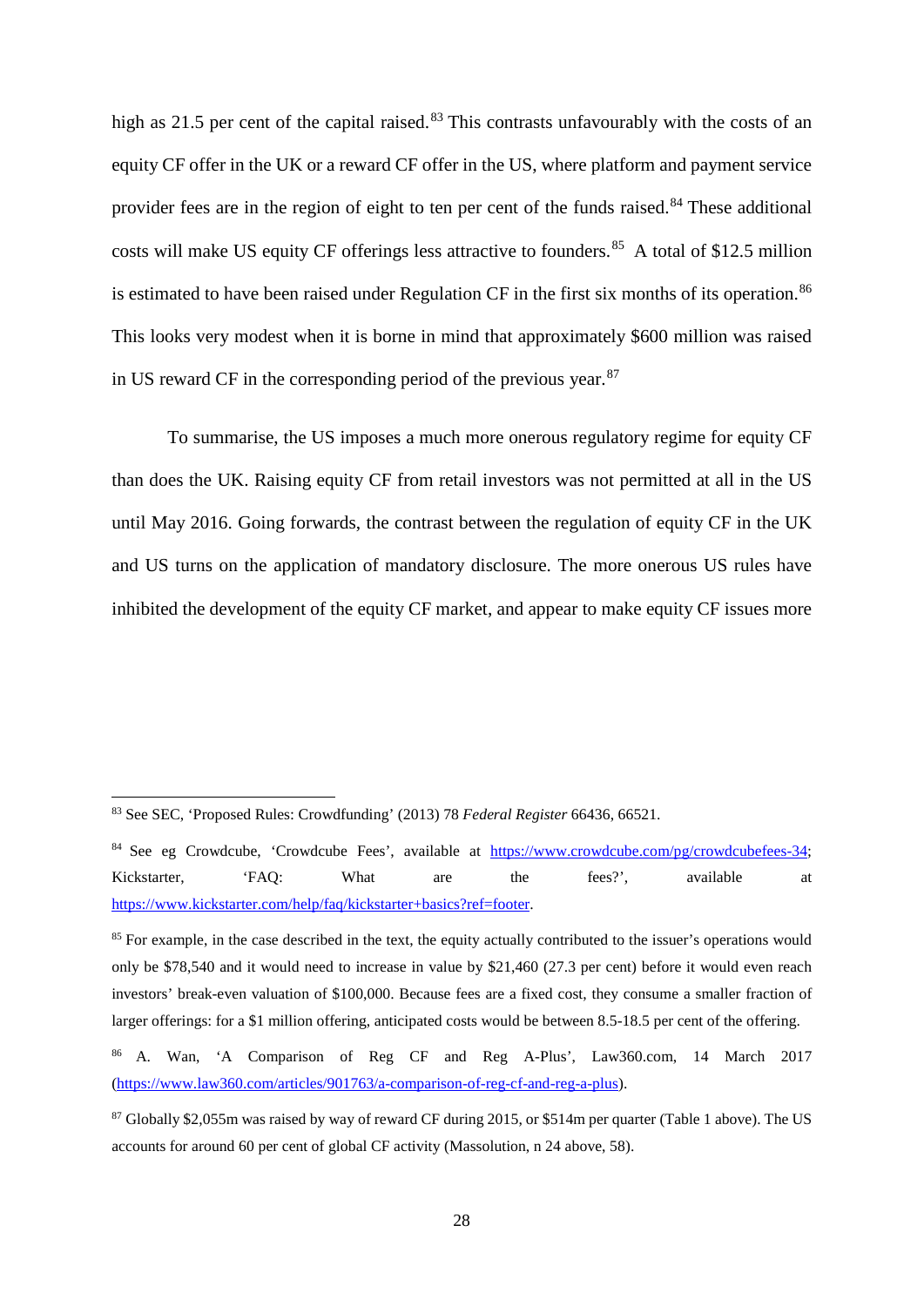high as 21.5 per cent of the capital raised.[83] This contrasts unfavourably with the costs of an equity CF offer in the UK or a reward CF offer in the US, where platform and payment service provider fees are in the region of eight to ten per cent of the funds raised.[84] These additional costs will make US equity CF offerings less attractive to founders.[85] A total of $12.5 million is estimated to have been raised under Regulation CF in the first six months of its operation.[86] This looks very modest when it is borne in mind that approximately $600 million was raised in US reward CF in the corresponding period of the previous year.[87]

To summarise, the US imposes a much more onerous regulatory regime for equity CF than does the UK. Raising equity CF from retail investors was not permitted at all in the US until May 2016. Going forwards, the contrast between the regulation of equity CF in the UK and US turns on the application of mandatory disclosure. The more onerous US rules have inhibited the development of the equity CF market, and appear to make equity CF issues more

---

[83] See SEC, 'Proposed Rules: Crowdfunding' (2013) 78 *Federal Register* 66436, 66521.

[84] See eg Crowdcube, 'Crowdcube Fees', available at https://www.crowdcube.com/pg/crowdcubefees-34; Kickstarter, 'FAQ: What are the fees?', available at https://www.kickstarter.com/help/faq/kickstarter+basics?ref=footer.

[85] For example, in the case described in the text, the equity actually contributed to the issuer's operations would only be $78,540 and it would need to increase in value by $21,460 (27.3 per cent) before it would even reach investors' break-even valuation of $100,000. Because fees are a fixed cost, they consume a smaller fraction of larger offerings: for a $1 million offering, anticipated costs would be between 8.5-18.5 per cent of the offering.

[86] A. Wan, 'A Comparison of Reg CF and Reg A-Plus', Law360.com, 14 March 2017 (https://www.law360.com/articles/901763/a-comparison-of-reg-cf-and-reg-a-plus).

[87] Globally $2,055m was raised by way of reward CF during 2015, or $514m per quarter (Table 1 above). The US accounts for around 60 per cent of global CF activity (Massolution, n 24 above, 58).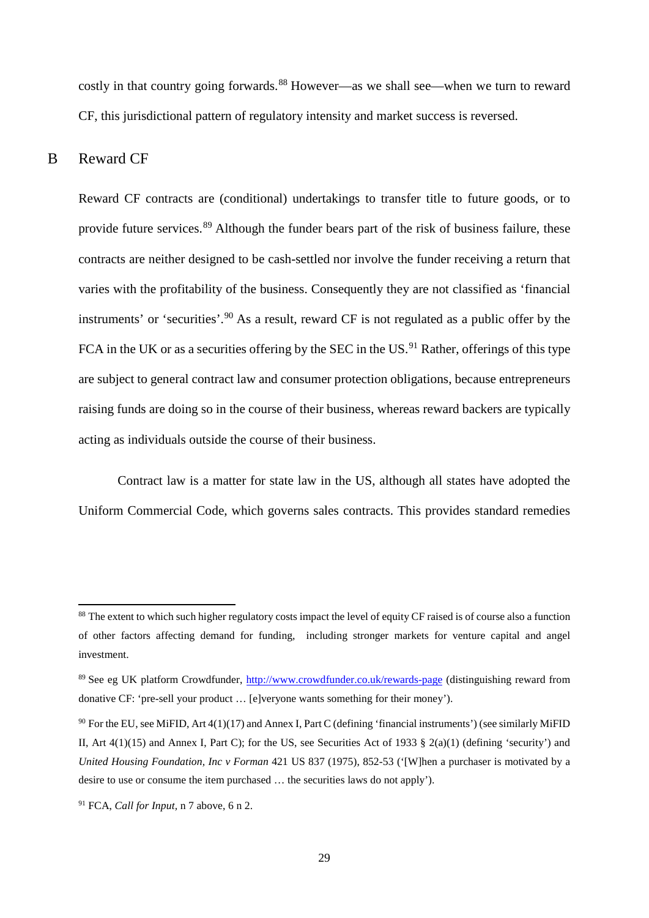costly in that country going forwards.[88] However—as we shall see—when we turn to reward CF, this jurisdictional pattern of regulatory intensity and market success is reversed.

## B Reward CF

Reward CF contracts are (conditional) undertakings to transfer title to future goods, or to provide future services.[89] Although the funder bears part of the risk of business failure, these contracts are neither designed to be cash-settled nor involve the funder receiving a return that varies with the profitability of the business. Consequently they are not classified as 'financial instruments' or 'securities'.[90] As a result, reward CF is not regulated as a public offer by the FCA in the UK or as a securities offering by the SEC in the US.[91] Rather, offerings of this type are subject to general contract law and consumer protection obligations, because entrepreneurs raising funds are doing so in the course of their business, whereas reward backers are typically acting as individuals outside the course of their business.

Contract law is a matter for state law in the US, although all states have adopted the Uniform Commercial Code, which governs sales contracts. This provides standard remedies

---

[88] The extent to which such higher regulatory costs impact the level of equity CF raised is of course also a function of other factors affecting demand for funding, including stronger markets for venture capital and angel investment.

[89] See eg UK platform Crowdfunder, http://www.crowdfunder.co.uk/rewards-page (distinguishing reward from donative CF: 'pre-sell your product … [e]veryone wants something for their money').

[90] For the EU, see MiFID, Art 4(1)(17) and Annex I, Part C (defining 'financial instruments') (see similarly MiFID II, Art 4(1)(15) and Annex I, Part C); for the US, see Securities Act of 1933 § 2(a)(1) (defining 'security') and *United Housing Foundation, Inc v Forman* 421 US 837 (1975), 852-53 ('[W]hen a purchaser is motivated by a desire to use or consume the item purchased … the securities laws do not apply').

[91] FCA, *Call for Input,* n 7 above, 6 n 2.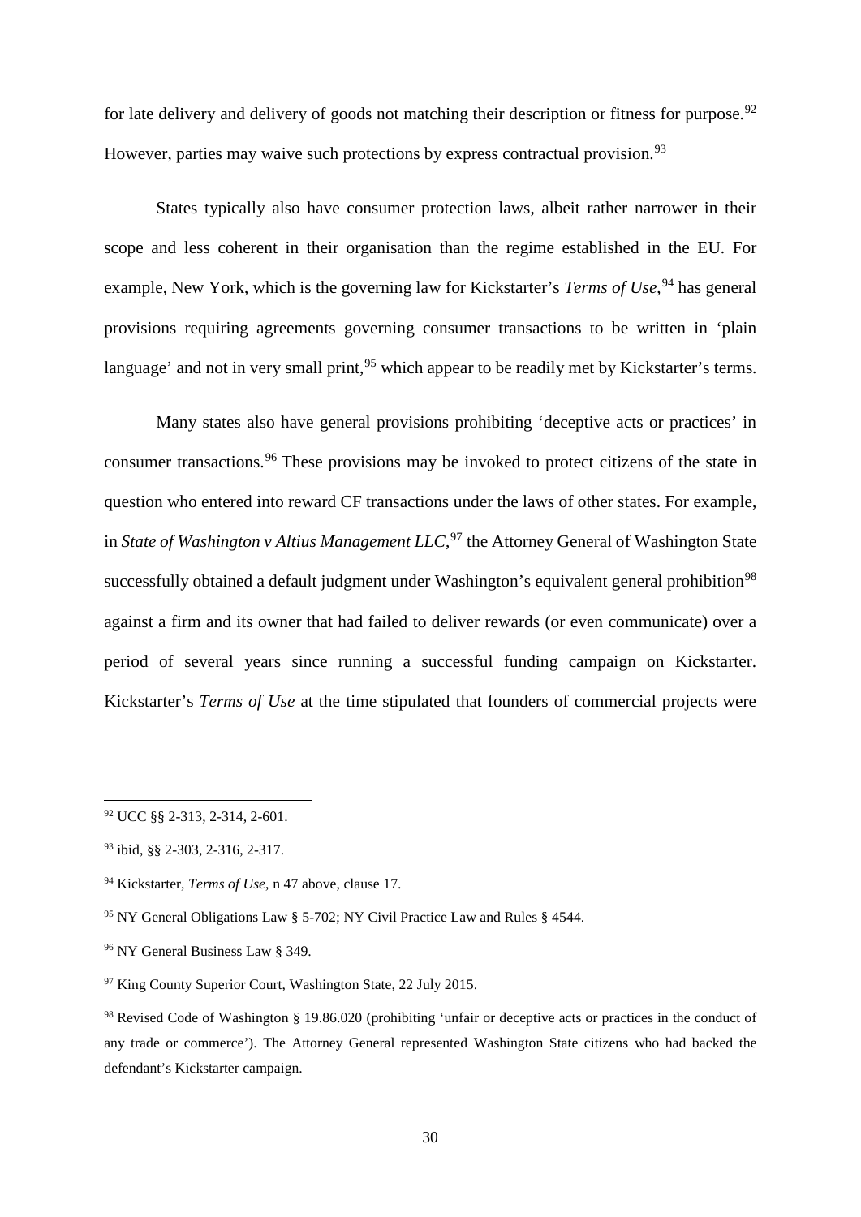for late delivery and delivery of goods not matching their description or fitness for purpose.[92] However, parties may waive such protections by express contractual provision.[93]

States typically also have consumer protection laws, albeit rather narrower in their scope and less coherent in their organisation than the regime established in the EU. For example, New York, which is the governing law for Kickstarter's *Terms of Use*,[94] has general provisions requiring agreements governing consumer transactions to be written in 'plain language' and not in very small print,[95] which appear to be readily met by Kickstarter's terms.

Many states also have general provisions prohibiting 'deceptive acts or practices' in consumer transactions.[96] These provisions may be invoked to protect citizens of the state in question who entered into reward CF transactions under the laws of other states. For example, in *State of Washington v Altius Management LLC*,[97] the Attorney General of Washington State successfully obtained a default judgment under Washington's equivalent general prohibition[98] against a firm and its owner that had failed to deliver rewards (or even communicate) over a period of several years since running a successful funding campaign on Kickstarter. Kickstarter's *Terms of Use* at the time stipulated that founders of commercial projects were

---

[92] UCC §§ 2-313, 2-314, 2-601.

[93] ibid, §§ 2-303, 2-316, 2-317.

[94] Kickstarter, *Terms of Use*, n 47 above, clause 17.

[95] NY General Obligations Law § 5-702; NY Civil Practice Law and Rules § 4544.

[96] NY General Business Law § 349.

[97] King County Superior Court, Washington State, 22 July 2015.

[98] Revised Code of Washington § 19.86.020 (prohibiting 'unfair or deceptive acts or practices in the conduct of any trade or commerce'). The Attorney General represented Washington State citizens who had backed the defendant's Kickstarter campaign.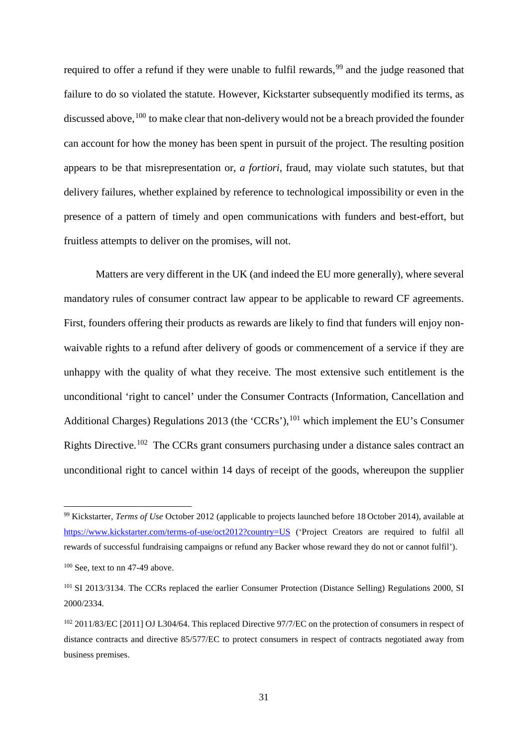required to offer a refund if they were unable to fulfil rewards,[99] and the judge reasoned that failure to do so violated the statute. However, Kickstarter subsequently modified its terms, as discussed above,[100] to make clear that non-delivery would not be a breach provided the founder can account for how the money has been spent in pursuit of the project. The resulting position appears to be that misrepresentation or, *a fortiori*, fraud, may violate such statutes, but that delivery failures, whether explained by reference to technological impossibility or even in the presence of a pattern of timely and open communications with funders and best-effort, but fruitless attempts to deliver on the promises, will not.

Matters are very different in the UK (and indeed the EU more generally), where several mandatory rules of consumer contract law appear to be applicable to reward CF agreements. First, founders offering their products as rewards are likely to find that funders will enjoy non-waivable rights to a refund after delivery of goods or commencement of a service if they are unhappy with the quality of what they receive. The most extensive such entitlement is the unconditional 'right to cancel' under the Consumer Contracts (Information, Cancellation and Additional Charges) Regulations 2013 (the 'CCRs'),[101] which implement the EU's Consumer Rights Directive.[102] The CCRs grant consumers purchasing under a distance sales contract an unconditional right to cancel within 14 days of receipt of the goods, whereupon the supplier

---

[99] Kickstarter, *Terms of Use* October 2012 (applicable to projects launched before 18 October 2014), available at https://www.kickstarter.com/terms-of-use/oct2012?country=US ('Project Creators are required to fulfil all rewards of successful fundraising campaigns or refund any Backer whose reward they do not or cannot fulfil').

[100] See, text to nn 47-49 above.

[101] SI 2013/3134. The CCRs replaced the earlier Consumer Protection (Distance Selling) Regulations 2000, SI 2000/2334.

[102] 2011/83/EC [2011] OJ L304/64. This replaced Directive 97/7/EC on the protection of consumers in respect of distance contracts and directive 85/577/EC to protect consumers in respect of contracts negotiated away from business premises.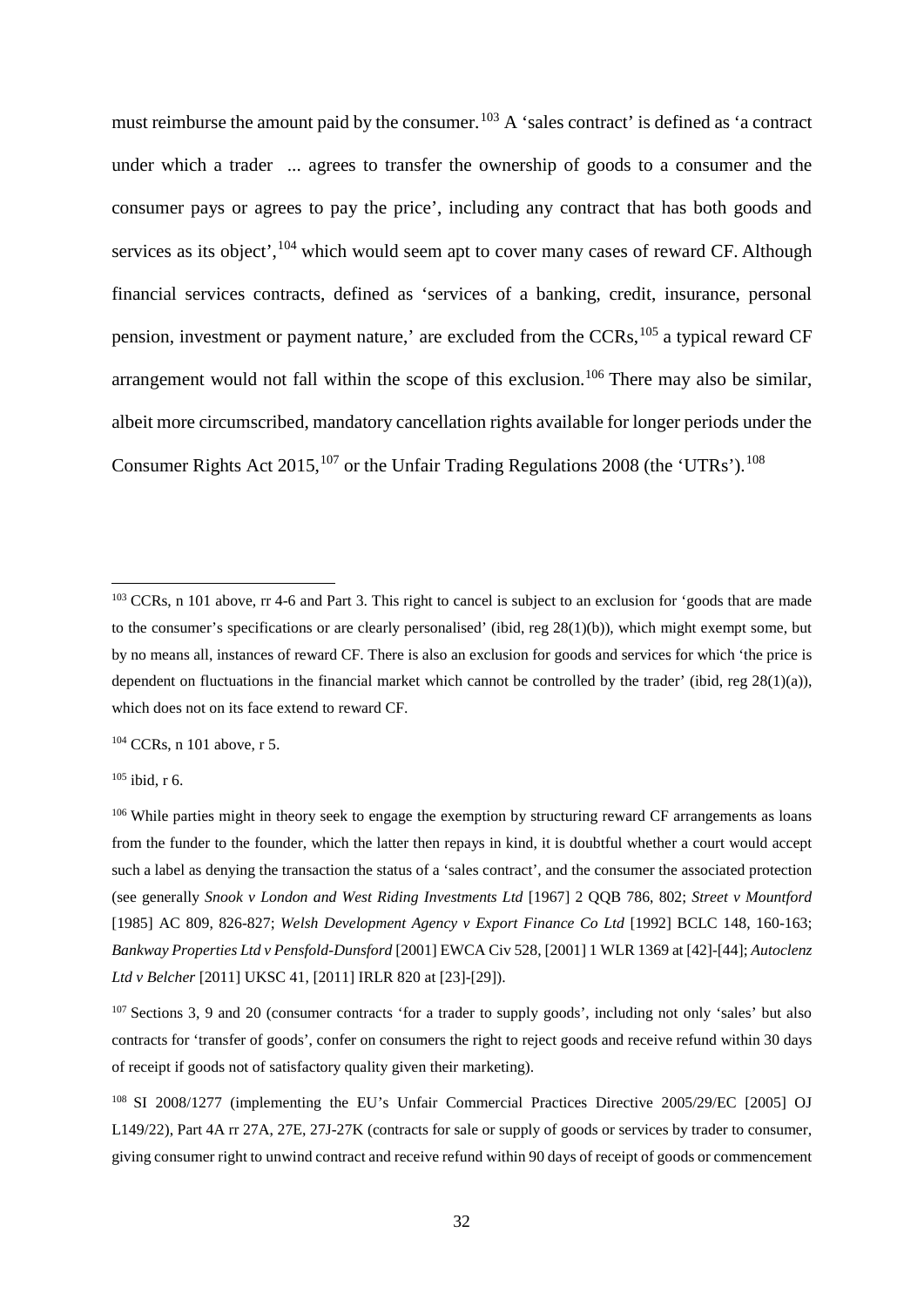must reimburse the amount paid by the consumer.[103] A 'sales contract' is defined as 'a contract under which a trader ... agrees to transfer the ownership of goods to a consumer and the consumer pays or agrees to pay the price', including any contract that has both goods and services as its object',[104] which would seem apt to cover many cases of reward CF. Although financial services contracts, defined as 'services of a banking, credit, insurance, personal pension, investment or payment nature,' are excluded from the CCRs,[105] a typical reward CF arrangement would not fall within the scope of this exclusion.[106] There may also be similar, albeit more circumscribed, mandatory cancellation rights available for longer periods under the Consumer Rights Act 2015,[107] or the Unfair Trading Regulations 2008 (the 'UTRs').[108]

---

[103] CCRs, n 101 above, rr 4-6 and Part 3. This right to cancel is subject to an exclusion for 'goods that are made to the consumer's specifications or are clearly personalised' (ibid, reg 28(1)(b)), which might exempt some, but by no means all, instances of reward CF. There is also an exclusion for goods and services for which 'the price is dependent on fluctuations in the financial market which cannot be controlled by the trader' (ibid, reg 28(1)(a)), which does not on its face extend to reward CF.

[104] CCRs, n 101 above, r 5.

[105] ibid, r 6.

[106] While parties might in theory seek to engage the exemption by structuring reward CF arrangements as loans from the funder to the founder, which the latter then repays in kind, it is doubtful whether a court would accept such a label as denying the transaction the status of a 'sales contract', and the consumer the associated protection (see generally *Snook v London and West Riding Investments Ltd* [1967] 2 QQB 786, 802; *Street v Mountford* [1985] AC 809, 826-827; *Welsh Development Agency v Export Finance Co Ltd* [1992] BCLC 148, 160-163; *Bankway Properties Ltd v Pensfold-Dunsford* [2001] EWCA Civ 528, [2001] 1 WLR 1369 at [42]-[44]; *Autoclenz Ltd v Belcher* [2011] UKSC 41, [2011] IRLR 820 at [23]-[29]).

[107] Sections 3, 9 and 20 (consumer contracts 'for a trader to supply goods', including not only 'sales' but also contracts for 'transfer of goods', confer on consumers the right to reject goods and receive refund within 30 days of receipt if goods not of satisfactory quality given their marketing).

[108] SI 2008/1277 (implementing the EU's Unfair Commercial Practices Directive 2005/29/EC [2005] OJ L149/22), Part 4A rr 27A, 27E, 27J-27K (contracts for sale or supply of goods or services by trader to consumer, giving consumer right to unwind contract and receive refund within 90 days of receipt of goods or commencement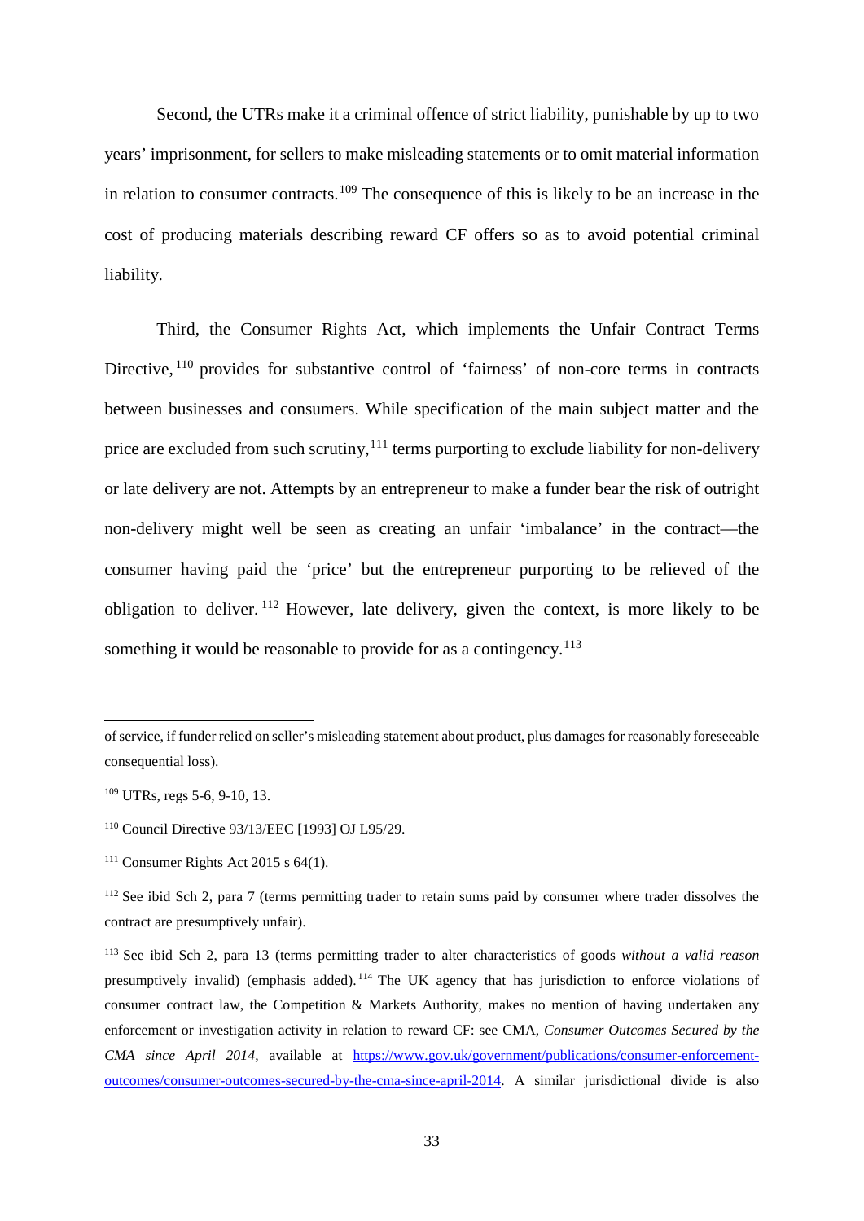Second, the UTRs make it a criminal offence of strict liability, punishable by up to two years' imprisonment, for sellers to make misleading statements or to omit material information in relation to consumer contracts.[109] The consequence of this is likely to be an increase in the cost of producing materials describing reward CF offers so as to avoid potential criminal liability.

Third, the Consumer Rights Act, which implements the Unfair Contract Terms Directive,[110] provides for substantive control of 'fairness' of non-core terms in contracts between businesses and consumers. While specification of the main subject matter and the price are excluded from such scrutiny,[111] terms purporting to exclude liability for non-delivery or late delivery are not. Attempts by an entrepreneur to make a funder bear the risk of outright non-delivery might well be seen as creating an unfair 'imbalance' in the contract—the consumer having paid the 'price' but the entrepreneur purporting to be relieved of the obligation to deliver.[112] However, late delivery, given the context, is more likely to be something it would be reasonable to provide for as a contingency.[113]

---

of service, if funder relied on seller's misleading statement about product, plus damages for reasonably foreseeable consequential loss).

[109] UTRs, regs 5-6, 9-10, 13.

[110] Council Directive 93/13/EEC [1993] OJ L95/29.

[111] Consumer Rights Act 2015 s 64(1).

[112] See ibid Sch 2, para 7 (terms permitting trader to retain sums paid by consumer where trader dissolves the contract are presumptively unfair).

[113] See ibid Sch 2, para 13 (terms permitting trader to alter characteristics of goods *without a valid reason* presumptively invalid) (emphasis added).[114] The UK agency that has jurisdiction to enforce violations of consumer contract law, the Competition & Markets Authority, makes no mention of having undertaken any enforcement or investigation activity in relation to reward CF: see CMA, *Consumer Outcomes Secured by the CMA since April 2014*, available at https://www.gov.uk/government/publications/consumer-enforcement-outcomes/consumer-outcomes-secured-by-the-cma-since-april-2014. A similar jurisdictional divide is also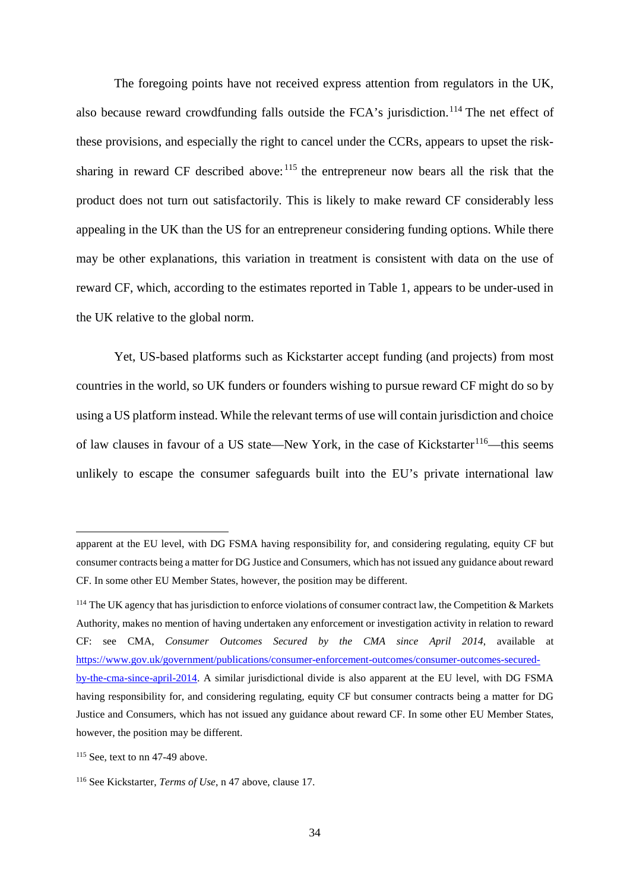The foregoing points have not received express attention from regulators in the UK, also because reward crowdfunding falls outside the FCA's jurisdiction.[114] The net effect of these provisions, and especially the right to cancel under the CCRs, appears to upset the risk-sharing in reward CF described above:[115] the entrepreneur now bears all the risk that the product does not turn out satisfactorily. This is likely to make reward CF considerably less appealing in the UK than the US for an entrepreneur considering funding options. While there may be other explanations, this variation in treatment is consistent with data on the use of reward CF, which, according to the estimates reported in Table 1, appears to be under-used in the UK relative to the global norm.

Yet, US-based platforms such as Kickstarter accept funding (and projects) from most countries in the world, so UK funders or founders wishing to pursue reward CF might do so by using a US platform instead. While the relevant terms of use will contain jurisdiction and choice of law clauses in favour of a US state—New York, in the case of Kickstarter[116]—this seems unlikely to escape the consumer safeguards built into the EU's private international law

---

apparent at the EU level, with DG FSMA having responsibility for, and considering regulating, equity CF but consumer contracts being a matter for DG Justice and Consumers, which has not issued any guidance about reward CF. In some other EU Member States, however, the position may be different.

[114] The UK agency that has jurisdiction to enforce violations of consumer contract law, the Competition & Markets Authority, makes no mention of having undertaken any enforcement or investigation activity in relation to reward CF: see CMA, *Consumer Outcomes Secured by the CMA since April 2014*, available at https://www.gov.uk/government/publications/consumer-enforcement-outcomes/consumer-outcomes-secured-by-the-cma-since-april-2014. A similar jurisdictional divide is also apparent at the EU level, with DG FSMA having responsibility for, and considering regulating, equity CF but consumer contracts being a matter for DG Justice and Consumers, which has not issued any guidance about reward CF. In some other EU Member States, however, the position may be different.

[115] See, text to nn 47-49 above.

[116] See Kickstarter, *Terms of Use*, n 47 above, clause 17.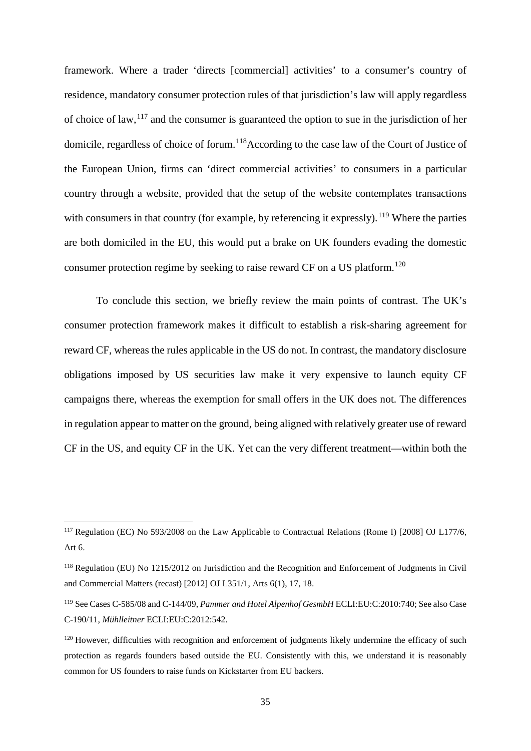framework. Where a trader 'directs [commercial] activities' to a consumer's country of residence, mandatory consumer protection rules of that jurisdiction's law will apply regardless of choice of law,[117] and the consumer is guaranteed the option to sue in the jurisdiction of her domicile, regardless of choice of forum.[118] According to the case law of the Court of Justice of the European Union, firms can 'direct commercial activities' to consumers in a particular country through a website, provided that the setup of the website contemplates transactions with consumers in that country (for example, by referencing it expressly).[119] Where the parties are both domiciled in the EU, this would put a brake on UK founders evading the domestic consumer protection regime by seeking to raise reward CF on a US platform.[120]

To conclude this section, we briefly review the main points of contrast. The UK's consumer protection framework makes it difficult to establish a risk-sharing agreement for reward CF, whereas the rules applicable in the US do not. In contrast, the mandatory disclosure obligations imposed by US securities law make it very expensive to launch equity CF campaigns there, whereas the exemption for small offers in the UK does not. The differences in regulation appear to matter on the ground, being aligned with relatively greater use of reward CF in the US, and equity CF in the UK. Yet can the very different treatment—within both the

---

[117] Regulation (EC) No 593/2008 on the Law Applicable to Contractual Relations (Rome I) [2008] OJ L177/6, Art 6.

[118] Regulation (EU) No 1215/2012 on Jurisdiction and the Recognition and Enforcement of Judgments in Civil and Commercial Matters (recast) [2012] OJ L351/1, Arts 6(1), 17, 18.

[119] See Cases C-585/08 and C-144/09, *Pammer and Hotel Alpenhof GesmbH* ECLI:EU:C:2010:740; See also Case C-190/11, *Mühlleitner* ECLI:EU:C:2012:542.

[120] However, difficulties with recognition and enforcement of judgments likely undermine the efficacy of such protection as regards founders based outside the EU. Consistently with this, we understand it is reasonably common for US founders to raise funds on Kickstarter from EU backers.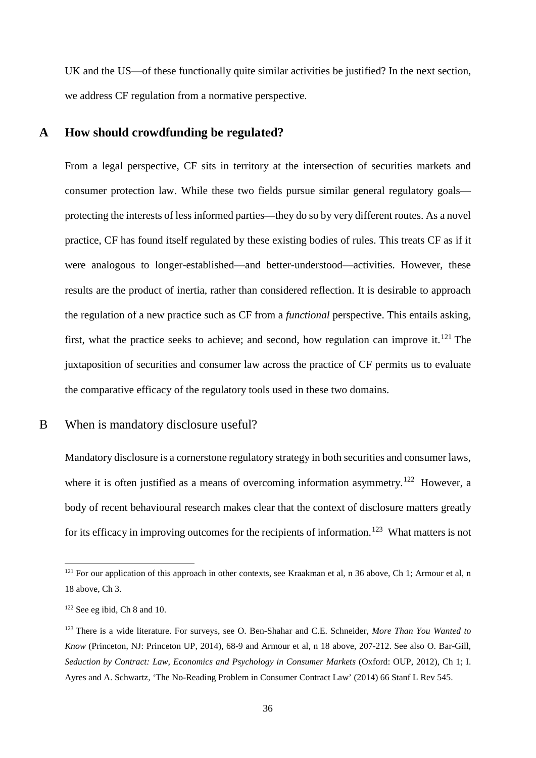UK and the US—of these functionally quite similar activities be justified? In the next section, we address CF regulation from a normative perspective.

## A How should crowdfunding be regulated?

From a legal perspective, CF sits in territory at the intersection of securities markets and consumer protection law. While these two fields pursue similar general regulatory goals—protecting the interests of less informed parties—they do so by very different routes. As a novel practice, CF has found itself regulated by these existing bodies of rules. This treats CF as if it were analogous to longer-established—and better-understood—activities. However, these results are the product of inertia, rather than considered reflection. It is desirable to approach the regulation of a new practice such as CF from a *functional* perspective. This entails asking, first, what the practice seeks to achieve; and second, how regulation can improve it.[121] The juxtaposition of securities and consumer law across the practice of CF permits us to evaluate the comparative efficacy of the regulatory tools used in these two domains.

### B When is mandatory disclosure useful?

Mandatory disclosure is a cornerstone regulatory strategy in both securities and consumer laws, where it is often justified as a means of overcoming information asymmetry.[122] However, a body of recent behavioural research makes clear that the context of disclosure matters greatly for its efficacy in improving outcomes for the recipients of information.[123] What matters is not

---

[121] For our application of this approach in other contexts, see Kraakman et al, n 36 above, Ch 1; Armour et al, n 18 above, Ch 3.

[122] See eg ibid, Ch 8 and 10.

[123] There is a wide literature. For surveys, see O. Ben-Shahar and C.E. Schneider, *More Than You Wanted to Know* (Princeton, NJ: Princeton UP, 2014), 68-9 and Armour et al, n 18 above, 207-212. See also O. Bar-Gill, *Seduction by Contract: Law, Economics and Psychology in Consumer Markets* (Oxford: OUP, 2012), Ch 1; I. Ayres and A. Schwartz, 'The No-Reading Problem in Consumer Contract Law' (2014) 66 Stanf L Rev 545.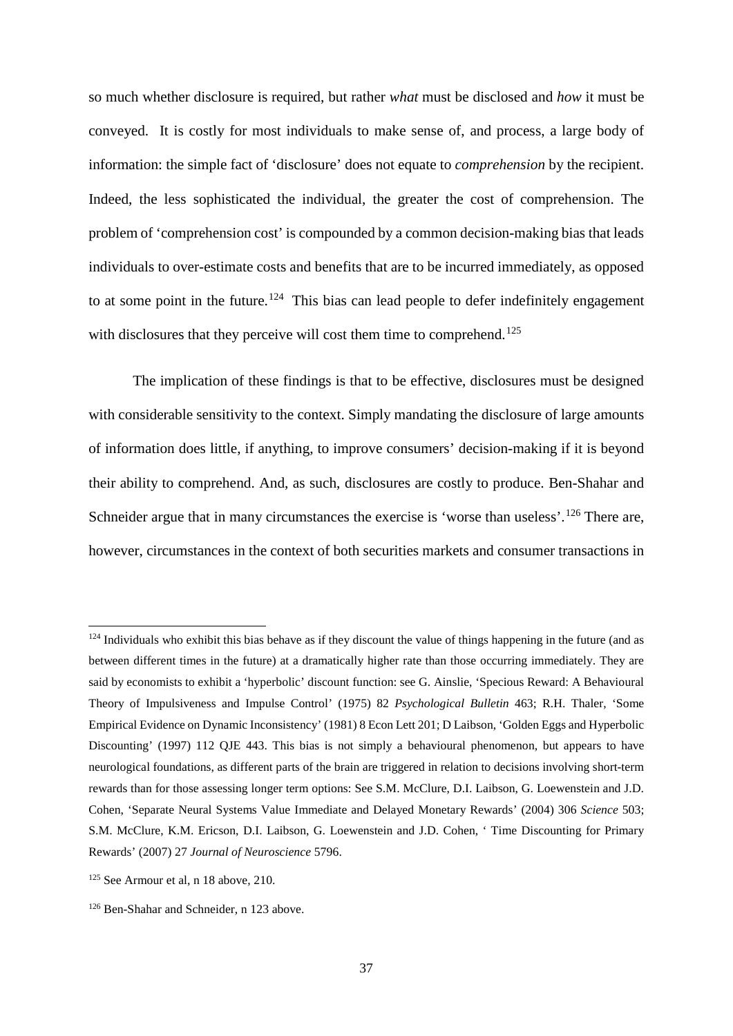so much whether disclosure is required, but rather *what* must be disclosed and *how* it must be conveyed. It is costly for most individuals to make sense of, and process, a large body of information: the simple fact of 'disclosure' does not equate to *comprehension* by the recipient. Indeed, the less sophisticated the individual, the greater the cost of comprehension. The problem of 'comprehension cost' is compounded by a common decision-making bias that leads individuals to over-estimate costs and benefits that are to be incurred immediately, as opposed to at some point in the future.[124] This bias can lead people to defer indefinitely engagement with disclosures that they perceive will cost them time to comprehend.[125]

The implication of these findings is that to be effective, disclosures must be designed with considerable sensitivity to the context. Simply mandating the disclosure of large amounts of information does little, if anything, to improve consumers' decision-making if it is beyond their ability to comprehend. And, as such, disclosures are costly to produce. Ben-Shahar and Schneider argue that in many circumstances the exercise is 'worse than useless'.[126] There are, however, circumstances in the context of both securities markets and consumer transactions in

---

[124] Individuals who exhibit this bias behave as if they discount the value of things happening in the future (and as between different times in the future) at a dramatically higher rate than those occurring immediately. They are said by economists to exhibit a 'hyperbolic' discount function: see G. Ainslie, 'Specious Reward: A Behavioural Theory of Impulsiveness and Impulse Control' (1975) 82 *Psychological Bulletin* 463; R.H. Thaler, 'Some Empirical Evidence on Dynamic Inconsistency' (1981) 8 Econ Lett 201; D Laibson, 'Golden Eggs and Hyperbolic Discounting' (1997) 112 QJE 443. This bias is not simply a behavioural phenomenon, but appears to have neurological foundations, as different parts of the brain are triggered in relation to decisions involving short-term rewards than for those assessing longer term options: See S.M. McClure, D.I. Laibson, G. Loewenstein and J.D. Cohen, 'Separate Neural Systems Value Immediate and Delayed Monetary Rewards' (2004) 306 *Science* 503; S.M. McClure, K.M. Ericson, D.I. Laibson, G. Loewenstein and J.D. Cohen, ' Time Discounting for Primary Rewards' (2007) 27 *Journal of Neuroscience* 5796.

[125] See Armour et al, n 18 above, 210.

[126] Ben-Shahar and Schneider, n 123 above.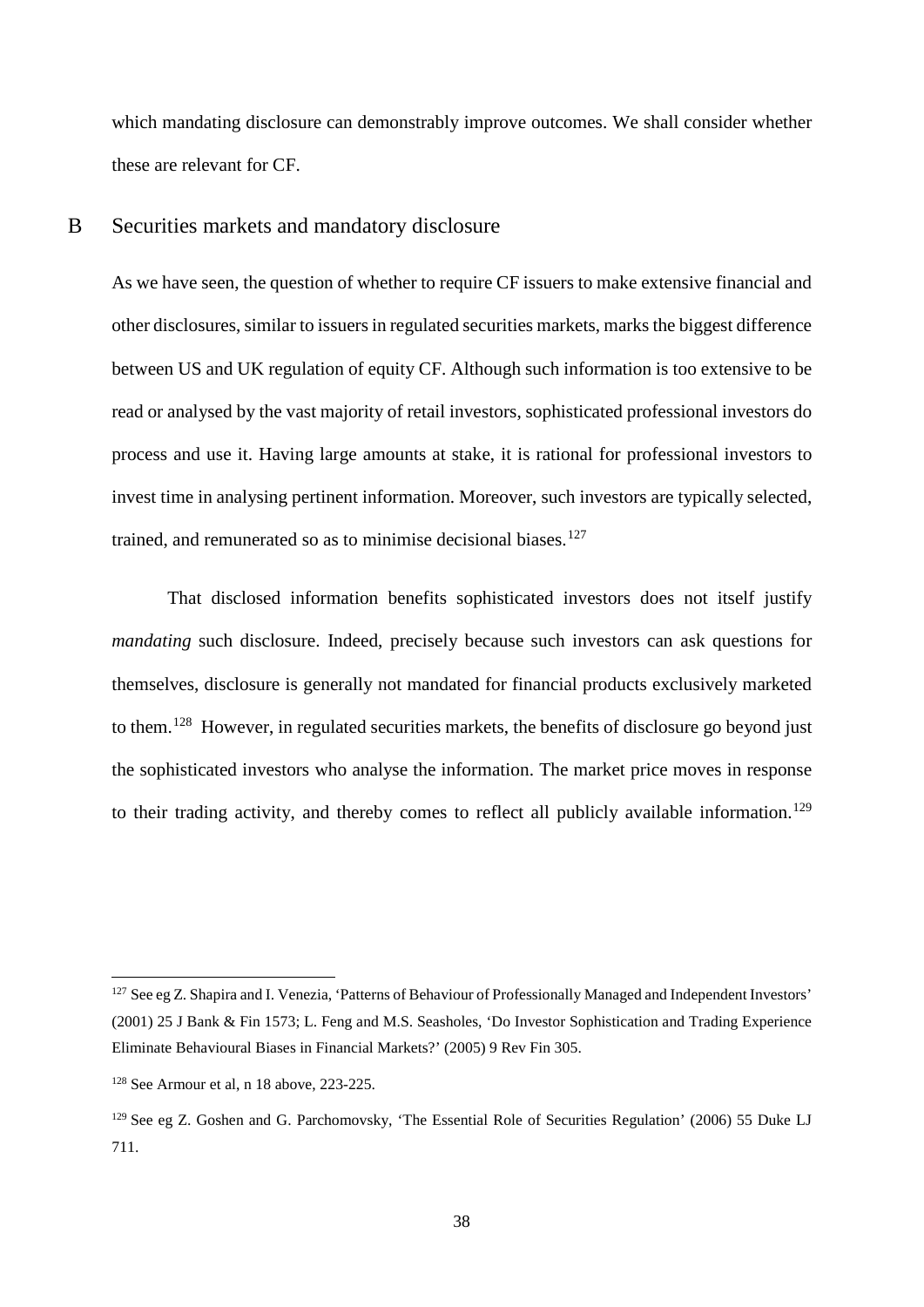which mandating disclosure can demonstrably improve outcomes. We shall consider whether these are relevant for CF.

## B Securities markets and mandatory disclosure

As we have seen, the question of whether to require CF issuers to make extensive financial and other disclosures, similar to issuers in regulated securities markets, marks the biggest difference between US and UK regulation of equity CF. Although such information is too extensive to be read or analysed by the vast majority of retail investors, sophisticated professional investors do process and use it. Having large amounts at stake, it is rational for professional investors to invest time in analysing pertinent information. Moreover, such investors are typically selected, trained, and remunerated so as to minimise decisional biases.[127]

That disclosed information benefits sophisticated investors does not itself justify *mandating* such disclosure. Indeed, precisely because such investors can ask questions for themselves, disclosure is generally not mandated for financial products exclusively marketed to them.[128] However, in regulated securities markets, the benefits of disclosure go beyond just the sophisticated investors who analyse the information. The market price moves in response to their trading activity, and thereby comes to reflect all publicly available information.[129]

---

[127] See eg Z. Shapira and I. Venezia, 'Patterns of Behaviour of Professionally Managed and Independent Investors' (2001) 25 J Bank & Fin 1573; L. Feng and M.S. Seasholes, 'Do Investor Sophistication and Trading Experience Eliminate Behavioural Biases in Financial Markets?' (2005) 9 Rev Fin 305.

[128] See Armour et al, n 18 above, 223-225.

[129] See eg Z. Goshen and G. Parchomovsky, 'The Essential Role of Securities Regulation' (2006) 55 Duke LJ 711.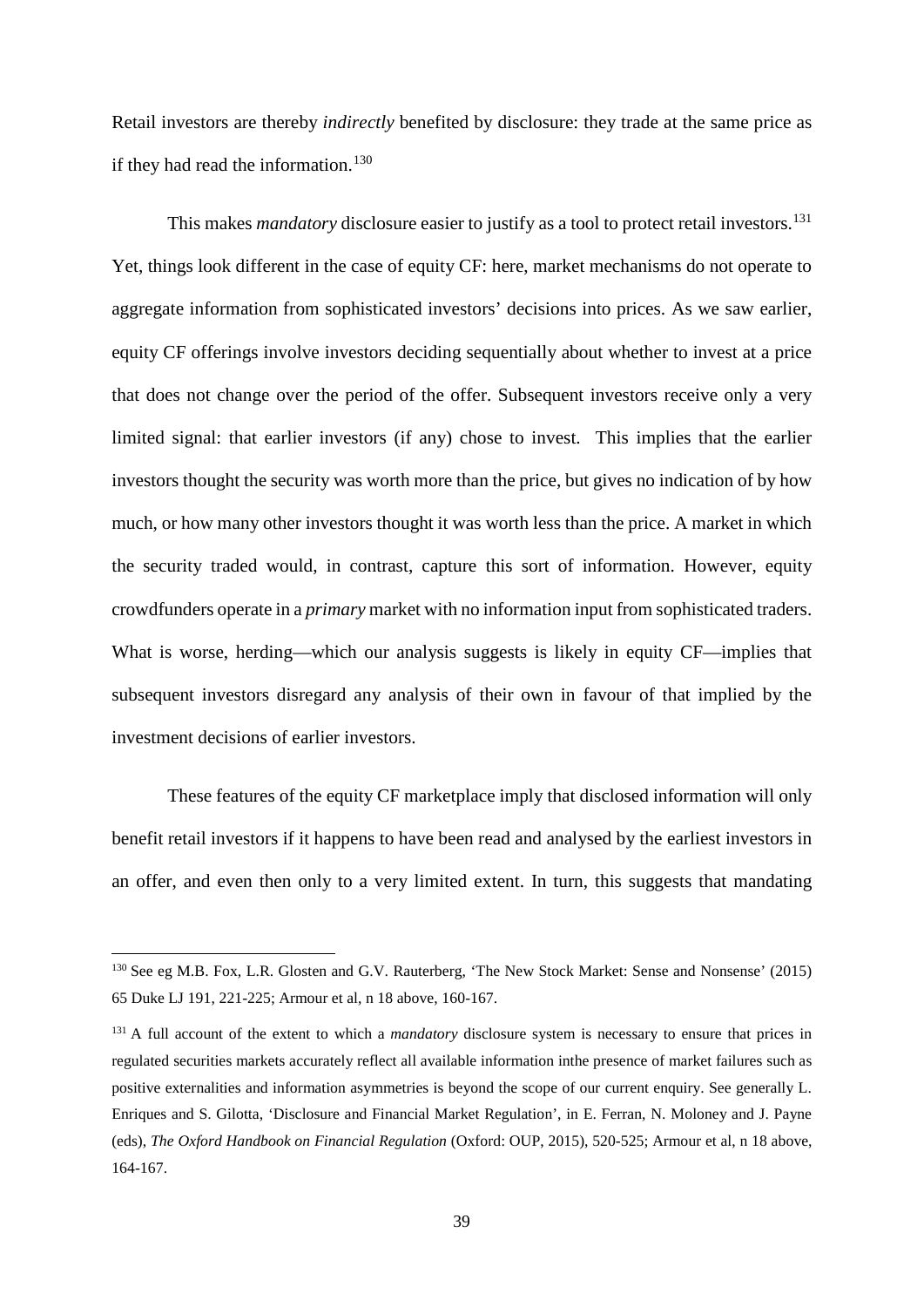Retail investors are thereby *indirectly* benefited by disclosure: they trade at the same price as if they had read the information.[130]

This makes *mandatory* disclosure easier to justify as a tool to protect retail investors.[131] Yet, things look different in the case of equity CF: here, market mechanisms do not operate to aggregate information from sophisticated investors' decisions into prices. As we saw earlier, equity CF offerings involve investors deciding sequentially about whether to invest at a price that does not change over the period of the offer. Subsequent investors receive only a very limited signal: that earlier investors (if any) chose to invest. This implies that the earlier investors thought the security was worth more than the price, but gives no indication of by how much, or how many other investors thought it was worth less than the price. A market in which the security traded would, in contrast, capture this sort of information. However, equity crowdfunders operate in a *primary* market with no information input from sophisticated traders. What is worse, herding—which our analysis suggests is likely in equity CF—implies that subsequent investors disregard any analysis of their own in favour of that implied by the investment decisions of earlier investors.

These features of the equity CF marketplace imply that disclosed information will only benefit retail investors if it happens to have been read and analysed by the earliest investors in an offer, and even then only to a very limited extent. In turn, this suggests that mandating

---

[130] See eg M.B. Fox, L.R. Glosten and G.V. Rauterberg, 'The New Stock Market: Sense and Nonsense' (2015) 65 Duke LJ 191, 221-225; Armour et al, n 18 above, 160-167.

[131] A full account of the extent to which a *mandatory* disclosure system is necessary to ensure that prices in regulated securities markets accurately reflect all available information inthe presence of market failures such as positive externalities and information asymmetries is beyond the scope of our current enquiry. See generally L. Enriques and S. Gilotta, 'Disclosure and Financial Market Regulation', in E. Ferran, N. Moloney and J. Payne (eds), *The Oxford Handbook on Financial Regulation* (Oxford: OUP, 2015), 520-525; Armour et al, n 18 above, 164-167.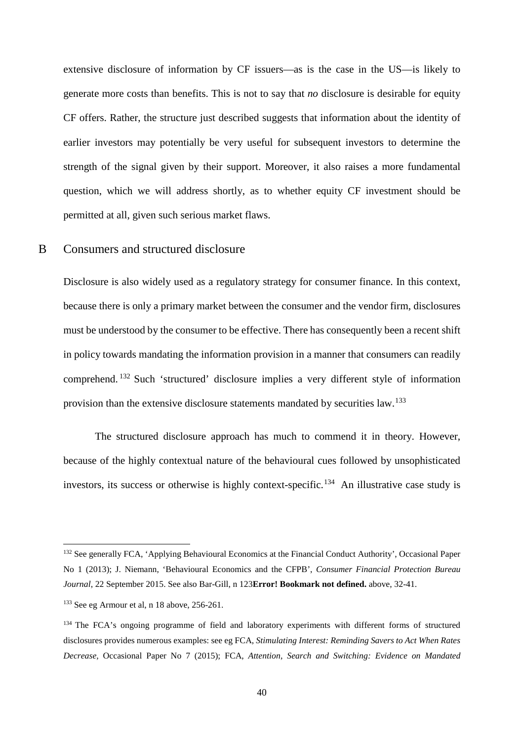extensive disclosure of information by CF issuers—as is the case in the US—is likely to generate more costs than benefits. This is not to say that *no* disclosure is desirable for equity CF offers. Rather, the structure just described suggests that information about the identity of earlier investors may potentially be very useful for subsequent investors to determine the strength of the signal given by their support. Moreover, it also raises a more fundamental question, which we will address shortly, as to whether equity CF investment should be permitted at all, given such serious market flaws.

## B Consumers and structured disclosure

Disclosure is also widely used as a regulatory strategy for consumer finance. In this context, because there is only a primary market between the consumer and the vendor firm, disclosures must be understood by the consumer to be effective. There has consequently been a recent shift in policy towards mandating the information provision in a manner that consumers can readily comprehend.[132] Such 'structured' disclosure implies a very different style of information provision than the extensive disclosure statements mandated by securities law.[133]

The structured disclosure approach has much to commend it in theory. However, because of the highly contextual nature of the behavioural cues followed by unsophisticated investors, its success or otherwise is highly context-specific.[134] An illustrative case study is

---

[132] See generally FCA, 'Applying Behavioural Economics at the Financial Conduct Authority', Occasional Paper No 1 (2013); J. Niemann, 'Behavioural Economics and the CFPB', *Consumer Financial Protection Bureau Journal*, 22 September 2015. See also Bar-Gill, n 123**Error! Bookmark not defined.** above, 32-41.

[133] See eg Armour et al, n 18 above, 256-261.

[134] The FCA's ongoing programme of field and laboratory experiments with different forms of structured disclosures provides numerous examples: see eg FCA, *Stimulating Interest: Reminding Savers to Act When Rates Decrease*, Occasional Paper No 7 (2015); FCA, *Attention, Search and Switching: Evidence on Mandated*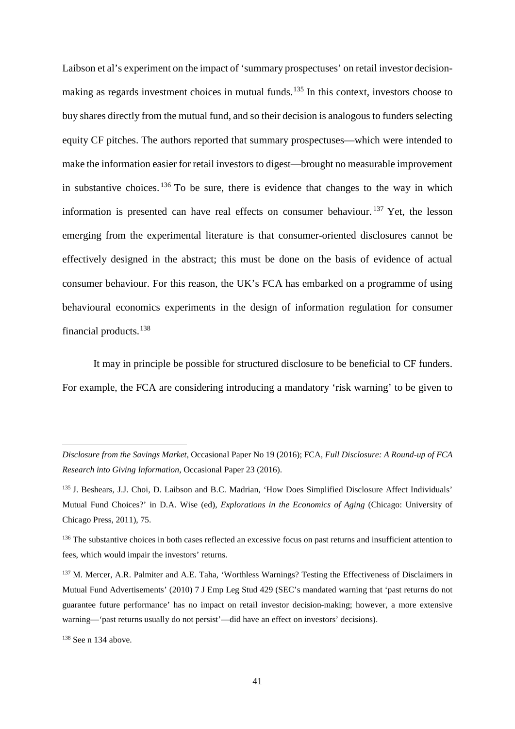Laibson et al's experiment on the impact of 'summary prospectuses' on retail investor decision-making as regards investment choices in mutual funds.[135] In this context, investors choose to buy shares directly from the mutual fund, and so their decision is analogous to funders selecting equity CF pitches. The authors reported that summary prospectuses—which were intended to make the information easier for retail investors to digest—brought no measurable improvement in substantive choices.[136] To be sure, there is evidence that changes to the way in which information is presented can have real effects on consumer behaviour.[137] Yet, the lesson emerging from the experimental literature is that consumer-oriented disclosures cannot be effectively designed in the abstract; this must be done on the basis of evidence of actual consumer behaviour. For this reason, the UK's FCA has embarked on a programme of using behavioural economics experiments in the design of information regulation for consumer financial products.[138]

It may in principle be possible for structured disclosure to be beneficial to CF funders. For example, the FCA are considering introducing a mandatory 'risk warning' to be given to

---

*Disclosure from the Savings Market,* Occasional Paper No 19 (2016); FCA, *Full Disclosure: A Round-up of FCA Research into Giving Information,* Occasional Paper 23 (2016).

[135] J. Beshears, J.J. Choi, D. Laibson and B.C. Madrian, 'How Does Simplified Disclosure Affect Individuals' Mutual Fund Choices?' in D.A. Wise (ed), *Explorations in the Economics of Aging* (Chicago: University of Chicago Press, 2011), 75.

[136] The substantive choices in both cases reflected an excessive focus on past returns and insufficient attention to fees, which would impair the investors' returns.

[137] M. Mercer, A.R. Palmiter and A.E. Taha, 'Worthless Warnings? Testing the Effectiveness of Disclaimers in Mutual Fund Advertisements' (2010) 7 J Emp Leg Stud 429 (SEC's mandated warning that 'past returns do not guarantee future performance' has no impact on retail investor decision-making; however, a more extensive warning—'past returns usually do not persist'—did have an effect on investors' decisions).

[138] See n 134 above.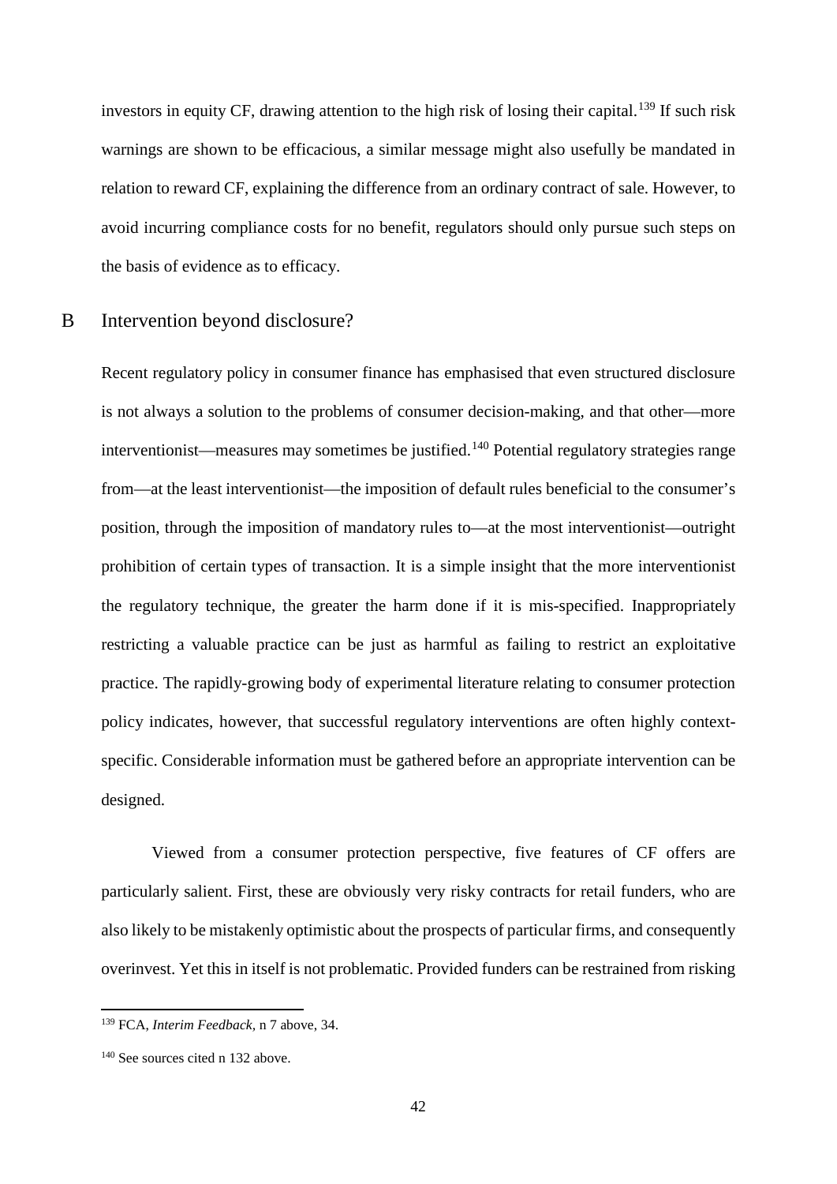investors in equity CF, drawing attention to the high risk of losing their capital.[139] If such risk warnings are shown to be efficacious, a similar message might also usefully be mandated in relation to reward CF, explaining the difference from an ordinary contract of sale. However, to avoid incurring compliance costs for no benefit, regulators should only pursue such steps on the basis of evidence as to efficacy.

## B Intervention beyond disclosure?

Recent regulatory policy in consumer finance has emphasised that even structured disclosure is not always a solution to the problems of consumer decision-making, and that other—more interventionist—measures may sometimes be justified.[140] Potential regulatory strategies range from—at the least interventionist—the imposition of default rules beneficial to the consumer's position, through the imposition of mandatory rules to—at the most interventionist—outright prohibition of certain types of transaction. It is a simple insight that the more interventionist the regulatory technique, the greater the harm done if it is mis-specified. Inappropriately restricting a valuable practice can be just as harmful as failing to restrict an exploitative practice. The rapidly-growing body of experimental literature relating to consumer protection policy indicates, however, that successful regulatory interventions are often highly context-specific. Considerable information must be gathered before an appropriate intervention can be designed.

Viewed from a consumer protection perspective, five features of CF offers are particularly salient. First, these are obviously very risky contracts for retail funders, who are also likely to be mistakenly optimistic about the prospects of particular firms, and consequently overinvest. Yet this in itself is not problematic. Provided funders can be restrained from risking

---

[139] FCA, *Interim Feedback*, n 7 above, 34.

[140] See sources cited n 132 above.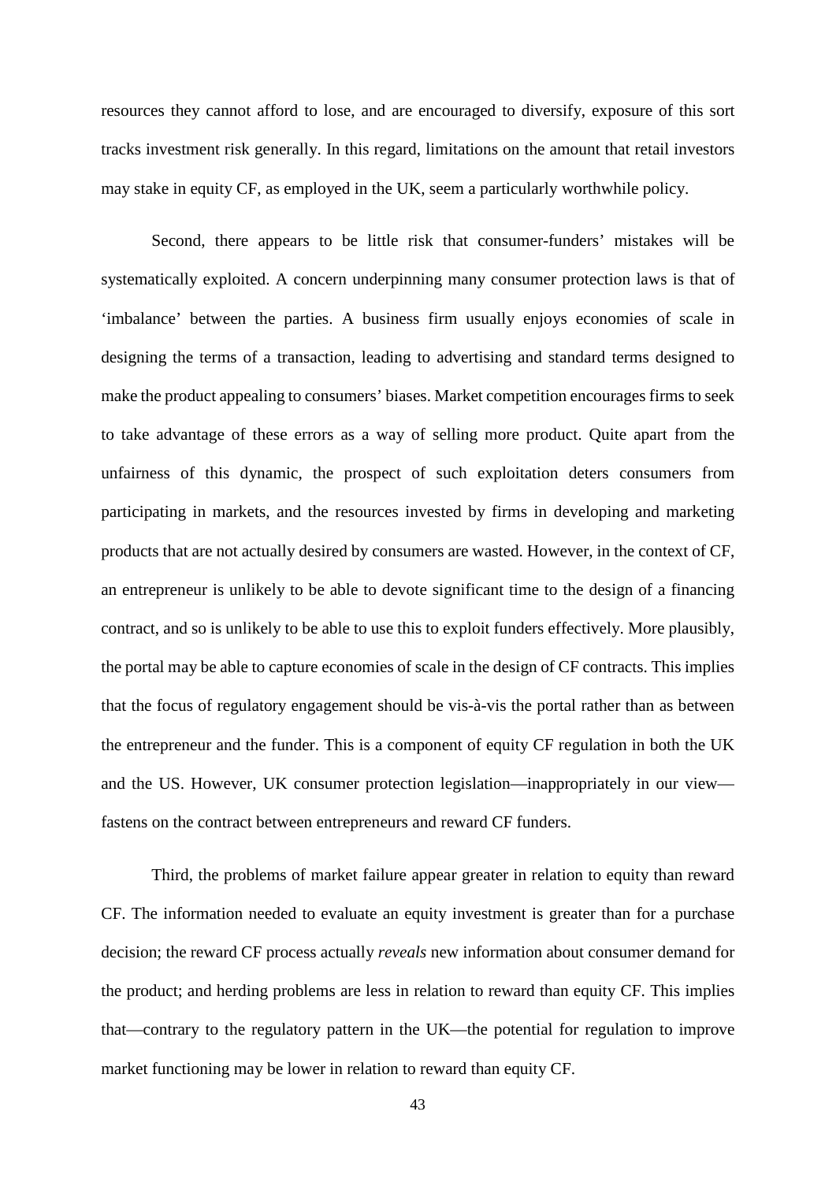resources they cannot afford to lose, and are encouraged to diversify, exposure of this sort tracks investment risk generally. In this regard, limitations on the amount that retail investors may stake in equity CF, as employed in the UK, seem a particularly worthwhile policy.

Second, there appears to be little risk that consumer-funders' mistakes will be systematically exploited. A concern underpinning many consumer protection laws is that of 'imbalance' between the parties. A business firm usually enjoys economies of scale in designing the terms of a transaction, leading to advertising and standard terms designed to make the product appealing to consumers' biases. Market competition encourages firms to seek to take advantage of these errors as a way of selling more product. Quite apart from the unfairness of this dynamic, the prospect of such exploitation deters consumers from participating in markets, and the resources invested by firms in developing and marketing products that are not actually desired by consumers are wasted. However, in the context of CF, an entrepreneur is unlikely to be able to devote significant time to the design of a financing contract, and so is unlikely to be able to use this to exploit funders effectively. More plausibly, the portal may be able to capture economies of scale in the design of CF contracts. This implies that the focus of regulatory engagement should be vis-à-vis the portal rather than as between the entrepreneur and the funder. This is a component of equity CF regulation in both the UK and the US. However, UK consumer protection legislation—inappropriately in our view—fastens on the contract between entrepreneurs and reward CF funders.

Third, the problems of market failure appear greater in relation to equity than reward CF. The information needed to evaluate an equity investment is greater than for a purchase decision; the reward CF process actually *reveals* new information about consumer demand for the product; and herding problems are less in relation to reward than equity CF. This implies that—contrary to the regulatory pattern in the UK—the potential for regulation to improve market functioning may be lower in relation to reward than equity CF.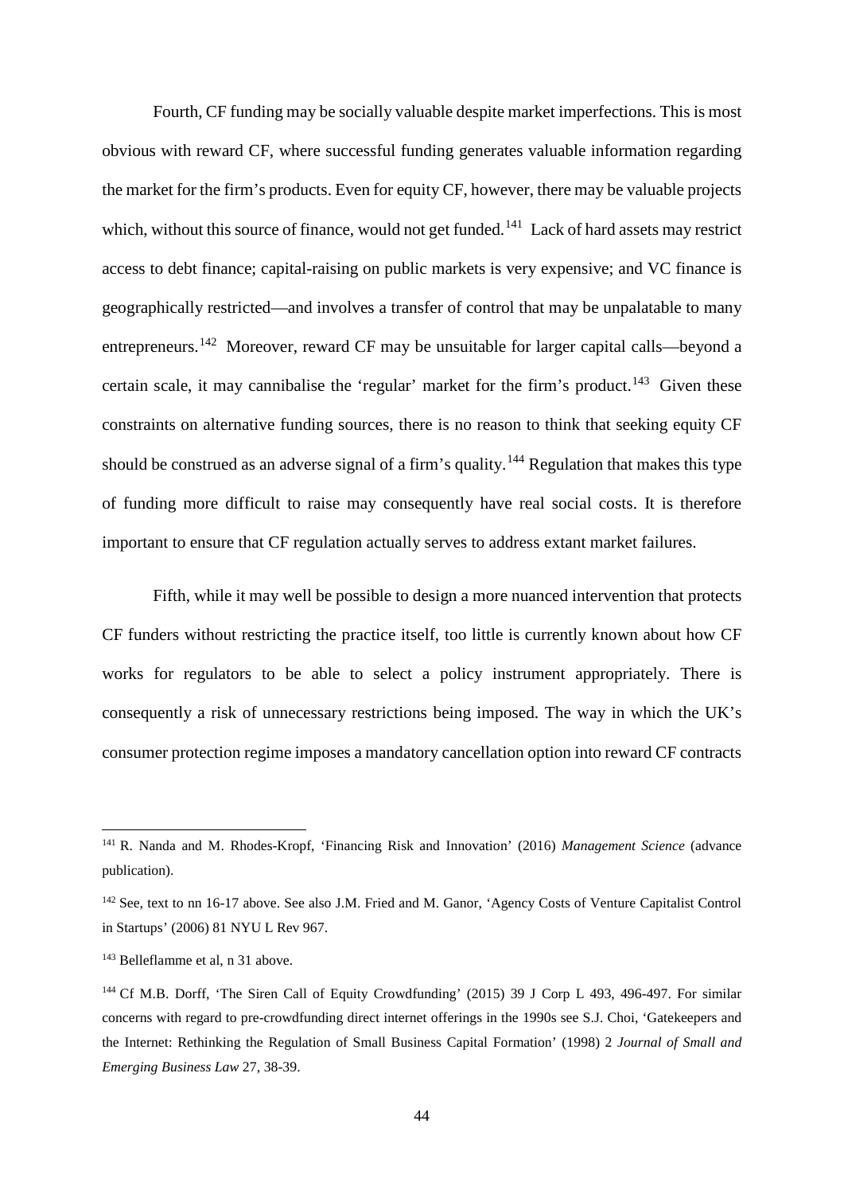Fourth, CF funding may be socially valuable despite market imperfections. This is most obvious with reward CF, where successful funding generates valuable information regarding the market for the firm's products. Even for equity CF, however, there may be valuable projects which, without this source of finance, would not get funded.[141] Lack of hard assets may restrict access to debt finance; capital-raising on public markets is very expensive; and VC finance is geographically restricted—and involves a transfer of control that may be unpalatable to many entrepreneurs.[142] Moreover, reward CF may be unsuitable for larger capital calls—beyond a certain scale, it may cannibalise the 'regular' market for the firm's product.[143] Given these constraints on alternative funding sources, there is no reason to think that seeking equity CF should be construed as an adverse signal of a firm's quality.[144] Regulation that makes this type of funding more difficult to raise may consequently have real social costs. It is therefore important to ensure that CF regulation actually serves to address extant market failures.

Fifth, while it may well be possible to design a more nuanced intervention that protects CF funders without restricting the practice itself, too little is currently known about how CF works for regulators to be able to select a policy instrument appropriately. There is consequently a risk of unnecessary restrictions being imposed. The way in which the UK's consumer protection regime imposes a mandatory cancellation option into reward CF contracts

---

[141] R. Nanda and M. Rhodes-Kropf, 'Financing Risk and Innovation' (2016) *Management Science* (advance publication).

[142] See, text to nn 16-17 above. See also J.M. Fried and M. Ganor, 'Agency Costs of Venture Capitalist Control in Startups' (2006) 81 NYU L Rev 967.

[143] Belleflamme et al, n 31 above.

[144] Cf M.B. Dorff, 'The Siren Call of Equity Crowdfunding' (2015) 39 J Corp L 493, 496-497. For similar concerns with regard to pre-crowdfunding direct internet offerings in the 1990s see S.J. Choi, 'Gatekeepers and the Internet: Rethinking the Regulation of Small Business Capital Formation' (1998) 2 *Journal of Small and Emerging Business Law* 27, 38-39.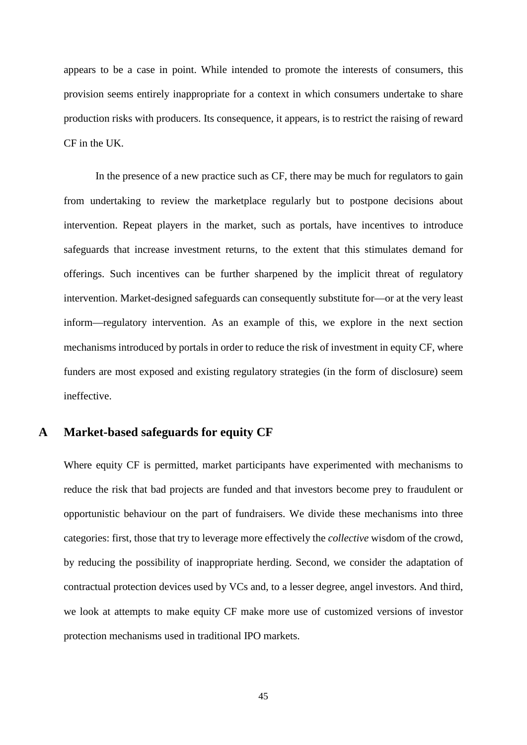appears to be a case in point. While intended to promote the interests of consumers, this provision seems entirely inappropriate for a context in which consumers undertake to share production risks with producers. Its consequence, it appears, is to restrict the raising of reward CF in the UK.

In the presence of a new practice such as CF, there may be much for regulators to gain from undertaking to review the marketplace regularly but to postpone decisions about intervention. Repeat players in the market, such as portals, have incentives to introduce safeguards that increase investment returns, to the extent that this stimulates demand for offerings. Such incentives can be further sharpened by the implicit threat of regulatory intervention. Market-designed safeguards can consequently substitute for—or at the very least inform—regulatory intervention. As an example of this, we explore in the next section mechanisms introduced by portals in order to reduce the risk of investment in equity CF, where funders are most exposed and existing regulatory strategies (in the form of disclosure) seem ineffective.

## A Market-based safeguards for equity CF

Where equity CF is permitted, market participants have experimented with mechanisms to reduce the risk that bad projects are funded and that investors become prey to fraudulent or opportunistic behaviour on the part of fundraisers. We divide these mechanisms into three categories: first, those that try to leverage more effectively the *collective* wisdom of the crowd, by reducing the possibility of inappropriate herding. Second, we consider the adaptation of contractual protection devices used by VCs and, to a lesser degree, angel investors. And third, we look at attempts to make equity CF make more use of customized versions of investor protection mechanisms used in traditional IPO markets.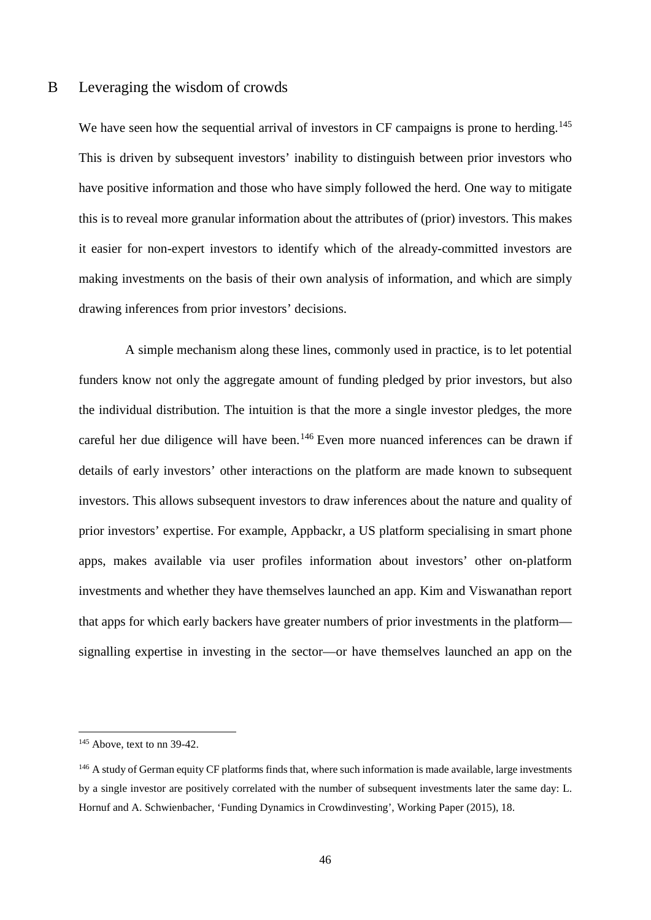## B Leveraging the wisdom of crowds

We have seen how the sequential arrival of investors in CF campaigns is prone to herding.[145] This is driven by subsequent investors' inability to distinguish between prior investors who have positive information and those who have simply followed the herd. One way to mitigate this is to reveal more granular information about the attributes of (prior) investors. This makes it easier for non-expert investors to identify which of the already-committed investors are making investments on the basis of their own analysis of information, and which are simply drawing inferences from prior investors' decisions.

A simple mechanism along these lines, commonly used in practice, is to let potential funders know not only the aggregate amount of funding pledged by prior investors, but also the individual distribution. The intuition is that the more a single investor pledges, the more careful her due diligence will have been.[146] Even more nuanced inferences can be drawn if details of early investors' other interactions on the platform are made known to subsequent investors. This allows subsequent investors to draw inferences about the nature and quality of prior investors' expertise. For example, Appbackr, a US platform specialising in smart phone apps, makes available via user profiles information about investors' other on-platform investments and whether they have themselves launched an app. Kim and Viswanathan report that apps for which early backers have greater numbers of prior investments in the platform—signalling expertise in investing in the sector—or have themselves launched an app on the

---

[145] Above, text to nn 39-42.

[146] A study of German equity CF platforms finds that, where such information is made available, large investments by a single investor are positively correlated with the number of subsequent investments later the same day: L. Hornuf and A. Schwienbacher, 'Funding Dynamics in Crowdinvesting', Working Paper (2015), 18.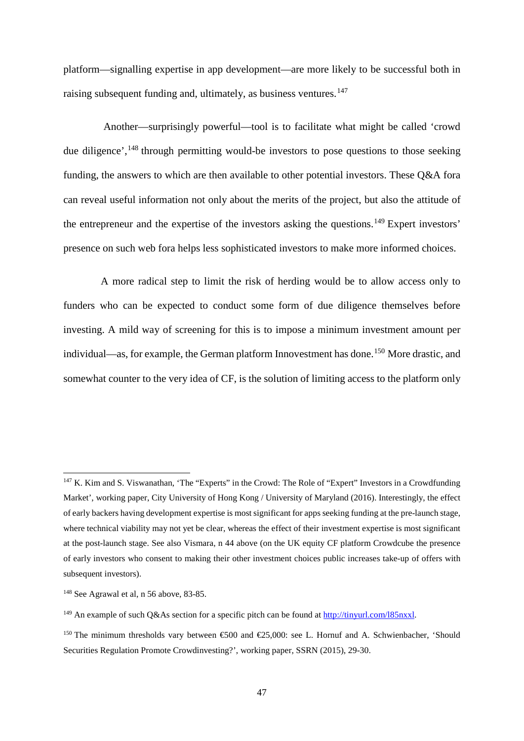platform—signalling expertise in app development—are more likely to be successful both in raising subsequent funding and, ultimately, as business ventures.[147]

Another—surprisingly powerful—tool is to facilitate what might be called 'crowd due diligence',[148] through permitting would-be investors to pose questions to those seeking funding, the answers to which are then available to other potential investors. These Q&A fora can reveal useful information not only about the merits of the project, but also the attitude of the entrepreneur and the expertise of the investors asking the questions.[149] Expert investors' presence on such web fora helps less sophisticated investors to make more informed choices.

A more radical step to limit the risk of herding would be to allow access only to funders who can be expected to conduct some form of due diligence themselves before investing. A mild way of screening for this is to impose a minimum investment amount per individual—as, for example, the German platform Innovestment has done.[150] More drastic, and somewhat counter to the very idea of CF, is the solution of limiting access to the platform only

---

[147] K. Kim and S. Viswanathan, 'The "Experts" in the Crowd: The Role of "Expert" Investors in a Crowdfunding Market', working paper, City University of Hong Kong / University of Maryland (2016). Interestingly, the effect of early backers having development expertise is most significant for apps seeking funding at the pre-launch stage, where technical viability may not yet be clear, whereas the effect of their investment expertise is most significant at the post-launch stage. See also Vismara, n 44 above (on the UK equity CF platform Crowdcube the presence of early investors who consent to making their other investment choices public increases take-up of offers with subsequent investors).

[148] See Agrawal et al, n 56 above, 83-85.

[149] An example of such Q&As section for a specific pitch can be found at [http://tinyurl.com/l85nxxl](http://tinyurl.com/l85nxxl).

[150] The minimum thresholds vary between €500 and €25,000: see L. Hornuf and A. Schwienbacher, 'Should Securities Regulation Promote Crowdinvesting?', working paper, SSRN (2015), 29-30.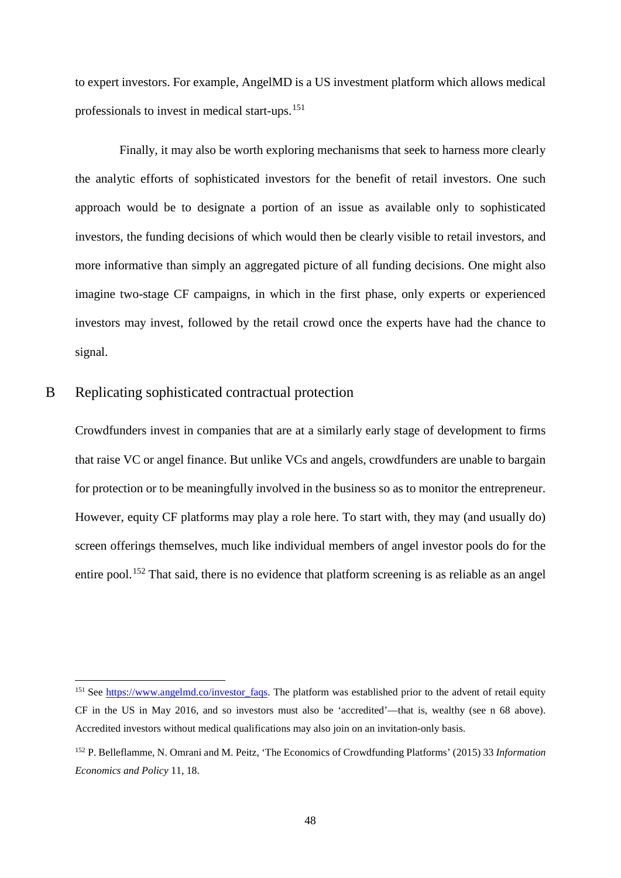to expert investors. For example, AngelMD is a US investment platform which allows medical professionals to invest in medical start-ups.[151]

Finally, it may also be worth exploring mechanisms that seek to harness more clearly the analytic efforts of sophisticated investors for the benefit of retail investors. One such approach would be to designate a portion of an issue as available only to sophisticated investors, the funding decisions of which would then be clearly visible to retail investors, and more informative than simply an aggregated picture of all funding decisions. One might also imagine two-stage CF campaigns, in which in the first phase, only experts or experienced investors may invest, followed by the retail crowd once the experts have had the chance to signal.

## B Replicating sophisticated contractual protection

Crowdfunders invest in companies that are at a similarly early stage of development to firms that raise VC or angel finance. But unlike VCs and angels, crowdfunders are unable to bargain for protection or to be meaningfully involved in the business so as to monitor the entrepreneur. However, equity CF platforms may play a role here. To start with, they may (and usually do) screen offerings themselves, much like individual members of angel investor pools do for the entire pool.[152] That said, there is no evidence that platform screening is as reliable as an angel

---

[151] See https://www.angelmd.co/investor_faqs. The platform was established prior to the advent of retail equity CF in the US in May 2016, and so investors must also be 'accredited'—that is, wealthy (see n 68 above). Accredited investors without medical qualifications may also join on an invitation-only basis.

[152] P. Belleflamme, N. Omrani and M. Peitz, 'The Economics of Crowdfunding Platforms' (2015) 33 *Information Economics and Policy* 11, 18.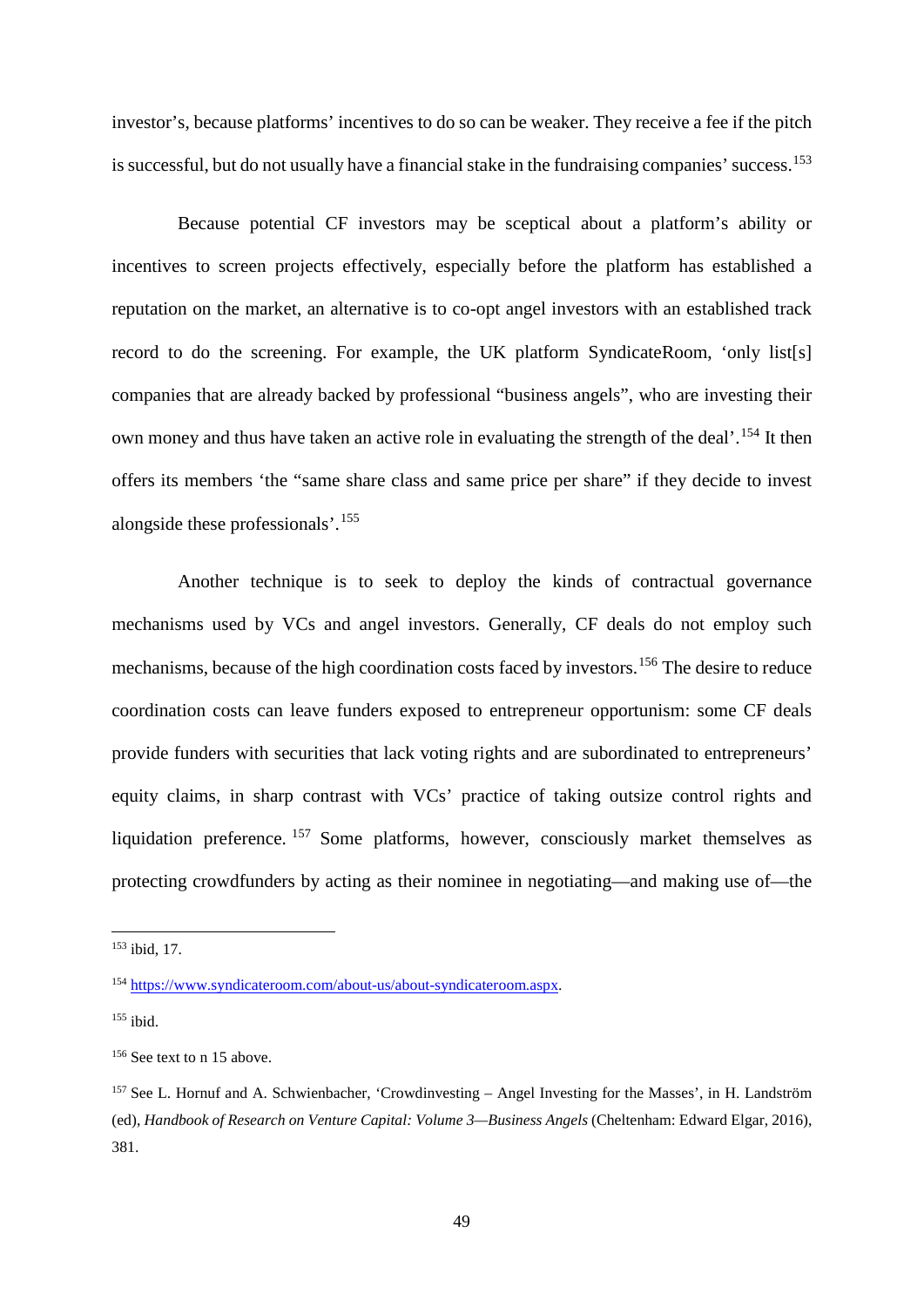investor's, because platforms' incentives to do so can be weaker. They receive a fee if the pitch is successful, but do not usually have a financial stake in the fundraising companies' success.[153]

Because potential CF investors may be sceptical about a platform's ability or incentives to screen projects effectively, especially before the platform has established a reputation on the market, an alternative is to co-opt angel investors with an established track record to do the screening. For example, the UK platform SyndicateRoom, 'only list[s] companies that are already backed by professional "business angels", who are investing their own money and thus have taken an active role in evaluating the strength of the deal'.[154] It then offers its members 'the "same share class and same price per share" if they decide to invest alongside these professionals'.[155]

Another technique is to seek to deploy the kinds of contractual governance mechanisms used by VCs and angel investors. Generally, CF deals do not employ such mechanisms, because of the high coordination costs faced by investors.[156] The desire to reduce coordination costs can leave funders exposed to entrepreneur opportunism: some CF deals provide funders with securities that lack voting rights and are subordinated to entrepreneurs' equity claims, in sharp contrast with VCs' practice of taking outsize control rights and liquidation preference.[157] Some platforms, however, consciously market themselves as protecting crowdfunders by acting as their nominee in negotiating—and making use of—the

---

[153] ibid, 17.

[154] https://www.syndicateroom.com/about-us/about-syndicateroom.aspx.

[155] ibid.

[156] See text to n 15 above.

[157] See L. Hornuf and A. Schwienbacher, 'Crowdinvesting – Angel Investing for the Masses', in H. Landström (ed), *Handbook of Research on Venture Capital: Volume 3—Business Angels* (Cheltenham: Edward Elgar, 2016), 381.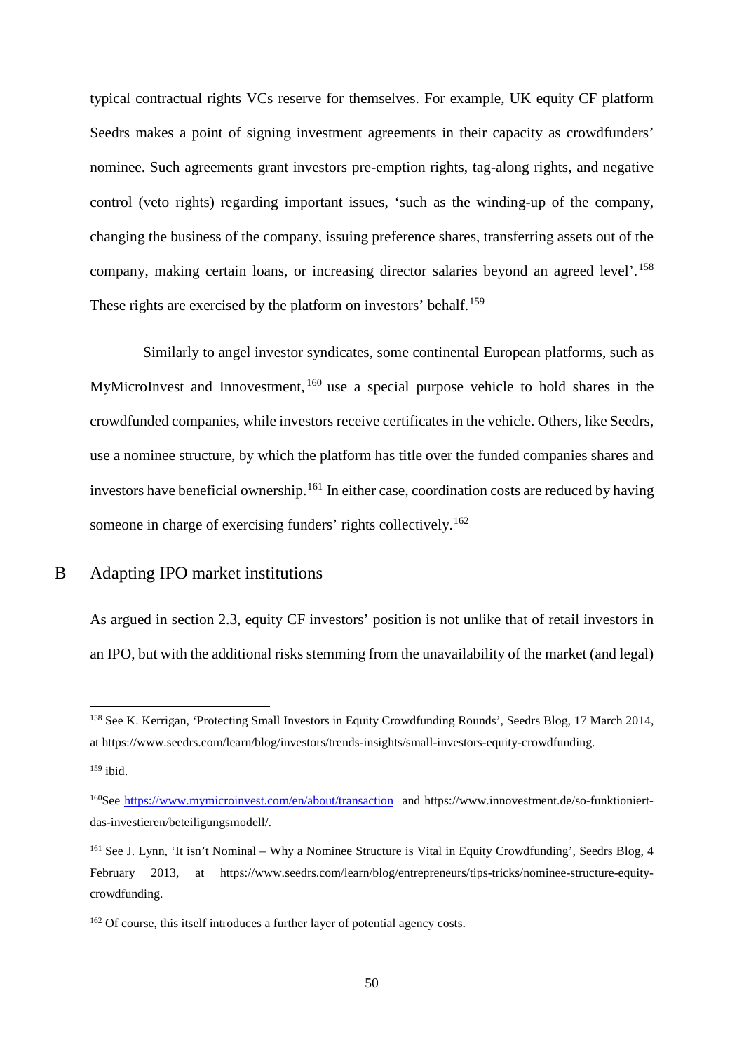typical contractual rights VCs reserve for themselves. For example, UK equity CF platform Seedrs makes a point of signing investment agreements in their capacity as crowdfunders' nominee. Such agreements grant investors pre-emption rights, tag-along rights, and negative control (veto rights) regarding important issues, 'such as the winding-up of the company, changing the business of the company, issuing preference shares, transferring assets out of the company, making certain loans, or increasing director salaries beyond an agreed level'.[158] These rights are exercised by the platform on investors' behalf.[159]

Similarly to angel investor syndicates, some continental European platforms, such as MyMicroInvest and Innovestment,[160] use a special purpose vehicle to hold shares in the crowdfunded companies, while investors receive certificates in the vehicle. Others, like Seedrs, use a nominee structure, by which the platform has title over the funded companies shares and investors have beneficial ownership.[161] In either case, coordination costs are reduced by having someone in charge of exercising funders' rights collectively.[162]

## B Adapting IPO market institutions

As argued in section 2.3, equity CF investors' position is not unlike that of retail investors in an IPO, but with the additional risks stemming from the unavailability of the market (and legal)

---

[158] See K. Kerrigan, 'Protecting Small Investors in Equity Crowdfunding Rounds', Seedrs Blog, 17 March 2014, at https://www.seedrs.com/learn/blog/investors/trends-insights/small-investors-equity-crowdfunding.

[159] ibid.

[160] See https://www.mymicroinvest.com/en/about/transaction and https://www.innovestment.de/so-funktioniert-das-investieren/beteiligungsmodell/.

[161] See J. Lynn, 'It isn't Nominal – Why a Nominee Structure is Vital in Equity Crowdfunding', Seedrs Blog, 4 February 2013, at https://www.seedrs.com/learn/blog/entrepreneurs/tips-tricks/nominee-structure-equity-crowdfunding.

[162] Of course, this itself introduces a further layer of potential agency costs.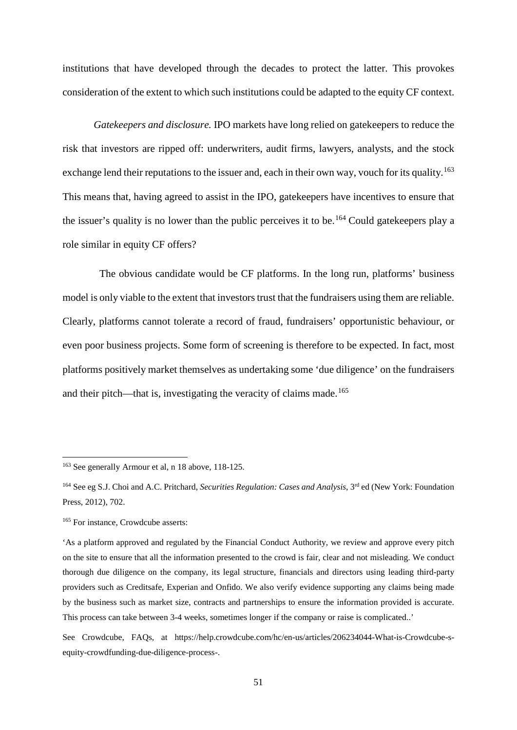institutions that have developed through the decades to protect the latter. This provokes consideration of the extent to which such institutions could be adapted to the equity CF context.

*Gatekeepers and disclosure.* IPO markets have long relied on gatekeepers to reduce the risk that investors are ripped off: underwriters, audit firms, lawyers, analysts, and the stock exchange lend their reputations to the issuer and, each in their own way, vouch for its quality.[163] This means that, having agreed to assist in the IPO, gatekeepers have incentives to ensure that the issuer's quality is no lower than the public perceives it to be.[164] Could gatekeepers play a role similar in equity CF offers?

The obvious candidate would be CF platforms. In the long run, platforms' business model is only viable to the extent that investors trust that the fundraisers using them are reliable. Clearly, platforms cannot tolerate a record of fraud, fundraisers' opportunistic behaviour, or even poor business projects. Some form of screening is therefore to be expected. In fact, most platforms positively market themselves as undertaking some 'due diligence' on the fundraisers and their pitch—that is, investigating the veracity of claims made.[165]

---

[163] See generally Armour et al, n 18 above, 118-125.

[164] See eg S.J. Choi and A.C. Pritchard, *Securities Regulation: Cases and Analysis*, 3rd ed (New York: Foundation Press, 2012), 702.

[165] For instance, Crowdcube asserts:

'As a platform approved and regulated by the Financial Conduct Authority, we review and approve every pitch on the site to ensure that all the information presented to the crowd is fair, clear and not misleading. We conduct thorough due diligence on the company, its legal structure, financials and directors using leading third-party providers such as Creditsafe, Experian and Onfido. We also verify evidence supporting any claims being made by the business such as market size, contracts and partnerships to ensure the information provided is accurate. This process can take between 3-4 weeks, sometimes longer if the company or raise is complicated..'

See Crowdcube, FAQs, at https://help.crowdcube.com/hc/en-us/articles/206234044-What-is-Crowdcube-s-equity-crowdfunding-due-diligence-process-.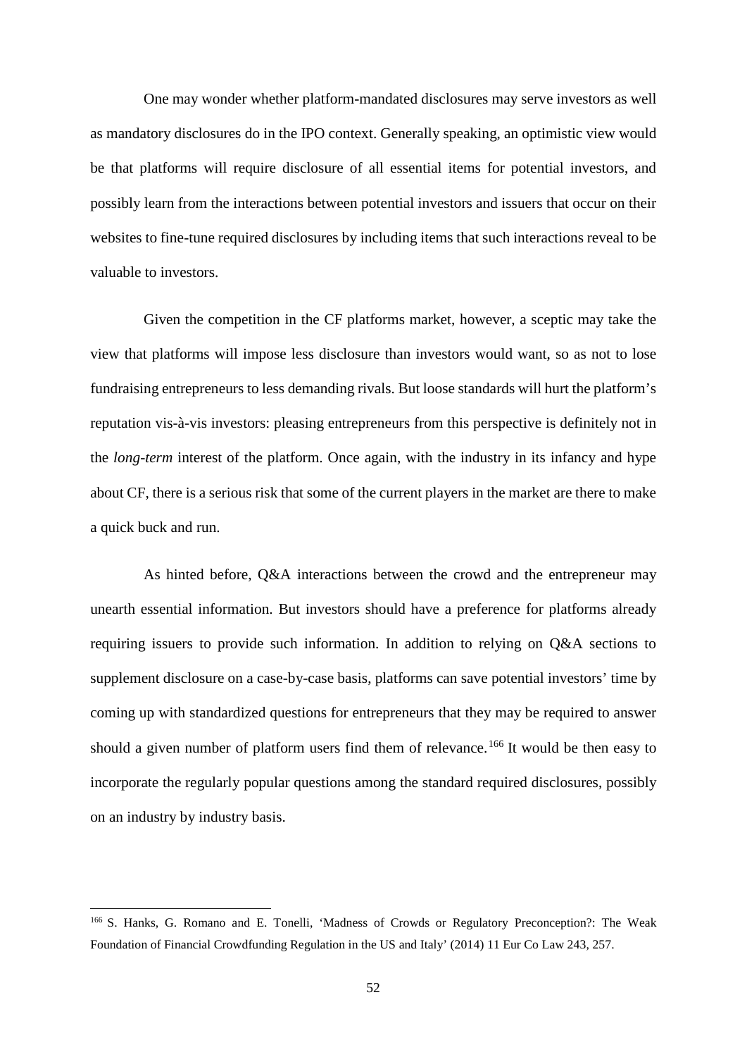One may wonder whether platform-mandated disclosures may serve investors as well as mandatory disclosures do in the IPO context. Generally speaking, an optimistic view would be that platforms will require disclosure of all essential items for potential investors, and possibly learn from the interactions between potential investors and issuers that occur on their websites to fine-tune required disclosures by including items that such interactions reveal to be valuable to investors.

Given the competition in the CF platforms market, however, a sceptic may take the view that platforms will impose less disclosure than investors would want, so as not to lose fundraising entrepreneurs to less demanding rivals. But loose standards will hurt the platform's reputation vis-à-vis investors: pleasing entrepreneurs from this perspective is definitely not in the *long-term* interest of the platform. Once again, with the industry in its infancy and hype about CF, there is a serious risk that some of the current players in the market are there to make a quick buck and run.

As hinted before, Q&A interactions between the crowd and the entrepreneur may unearth essential information. But investors should have a preference for platforms already requiring issuers to provide such information. In addition to relying on Q&A sections to supplement disclosure on a case-by-case basis, platforms can save potential investors' time by coming up with standardized questions for entrepreneurs that they may be required to answer should a given number of platform users find them of relevance.[166] It would be then easy to incorporate the regularly popular questions among the standard required disclosures, possibly on an industry by industry basis.

---

[166] S. Hanks, G. Romano and E. Tonelli, 'Madness of Crowds or Regulatory Preconception?: The Weak Foundation of Financial Crowdfunding Regulation in the US and Italy' (2014) 11 Eur Co Law 243, 257.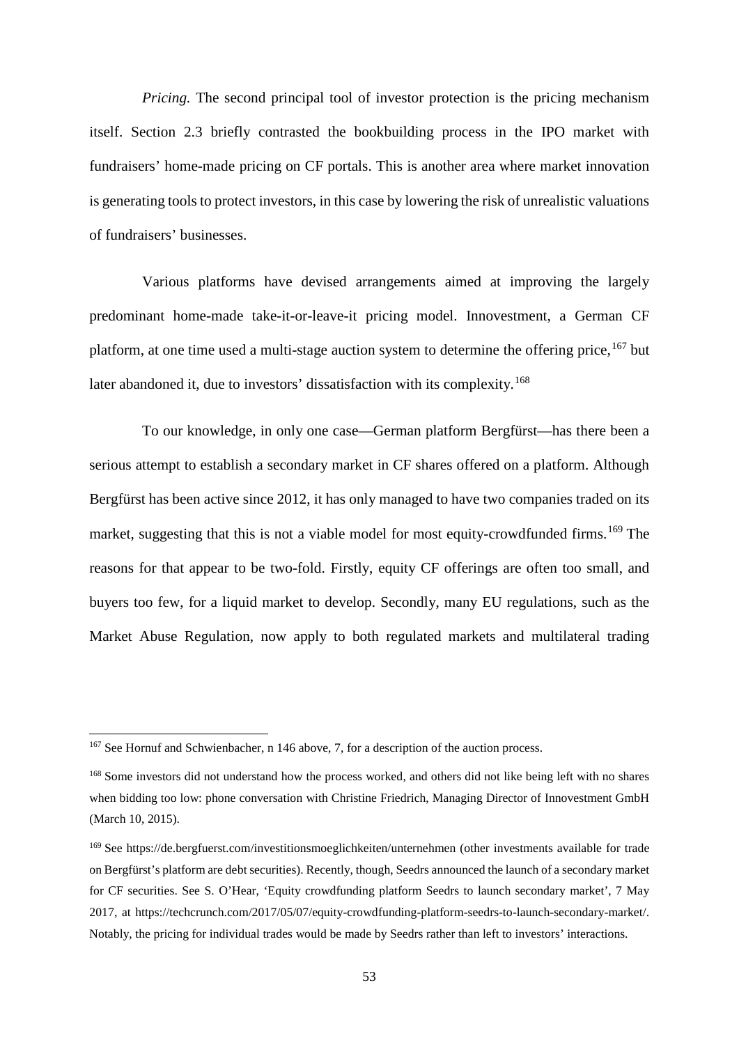*Pricing.* The second principal tool of investor protection is the pricing mechanism itself. Section 2.3 briefly contrasted the bookbuilding process in the IPO market with fundraisers' home-made pricing on CF portals. This is another area where market innovation is generating tools to protect investors, in this case by lowering the risk of unrealistic valuations of fundraisers' businesses.

Various platforms have devised arrangements aimed at improving the largely predominant home-made take-it-or-leave-it pricing model. Innovestment, a German CF platform, at one time used a multi-stage auction system to determine the offering price,[167] but later abandoned it, due to investors' dissatisfaction with its complexity.[168]

To our knowledge, in only one case—German platform Bergfürst—has there been a serious attempt to establish a secondary market in CF shares offered on a platform. Although Bergfürst has been active since 2012, it has only managed to have two companies traded on its market, suggesting that this is not a viable model for most equity-crowdfunded firms.[169] The reasons for that appear to be two-fold. Firstly, equity CF offerings are often too small, and buyers too few, for a liquid market to develop. Secondly, many EU regulations, such as the Market Abuse Regulation, now apply to both regulated markets and multilateral trading

---

[167] See Hornuf and Schwienbacher, n 146 above, 7, for a description of the auction process.

[168] Some investors did not understand how the process worked, and others did not like being left with no shares when bidding too low: phone conversation with Christine Friedrich, Managing Director of Innovestment GmbH (March 10, 2015).

[169] See https://de.bergfuerst.com/investitionsmoeglichkeiten/unternehmen (other investments available for trade on Bergfürst's platform are debt securities). Recently, though, Seedrs announced the launch of a secondary market for CF securities. See S. O'Hear, 'Equity crowdfunding platform Seedrs to launch secondary market', 7 May 2017, at https://techcrunch.com/2017/05/07/equity-crowdfunding-platform-seedrs-to-launch-secondary-market/. Notably, the pricing for individual trades would be made by Seedrs rather than left to investors' interactions.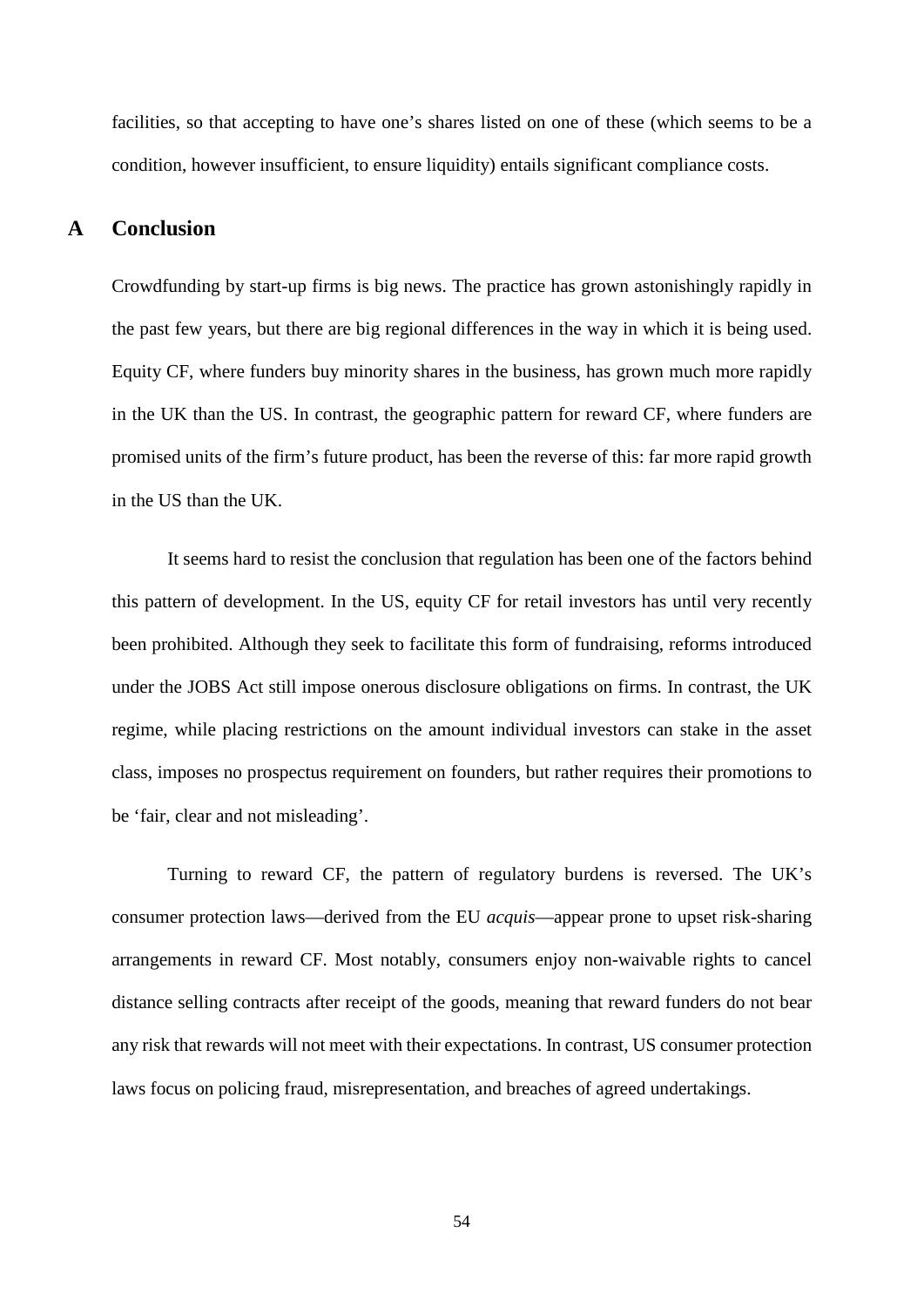facilities, so that accepting to have one's shares listed on one of these (which seems to be a condition, however insufficient, to ensure liquidity) entails significant compliance costs.

## A Conclusion

Crowdfunding by start-up firms is big news. The practice has grown astonishingly rapidly in the past few years, but there are big regional differences in the way in which it is being used. Equity CF, where funders buy minority shares in the business, has grown much more rapidly in the UK than the US. In contrast, the geographic pattern for reward CF, where funders are promised units of the firm's future product, has been the reverse of this: far more rapid growth in the US than the UK.

It seems hard to resist the conclusion that regulation has been one of the factors behind this pattern of development. In the US, equity CF for retail investors has until very recently been prohibited. Although they seek to facilitate this form of fundraising, reforms introduced under the JOBS Act still impose onerous disclosure obligations on firms. In contrast, the UK regime, while placing restrictions on the amount individual investors can stake in the asset class, imposes no prospectus requirement on founders, but rather requires their promotions to be 'fair, clear and not misleading'.

Turning to reward CF, the pattern of regulatory burdens is reversed. The UK's consumer protection laws—derived from the EU *acquis*—appear prone to upset risk-sharing arrangements in reward CF. Most notably, consumers enjoy non-waivable rights to cancel distance selling contracts after receipt of the goods, meaning that reward funders do not bear any risk that rewards will not meet with their expectations. In contrast, US consumer protection laws focus on policing fraud, misrepresentation, and breaches of agreed undertakings.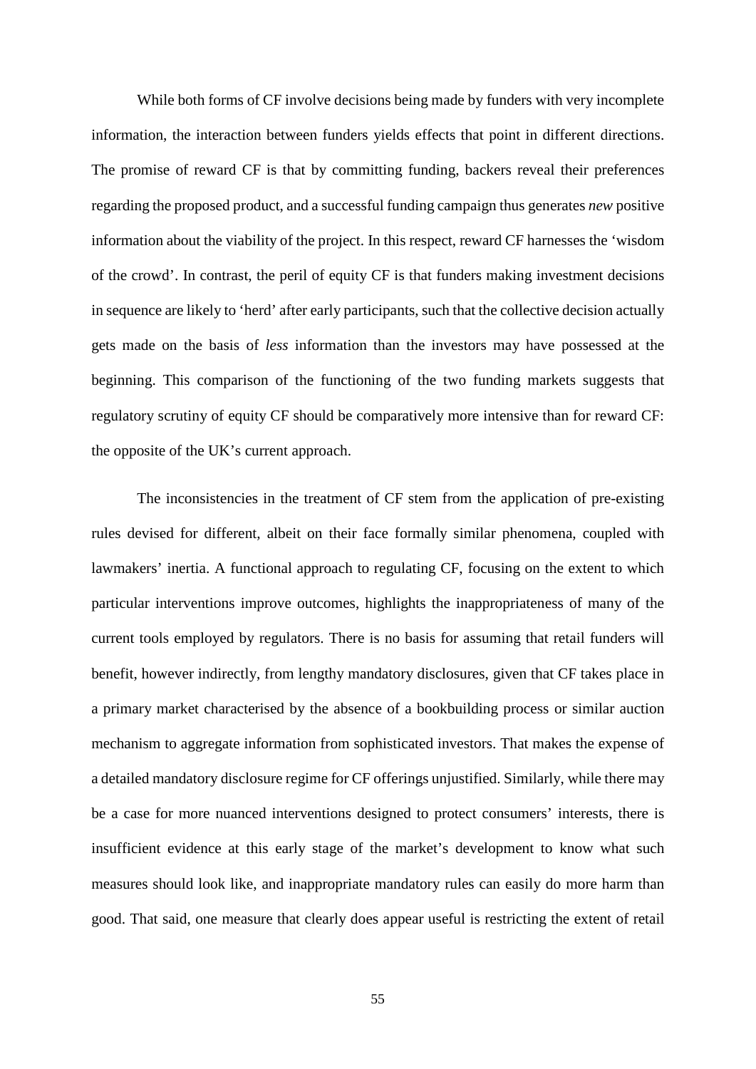While both forms of CF involve decisions being made by funders with very incomplete information, the interaction between funders yields effects that point in different directions. The promise of reward CF is that by committing funding, backers reveal their preferences regarding the proposed product, and a successful funding campaign thus generates *new* positive information about the viability of the project. In this respect, reward CF harnesses the 'wisdom of the crowd'. In contrast, the peril of equity CF is that funders making investment decisions in sequence are likely to 'herd' after early participants, such that the collective decision actually gets made on the basis of *less* information than the investors may have possessed at the beginning. This comparison of the functioning of the two funding markets suggests that regulatory scrutiny of equity CF should be comparatively more intensive than for reward CF: the opposite of the UK's current approach.

The inconsistencies in the treatment of CF stem from the application of pre-existing rules devised for different, albeit on their face formally similar phenomena, coupled with lawmakers' inertia. A functional approach to regulating CF, focusing on the extent to which particular interventions improve outcomes, highlights the inappropriateness of many of the current tools employed by regulators. There is no basis for assuming that retail funders will benefit, however indirectly, from lengthy mandatory disclosures, given that CF takes place in a primary market characterised by the absence of a bookbuilding process or similar auction mechanism to aggregate information from sophisticated investors. That makes the expense of a detailed mandatory disclosure regime for CF offerings unjustified. Similarly, while there may be a case for more nuanced interventions designed to protect consumers' interests, there is insufficient evidence at this early stage of the market's development to know what such measures should look like, and inappropriate mandatory rules can easily do more harm than good. That said, one measure that clearly does appear useful is restricting the extent of retail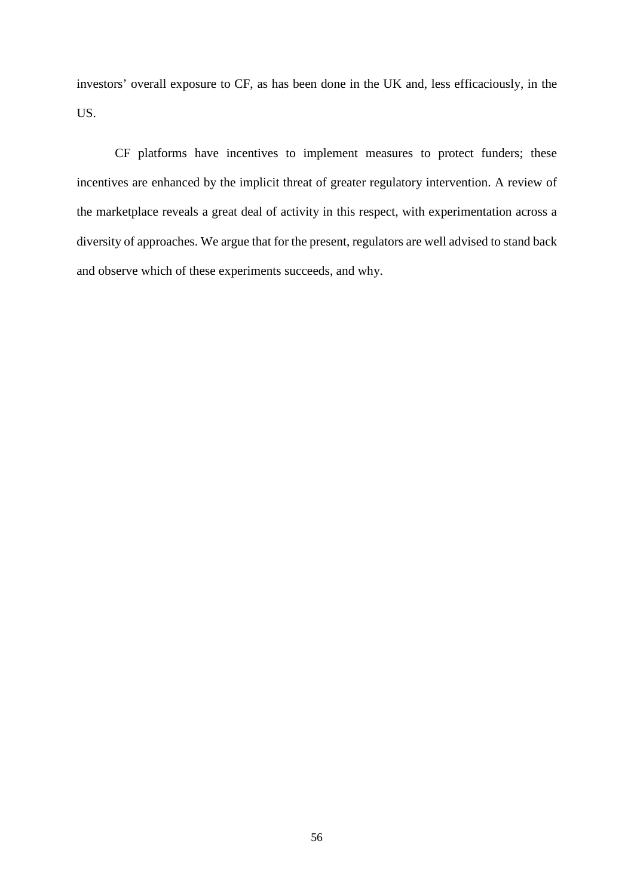investors' overall exposure to CF, as has been done in the UK and, less efficaciously, in the US.

CF platforms have incentives to implement measures to protect funders; these incentives are enhanced by the implicit threat of greater regulatory intervention. A review of the marketplace reveals a great deal of activity in this respect, with experimentation across a diversity of approaches. We argue that for the present, regulators are well advised to stand back and observe which of these experiments succeeds, and why.